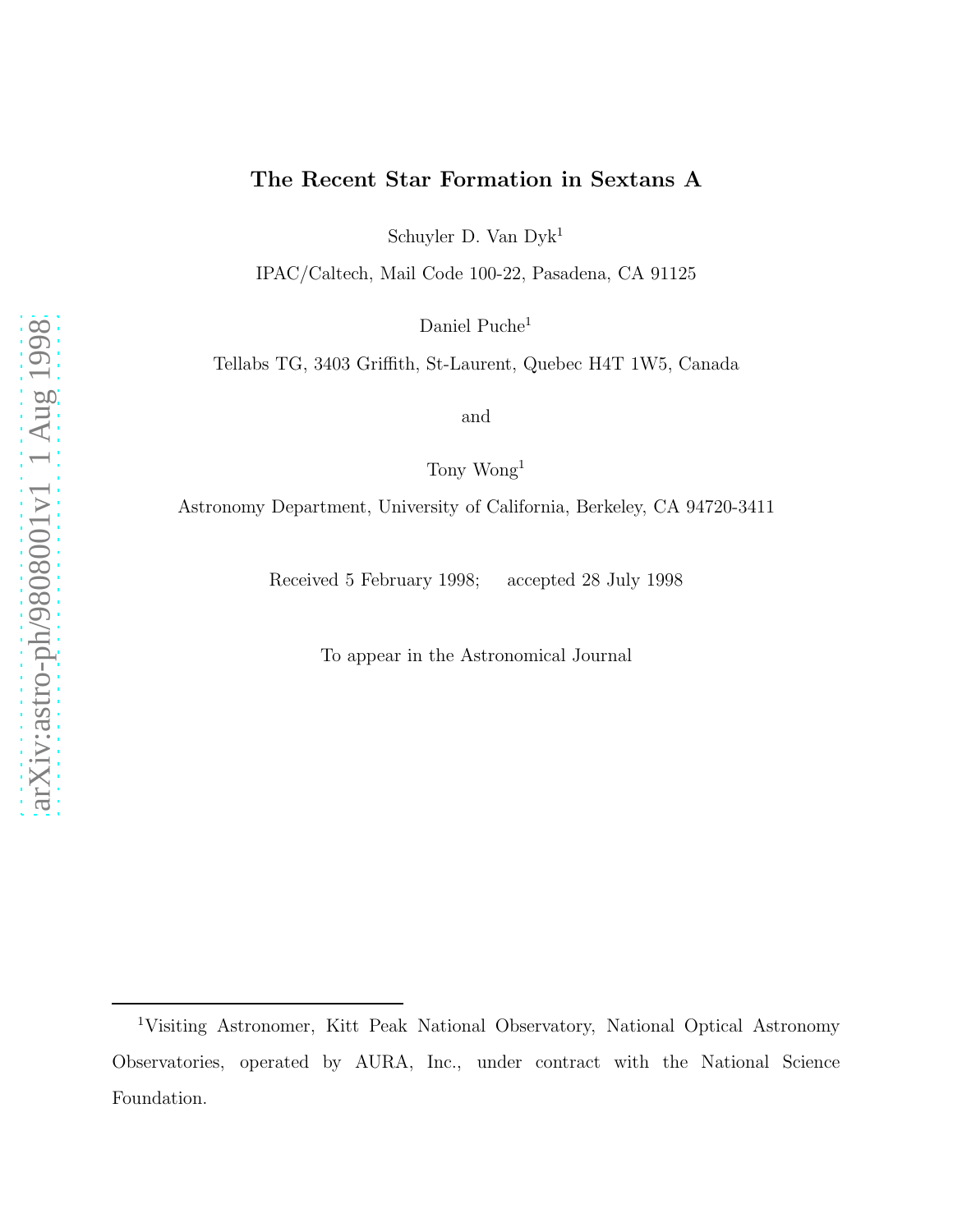# The Recent Star Formation in Sextans A

Schuyler D. Van Dyk[1]

IPAC/Caltech, Mail Code 100-22, Pasadena, CA 91125

Daniel Puche[1]

Tellabs TG, 3403 Griffith, St-Laurent, Quebec H4T 1W5, Canada

and

Tony Wong[1]

Astronomy Department, University of California, Berkeley, CA 94720-3411

Received 5 February 1998; accepted 28 July 1998

To appear in the Astronomical Journal

---

[1]Visiting Astronomer, Kitt Peak National Observatory, National Optical Astronomy Observatories, operated by AURA, Inc., under contract with the National Science Foundation.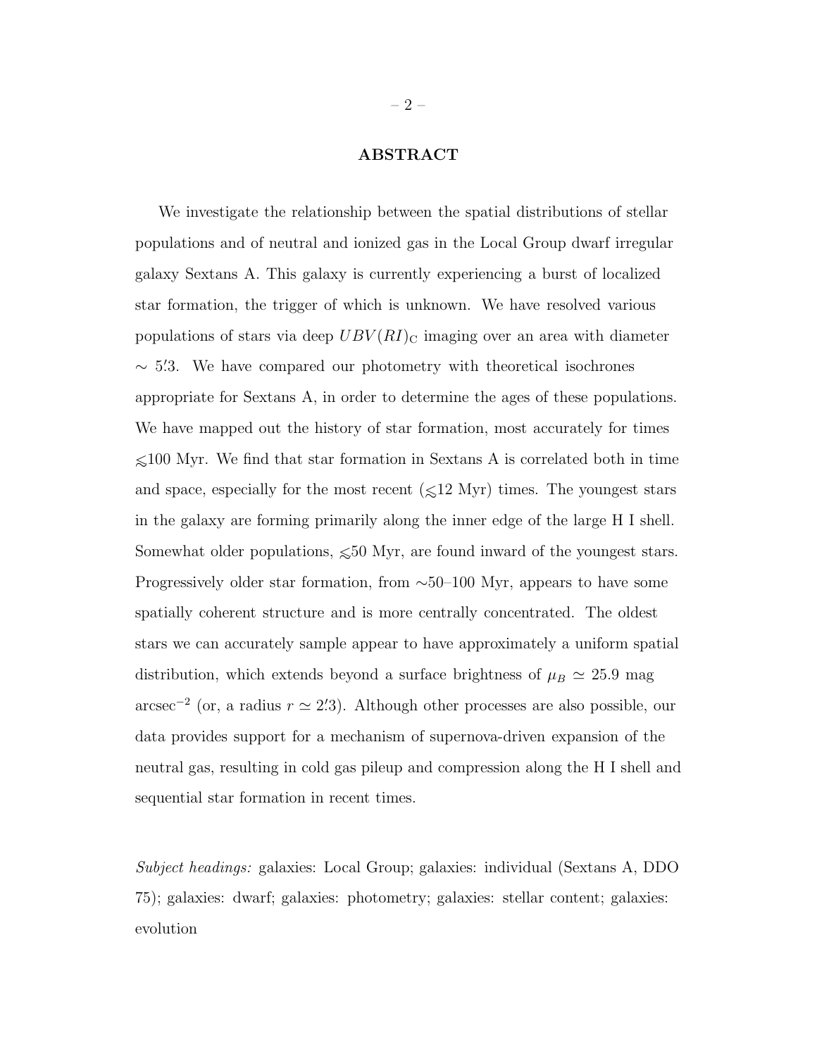## ABSTRACT

We investigate the relationship between the spatial distributions of stellar populations and of neutral and ionized gas in the Local Group dwarf irregular galaxy Sextans A. This galaxy is currently experiencing a burst of localized star formation, the trigger of which is unknown. We have resolved various populations of stars via deep $UBV(RI)_{\rm C}$ imaging over an area with diameter $\sim 5\farcm3$. We have compared our photometry with theoretical isochrones appropriate for Sextans A, in order to determine the ages of these populations. We have mapped out the history of star formation, most accurately for times $\lesssim$100 Myr. We find that star formation in Sextans A is correlated both in time and space, especially for the most recent ($\lesssim$12 Myr) times. The youngest stars in the galaxy are forming primarily along the inner edge of the large H I shell. Somewhat older populations, $\lesssim$50 Myr, are found inward of the youngest stars. Progressively older star formation, from $\sim$50–100 Myr, appears to have some spatially coherent structure and is more centrally concentrated. The oldest stars we can accurately sample appear to have approximately a uniform spatial distribution, which extends beyond a surface brightness of $\mu_B \simeq 25.9$ mag arcsec$^{-2}$ (or, a radius $r \simeq 2\farcm3$). Although other processes are also possible, our data provides support for a mechanism of supernova-driven expansion of the neutral gas, resulting in cold gas pileup and compression along the H I shell and sequential star formation in recent times.

*Subject headings:* galaxies: Local Group; galaxies: individual (Sextans A, DDO 75); galaxies: dwarf; galaxies: photometry; galaxies: stellar content; galaxies: evolution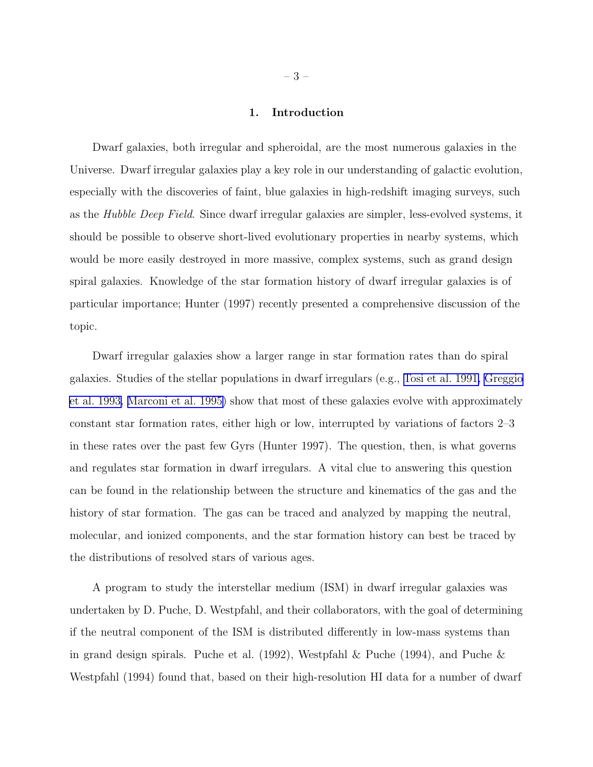## 1. Introduction

Dwarf galaxies, both irregular and spheroidal, are the most numerous galaxies in the Universe. Dwarf irregular galaxies play a key role in our understanding of galactic evolution, especially with the discoveries of faint, blue galaxies in high-redshift imaging surveys, such as the *Hubble Deep Field*. Since dwarf irregular galaxies are simpler, less-evolved systems, it should be possible to observe short-lived evolutionary properties in nearby systems, which would be more easily destroyed in more massive, complex systems, such as grand design spiral galaxies. Knowledge of the star formation history of dwarf irregular galaxies is of particular importance; Hunter (1997) recently presented a comprehensive discussion of the topic.

Dwarf irregular galaxies show a larger range in star formation rates than do spiral galaxies. Studies of the stellar populations in dwarf irregulars (e.g., Tosi et al. 1991, Greggio et al. 1993, Marconi et al. 1995) show that most of these galaxies evolve with approximately constant star formation rates, either high or low, interrupted by variations of factors 2–3 in these rates over the past few Gyrs (Hunter 1997). The question, then, is what governs and regulates star formation in dwarf irregulars. A vital clue to answering this question can be found in the relationship between the structure and kinematics of the gas and the history of star formation. The gas can be traced and analyzed by mapping the neutral, molecular, and ionized components, and the star formation history can best be traced by the distributions of resolved stars of various ages.

A program to study the interstellar medium (ISM) in dwarf irregular galaxies was undertaken by D. Puche, D. Westpfahl, and their collaborators, with the goal of determining if the neutral component of the ISM is distributed differently in low-mass systems than in grand design spirals. Puche et al. (1992), Westpfahl & Puche (1994), and Puche & Westpfahl (1994) found that, based on their high-resolution HI data for a number of dwarf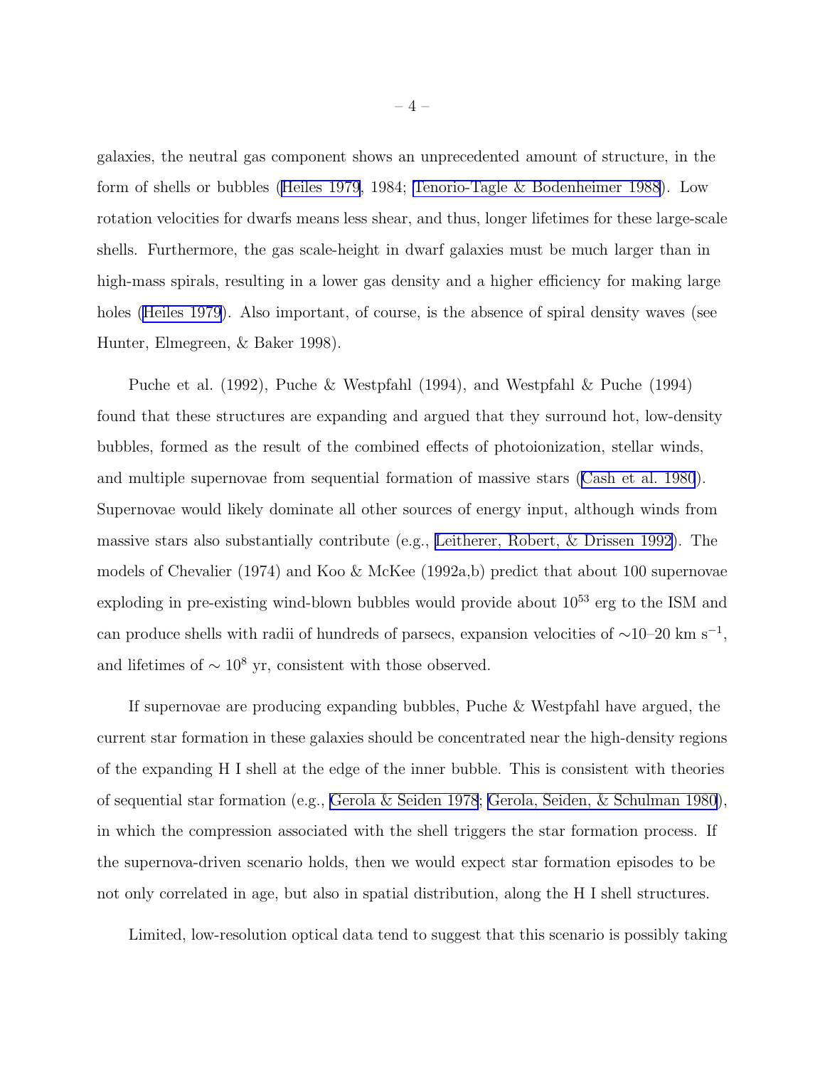galaxies, the neutral gas component shows an unprecedented amount of structure, in the form of shells or bubbles (Heiles 1979, 1984; Tenorio-Tagle & Bodenheimer 1988). Low rotation velocities for dwarfs means less shear, and thus, longer lifetimes for these large-scale shells. Furthermore, the gas scale-height in dwarf galaxies must be much larger than in high-mass spirals, resulting in a lower gas density and a higher efficiency for making large holes (Heiles 1979). Also important, of course, is the absence of spiral density waves (see Hunter, Elmegreen, & Baker 1998).

Puche et al. (1992), Puche & Westpfahl (1994), and Westpfahl & Puche (1994) found that these structures are expanding and argued that they surround hot, low-density bubbles, formed as the result of the combined effects of photoionization, stellar winds, and multiple supernovae from sequential formation of massive stars (Cash et al. 1980). Supernovae would likely dominate all other sources of energy input, although winds from massive stars also substantially contribute (e.g., Leitherer, Robert, & Drissen 1992). The models of Chevalier (1974) and Koo & McKee (1992a,b) predict that about 100 supernovae exploding in pre-existing wind-blown bubbles would provide about $10^{53}$ erg to the ISM and can produce shells with radii of hundreds of parsecs, expansion velocities of $\sim$10–20 km s$^{-1}$, and lifetimes of $\sim 10^8$ yr, consistent with those observed.

If supernovae are producing expanding bubbles, Puche & Westpfahl have argued, the current star formation in these galaxies should be concentrated near the high-density regions of the expanding H I shell at the edge of the inner bubble. This is consistent with theories of sequential star formation (e.g., Gerola & Seiden 1978; Gerola, Seiden, & Schulman 1980), in which the compression associated with the shell triggers the star formation process. If the supernova-driven scenario holds, then we would expect star formation episodes to be not only correlated in age, but also in spatial distribution, along the H I shell structures.

Limited, low-resolution optical data tend to suggest that this scenario is possibly taking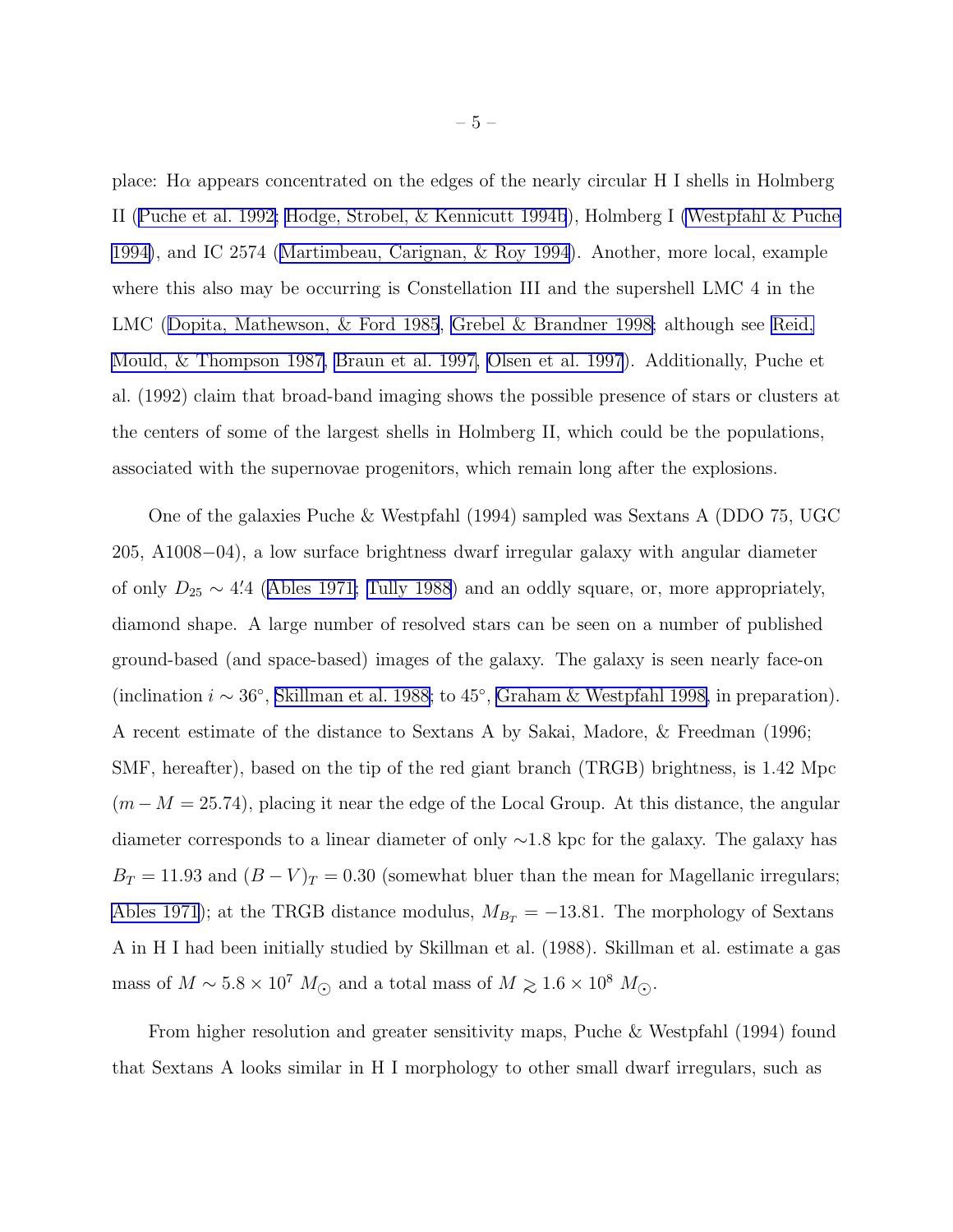place: Hα appears concentrated on the edges of the nearly circular H I shells in Holmberg II (Puche et al. 1992; Hodge, Strobel, & Kennicutt 1994b), Holmberg I (Westpfahl & Puche 1994), and IC 2574 (Martimbeau, Carignan, & Roy 1994). Another, more local, example where this also may be occurring is Constellation III and the supershell LMC 4 in the LMC (Dopita, Mathewson, & Ford 1985, Grebel & Brandner 1998; although see Reid, Mould, & Thompson 1987, Braun et al. 1997, Olsen et al. 1997). Additionally, Puche et al. (1992) claim that broad-band imaging shows the possible presence of stars or clusters at the centers of some of the largest shells in Holmberg II, which could be the populations, associated with the supernovae progenitors, which remain long after the explosions.

One of the galaxies Puche & Westpfahl (1994) sampled was Sextans A (DDO 75, UGC 205, A1008−04), a low surface brightness dwarf irregular galaxy with angular diameter of only $D_{25} \sim 4\farcm4$ (Ables 1971; Tully 1988) and an oddly square, or, more appropriately, diamond shape. A large number of resolved stars can be seen on a number of published ground-based (and space-based) images of the galaxy. The galaxy is seen nearly face-on (inclination $i \sim 36^\circ$, Skillman et al. 1988; to $45^\circ$, Graham & Westpfahl 1998, in preparation). A recent estimate of the distance to Sextans A by Sakai, Madore, & Freedman (1996; SMF, hereafter), based on the tip of the red giant branch (TRGB) brightness, is 1.42 Mpc ($m - M = 25.74$), placing it near the edge of the Local Group. At this distance, the angular diameter corresponds to a linear diameter of only ∼1.8 kpc for the galaxy. The galaxy has $B_T = 11.93$ and $(B - V)_T = 0.30$ (somewhat bluer than the mean for Magellanic irregulars; Ables 1971); at the TRGB distance modulus, $M_{B_T} = -13.81$. The morphology of Sextans A in H I had been initially studied by Skillman et al. (1988). Skillman et al. estimate a gas mass of $M \sim 5.8 \times 10^7\ M_\odot$ and a total mass of $M \gtrsim 1.6 \times 10^8\ M_\odot$.

From higher resolution and greater sensitivity maps, Puche & Westpfahl (1994) found that Sextans A looks similar in H I morphology to other small dwarf irregulars, such as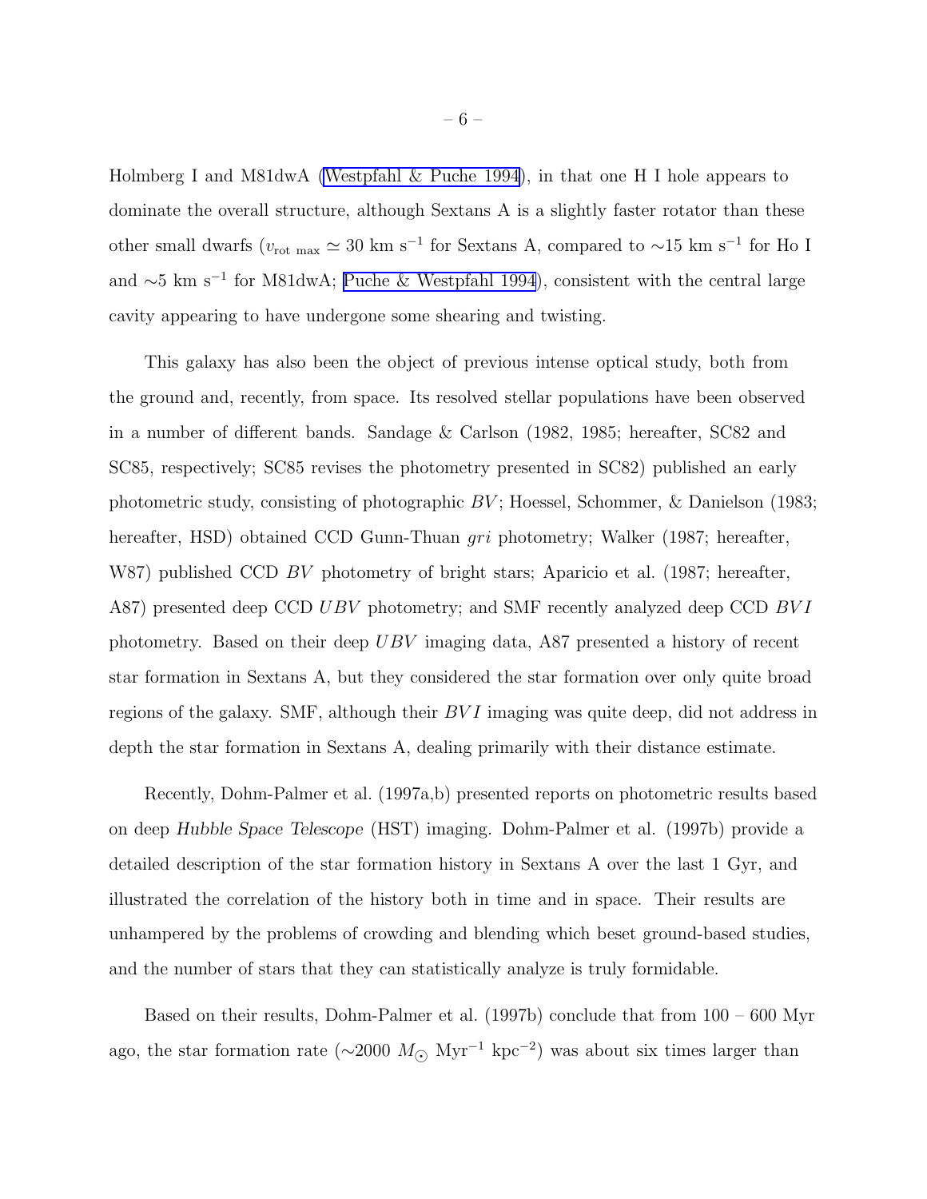Holmberg I and M81dwA (Westpfahl & Puche 1994), in that one H I hole appears to dominate the overall structure, although Sextans A is a slightly faster rotator than these other small dwarfs ($v_{\rm rot\ max} \simeq 30$ km s$^{-1}$ for Sextans A, compared to $\sim$15 km s$^{-1}$ for Ho I and $\sim$5 km s$^{-1}$ for M81dwA; Puche & Westpfahl 1994), consistent with the central large cavity appearing to have undergone some shearing and twisting.

This galaxy has also been the object of previous intense optical study, both from the ground and, recently, from space. Its resolved stellar populations have been observed in a number of different bands. Sandage & Carlson (1982, 1985; hereafter, SC82 and SC85, respectively; SC85 revises the photometry presented in SC82) published an early photometric study, consisting of photographic $BV$; Hoessel, Schommer, & Danielson (1983; hereafter, HSD) obtained CCD Gunn-Thuan $gri$ photometry; Walker (1987; hereafter, W87) published CCD $BV$ photometry of bright stars; Aparicio et al. (1987; hereafter, A87) presented deep CCD $UBV$ photometry; and SMF recently analyzed deep CCD $BVI$ photometry. Based on their deep $UBV$ imaging data, A87 presented a history of recent star formation in Sextans A, but they considered the star formation over only quite broad regions of the galaxy. SMF, although their $BVI$ imaging was quite deep, did not address in depth the star formation in Sextans A, dealing primarily with their distance estimate.

Recently, Dohm-Palmer et al. (1997a,b) presented reports on photometric results based on deep *Hubble Space Telescope* (HST) imaging. Dohm-Palmer et al. (1997b) provide a detailed description of the star formation history in Sextans A over the last 1 Gyr, and illustrated the correlation of the history both in time and in space. Their results are unhampered by the problems of crowding and blending which beset ground-based studies, and the number of stars that they can statistically analyze is truly formidable.

Based on their results, Dohm-Palmer et al. (1997b) conclude that from 100 – 600 Myr ago, the star formation rate ($\sim$2000 $M_{\odot}$ Myr$^{-1}$ kpc$^{-2}$) was about six times larger than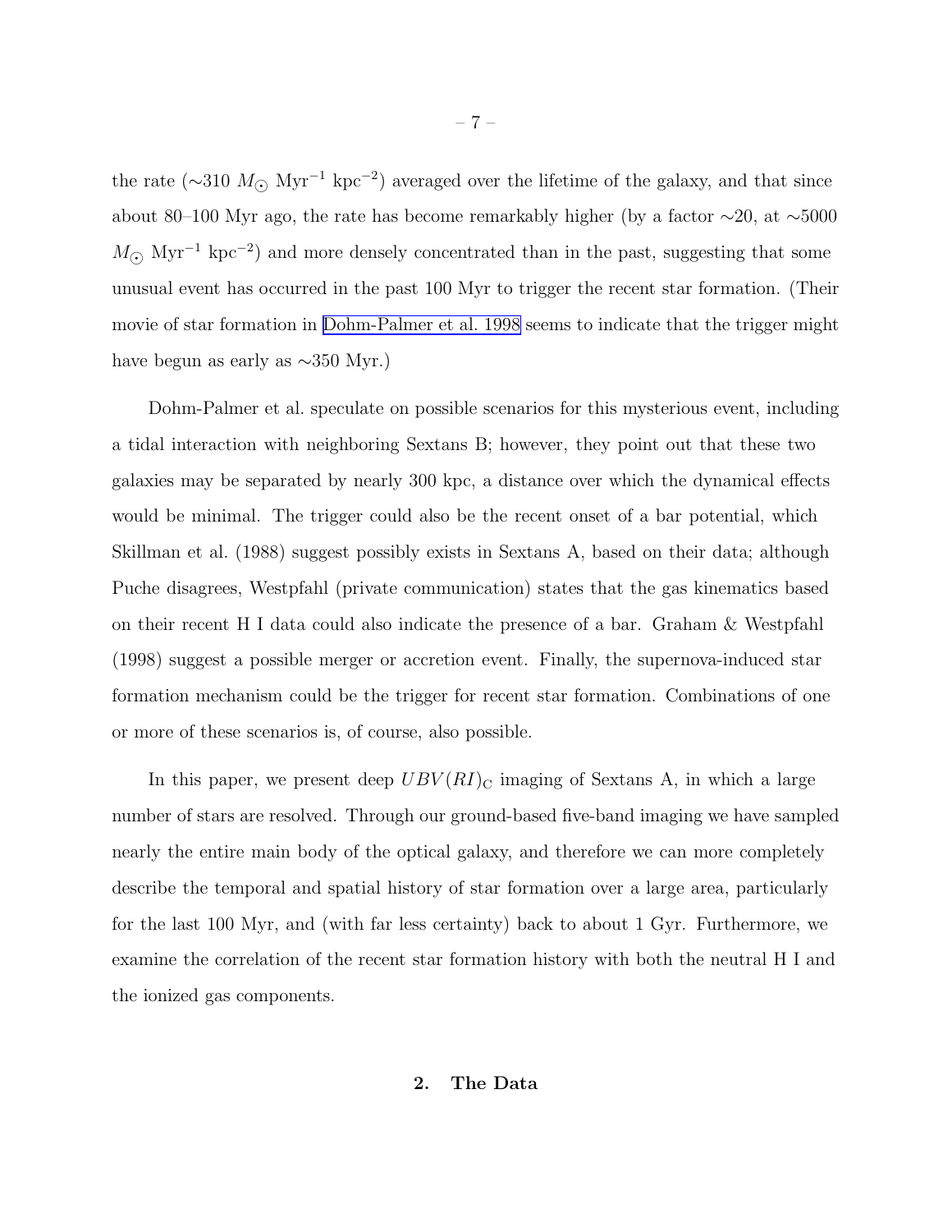the rate ($\sim$310 $M_{\odot}$ Myr$^{-1}$ kpc$^{-2}$) averaged over the lifetime of the galaxy, and that since about 80–100 Myr ago, the rate has become remarkably higher (by a factor $\sim$20, at $\sim$5000 $M_{\odot}$ Myr$^{-1}$ kpc$^{-2}$) and more densely concentrated than in the past, suggesting that some unusual event has occurred in the past 100 Myr to trigger the recent star formation. (Their movie of star formation in Dohm-Palmer et al. 1998 seems to indicate that the trigger might have begun as early as $\sim$350 Myr.)

Dohm-Palmer et al. speculate on possible scenarios for this mysterious event, including a tidal interaction with neighboring Sextans B; however, they point out that these two galaxies may be separated by nearly 300 kpc, a distance over which the dynamical effects would be minimal. The trigger could also be the recent onset of a bar potential, which Skillman et al. (1988) suggest possibly exists in Sextans A, based on their data; although Puche disagrees, Westpfahl (private communication) states that the gas kinematics based on their recent H I data could also indicate the presence of a bar. Graham & Westpfahl (1998) suggest a possible merger or accretion event. Finally, the supernova-induced star formation mechanism could be the trigger for recent star formation. Combinations of one or more of these scenarios is, of course, also possible.

In this paper, we present deep $UBV(RI)_{\rm C}$ imaging of Sextans A, in which a large number of stars are resolved. Through our ground-based five-band imaging we have sampled nearly the entire main body of the optical galaxy, and therefore we can more completely describe the temporal and spatial history of star formation over a large area, particularly for the last 100 Myr, and (with far less certainty) back to about 1 Gyr. Furthermore, we examine the correlation of the recent star formation history with both the neutral H I and the ionized gas components.

## 2. The Data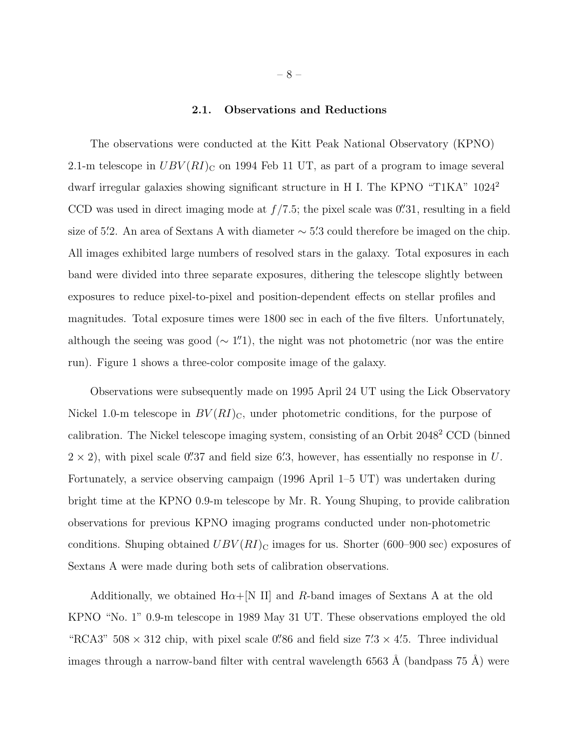### 2.1. Observations and Reductions

The observations were conducted at the Kitt Peak National Observatory (KPNO) 2.1-m telescope in $UBV(RI)_{\rm C}$ on 1994 Feb 11 UT, as part of a program to image several dwarf irregular galaxies showing significant structure in H I. The KPNO "T1KA" $1024^2$ CCD was used in direct imaging mode at $f/7.5$; the pixel scale was $0\farcs31$, resulting in a field size of $5\farcm2$. An area of Sextans A with diameter $\sim 5\farcm3$ could therefore be imaged on the chip. All images exhibited large numbers of resolved stars in the galaxy. Total exposures in each band were divided into three separate exposures, dithering the telescope slightly between exposures to reduce pixel-to-pixel and position-dependent effects on stellar profiles and magnitudes. Total exposure times were 1800 sec in each of the five filters. Unfortunately, although the seeing was good ($\sim 1\farcs1$), the night was not photometric (nor was the entire run). Figure 1 shows a three-color composite image of the galaxy.

Observations were subsequently made on 1995 April 24 UT using the Lick Observatory Nickel 1.0-m telescope in $BV(RI)_{\rm C}$, under photometric conditions, for the purpose of calibration. The Nickel telescope imaging system, consisting of an Orbit $2048^2$ CCD (binned $2 \times 2$), with pixel scale $0\farcs37$ and field size $6\farcm3$, however, has essentially no response in $U$. Fortunately, a service observing campaign (1996 April 1–5 UT) was undertaken during bright time at the KPNO 0.9-m telescope by Mr. R. Young Shuping, to provide calibration observations for previous KPNO imaging programs conducted under non-photometric conditions. Shuping obtained $UBV(RI)_{\rm C}$ images for us. Shorter (600–900 sec) exposures of Sextans A were made during both sets of calibration observations.

Additionally, we obtained H$\alpha$+[N II] and $R$-band images of Sextans A at the old KPNO "No. 1" 0.9-m telescope in 1989 May 31 UT. These observations employed the old "RCA3" $508 \times 312$ chip, with pixel scale $0\farcs86$ and field size $7\farcm3 \times 4\farcm5$. Three individual images through a narrow-band filter with central wavelength 6563 Å (bandpass 75 Å) were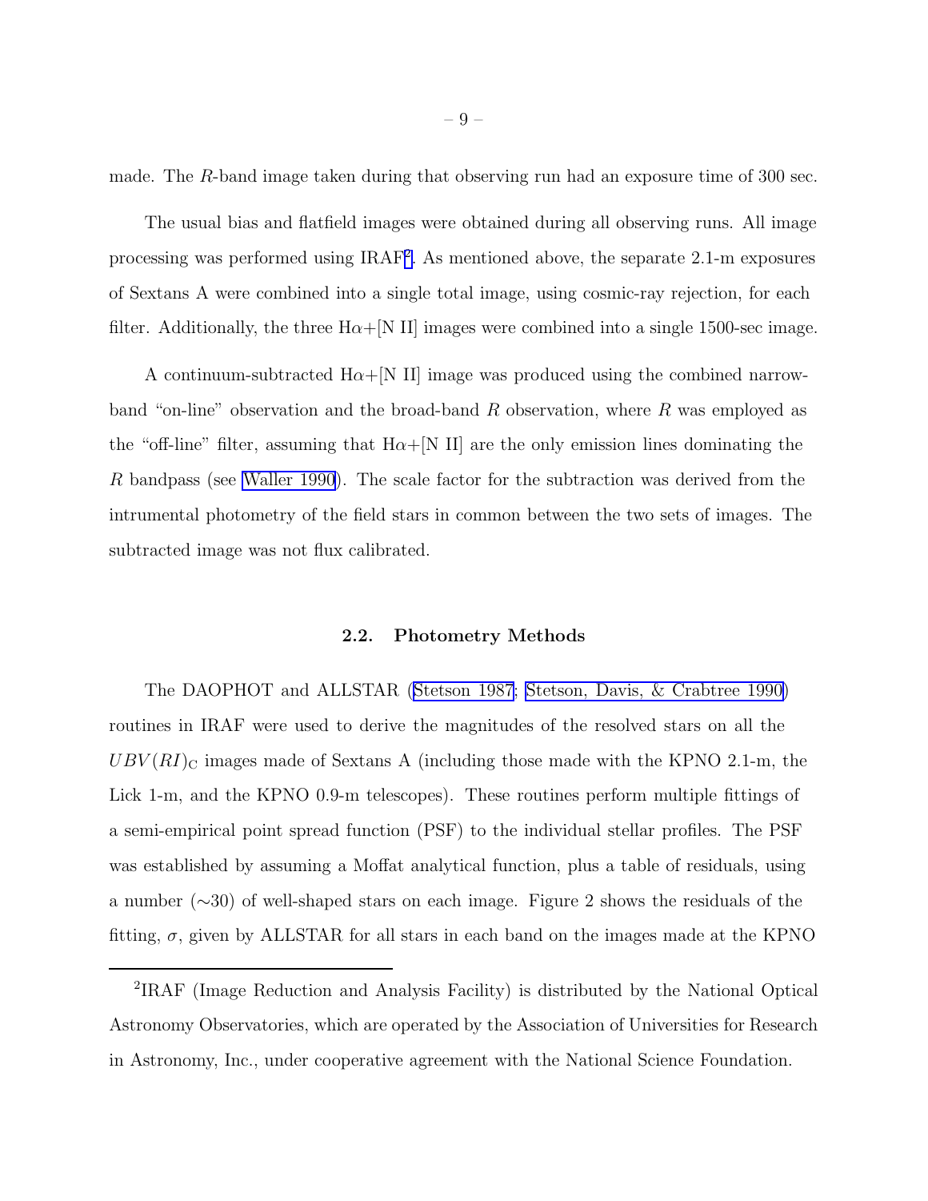made. The $R$-band image taken during that observing run had an exposure time of 300 sec.

The usual bias and flatfield images were obtained during all observing runs. All image processing was performed using IRAF[2]. As mentioned above, the separate 2.1-m exposures of Sextans A were combined into a single total image, using cosmic-ray rejection, for each filter. Additionally, the three H$\alpha$+[N II] images were combined into a single 1500-sec image.

A continuum-subtracted H$\alpha$+[N II] image was produced using the combined narrow-band "on-line" observation and the broad-band $R$ observation, where $R$ was employed as the "off-line" filter, assuming that H$\alpha$+[N II] are the only emission lines dominating the $R$ bandpass (see Waller 1990). The scale factor for the subtraction was derived from the intrumental photometry of the field stars in common between the two sets of images. The subtracted image was not flux calibrated.

### 2.2. Photometry Methods

The DAOPHOT and ALLSTAR (Stetson 1987; Stetson, Davis, & Crabtree 1990) routines in IRAF were used to derive the magnitudes of the resolved stars on all the $UBV(RI)_{\rm C}$ images made of Sextans A (including those made with the KPNO 2.1-m, the Lick 1-m, and the KPNO 0.9-m telescopes). These routines perform multiple fittings of a semi-empirical point spread function (PSF) to the individual stellar profiles. The PSF was established by assuming a Moffat analytical function, plus a table of residuals, using a number ($\sim$30) of well-shaped stars on each image. Figure 2 shows the residuals of the fitting, $\sigma$, given by ALLSTAR for all stars in each band on the images made at the KPNO

---

[2]IRAF (Image Reduction and Analysis Facility) is distributed by the National Optical Astronomy Observatories, which are operated by the Association of Universities for Research in Astronomy, Inc., under cooperative agreement with the National Science Foundation.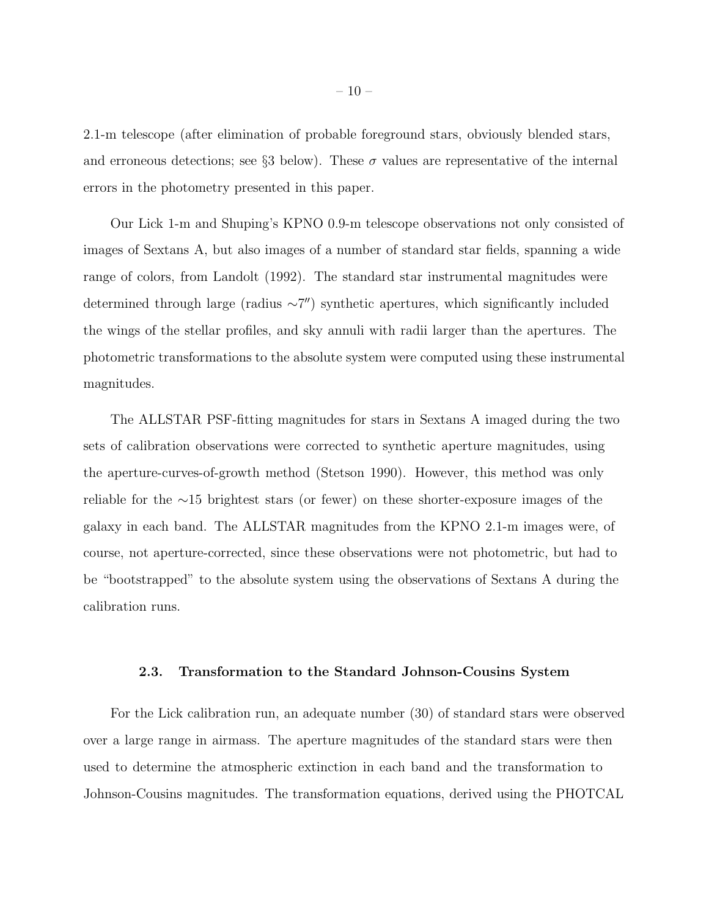2.1-m telescope (after elimination of probable foreground stars, obviously blended stars, and erroneous detections; see §3 below). These $\sigma$ values are representative of the internal errors in the photometry presented in this paper.

Our Lick 1-m and Shuping's KPNO 0.9-m telescope observations not only consisted of images of Sextans A, but also images of a number of standard star fields, spanning a wide range of colors, from Landolt (1992). The standard star instrumental magnitudes were determined through large (radius $\sim 7''$) synthetic apertures, which significantly included the wings of the stellar profiles, and sky annuli with radii larger than the apertures. The photometric transformations to the absolute system were computed using these instrumental magnitudes.

The ALLSTAR PSF-fitting magnitudes for stars in Sextans A imaged during the two sets of calibration observations were corrected to synthetic aperture magnitudes, using the aperture-curves-of-growth method (Stetson 1990). However, this method was only reliable for the $\sim$15 brightest stars (or fewer) on these shorter-exposure images of the galaxy in each band. The ALLSTAR magnitudes from the KPNO 2.1-m images were, of course, not aperture-corrected, since these observations were not photometric, but had to be "bootstrapped" to the absolute system using the observations of Sextans A during the calibration runs.

### 2.3. Transformation to the Standard Johnson-Cousins System

For the Lick calibration run, an adequate number (30) of standard stars were observed over a large range in airmass. The aperture magnitudes of the standard stars were then used to determine the atmospheric extinction in each band and the transformation to Johnson-Cousins magnitudes. The transformation equations, derived using the PHOTCAL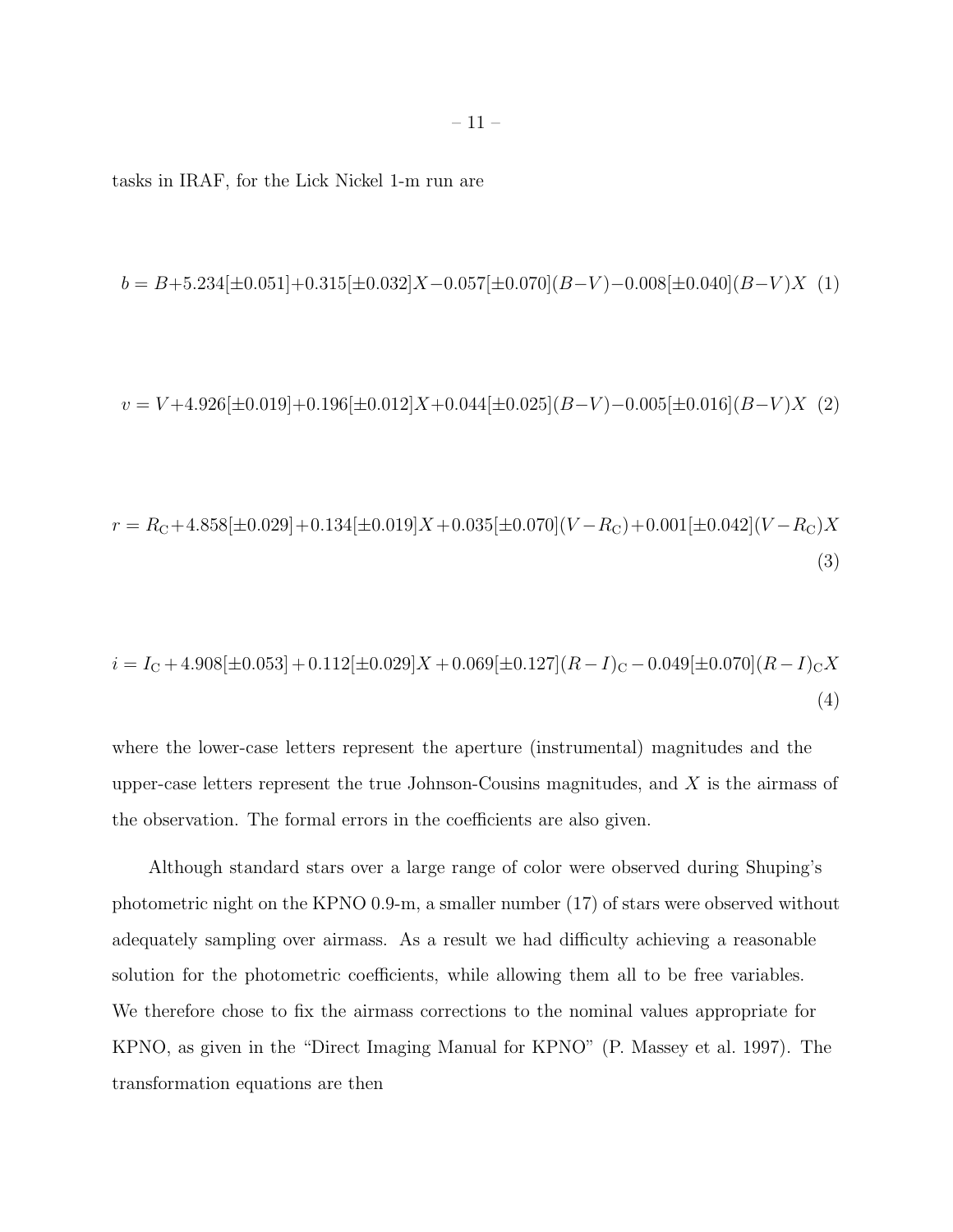tasks in IRAF, for the Lick Nickel 1-m run are

$$b = B + 5.234[\pm 0.051] + 0.315[\pm 0.032]X - 0.057[\pm 0.070](B-V) - 0.008[\pm 0.040](B-V)X \quad (1)$$

$$v = V + 4.926[\pm 0.019] + 0.196[\pm 0.012]X + 0.044[\pm 0.025](B-V) - 0.005[\pm 0.016](B-V)X \quad (2)$$

$$r = R_{\rm C} + 4.858[\pm 0.029] + 0.134[\pm 0.019]X + 0.035[\pm 0.070](V - R_{\rm C}) + 0.001[\pm 0.042](V - R_{\rm C})X \quad (3)$$

$$i = I_{\rm C} + 4.908[\pm 0.053] + 0.112[\pm 0.029]X + 0.069[\pm 0.127](R-I)_{\rm C} - 0.049[\pm 0.070](R-I)_{\rm C}X \quad (4)$$

where the lower-case letters represent the aperture (instrumental) magnitudes and the upper-case letters represent the true Johnson-Cousins magnitudes, and $X$ is the airmass of the observation. The formal errors in the coefficients are also given.

Although standard stars over a large range of color were observed during Shuping's photometric night on the KPNO 0.9-m, a smaller number (17) of stars were observed without adequately sampling over airmass. As a result we had difficulty achieving a reasonable solution for the photometric coefficients, while allowing them all to be free variables. We therefore chose to fix the airmass corrections to the nominal values appropriate for KPNO, as given in the "Direct Imaging Manual for KPNO" (P. Massey et al. 1997). The transformation equations are then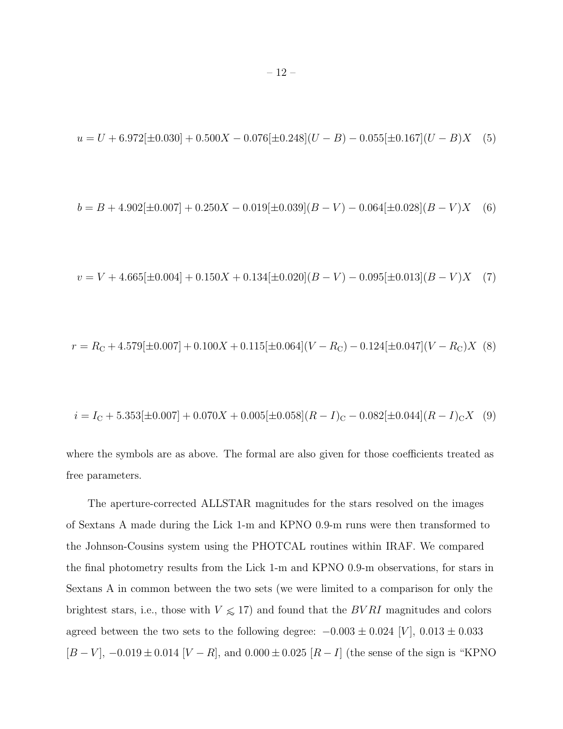$$u = U + 6.972[\pm 0.030] + 0.500X - 0.076[\pm 0.248](U - B) - 0.055[\pm 0.167](U - B)X \quad (5)$$

$$b = B + 4.902[\pm 0.007] + 0.250X - 0.019[\pm 0.039](B - V) - 0.064[\pm 0.028](B - V)X \quad (6)$$

$$v = V + 4.665[\pm 0.004] + 0.150X + 0.134[\pm 0.020](B - V) - 0.095[\pm 0.013](B - V)X \quad (7)$$

$$r = R_{\rm C} + 4.579[\pm 0.007] + 0.100X + 0.115[\pm 0.064](V - R_{\rm C}) - 0.124[\pm 0.047](V - R_{\rm C})X \quad (8)$$

$$i = I_{\rm C} + 5.353[\pm 0.007] + 0.070X + 0.005[\pm 0.058](R - I)_{\rm C} - 0.082[\pm 0.044](R - I)_{\rm C}X \quad (9)$$

where the symbols are as above. The formal are also given for those coefficients treated as free parameters.

The aperture-corrected ALLSTAR magnitudes for the stars resolved on the images of Sextans A made during the Lick 1-m and KPNO 0.9-m runs were then transformed to the Johnson-Cousins system using the PHOTCAL routines within IRAF. We compared the final photometry results from the Lick 1-m and KPNO 0.9-m observations, for stars in Sextans A in common between the two sets (we were limited to a comparison for only the brightest stars, i.e., those with $V \lesssim 17$) and found that the $BVRI$ magnitudes and colors agreed between the two sets to the following degree: $-0.003 \pm 0.024$ $[V]$, $0.013 \pm 0.033$ $[B - V]$, $-0.019 \pm 0.014$ $[V - R]$, and $0.000 \pm 0.025$ $[R - I]$ (the sense of the sign is "KPNO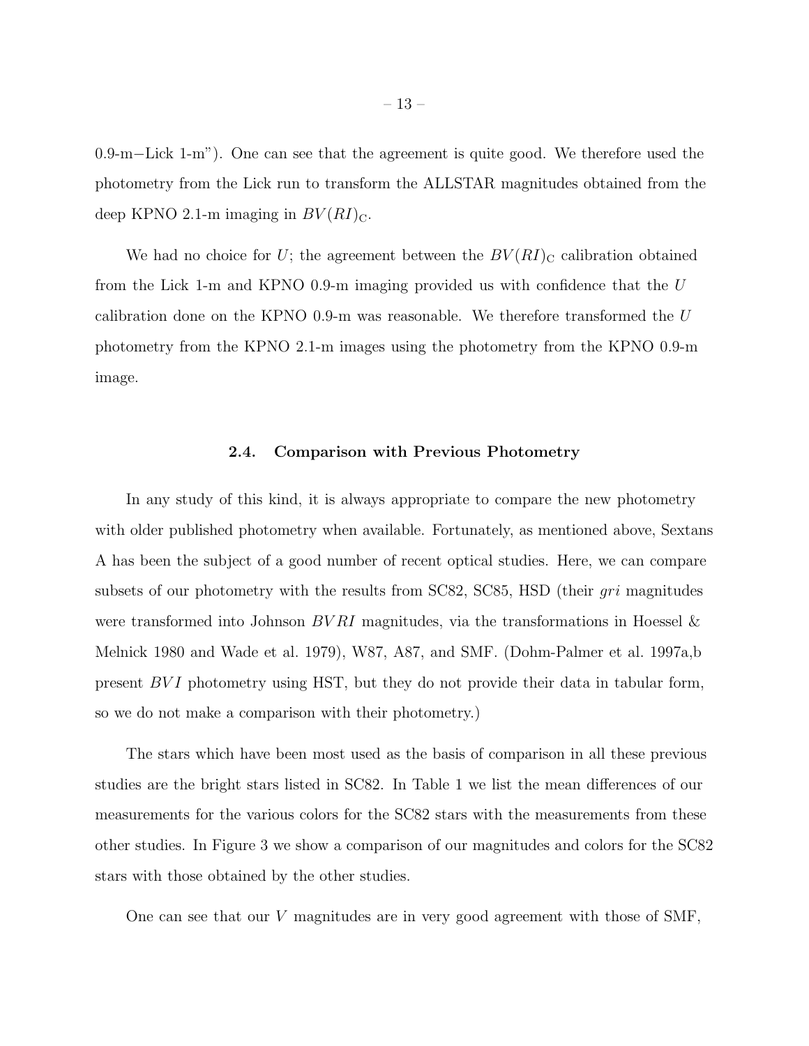0.9-m−Lick 1-m"). One can see that the agreement is quite good. We therefore used the photometry from the Lick run to transform the ALLSTAR magnitudes obtained from the deep KPNO 2.1-m imaging in $BV(RI)_{\rm C}$.

We had no choice for $U$; the agreement between the $BV(RI)_{\rm C}$ calibration obtained from the Lick 1-m and KPNO 0.9-m imaging provided us with confidence that the $U$ calibration done on the KPNO 0.9-m was reasonable. We therefore transformed the $U$ photometry from the KPNO 2.1-m images using the photometry from the KPNO 0.9-m image.

### 2.4. Comparison with Previous Photometry

In any study of this kind, it is always appropriate to compare the new photometry with older published photometry when available. Fortunately, as mentioned above, Sextans A has been the subject of a good number of recent optical studies. Here, we can compare subsets of our photometry with the results from SC82, SC85, HSD (their *gri* magnitudes were transformed into Johnson $BVRI$ magnitudes, via the transformations in Hoessel & Melnick 1980 and Wade et al. 1979), W87, A87, and SMF. (Dohm-Palmer et al. 1997a,b present $BVI$ photometry using HST, but they do not provide their data in tabular form, so we do not make a comparison with their photometry.)

The stars which have been most used as the basis of comparison in all these previous studies are the bright stars listed in SC82. In Table 1 we list the mean differences of our measurements for the various colors for the SC82 stars with the measurements from these other studies. In Figure 3 we show a comparison of our magnitudes and colors for the SC82 stars with those obtained by the other studies.

One can see that our $V$ magnitudes are in very good agreement with those of SMF,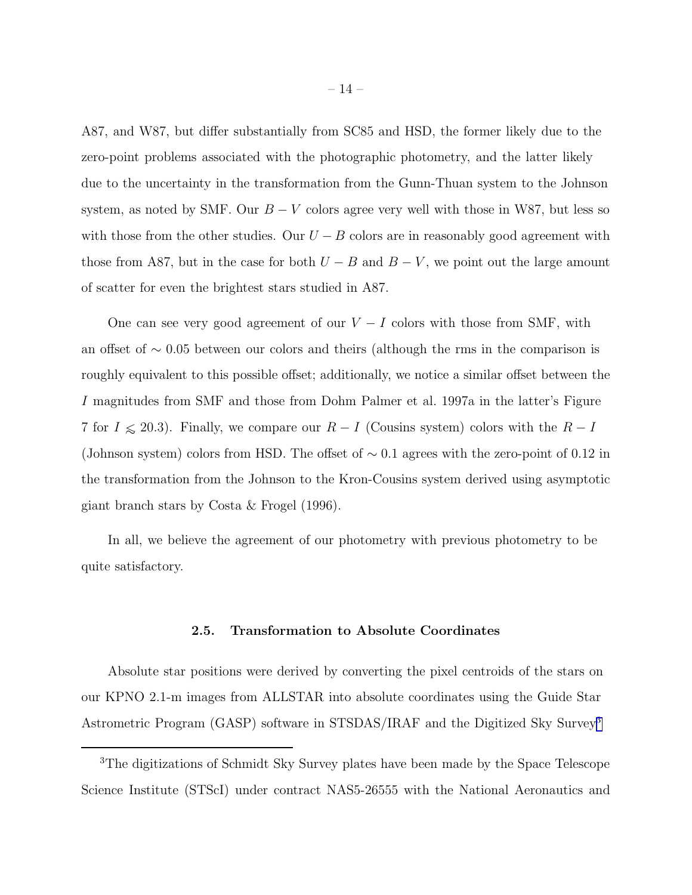A87, and W87, but differ substantially from SC85 and HSD, the former likely due to the zero-point problems associated with the photographic photometry, and the latter likely due to the uncertainty in the transformation from the Gunn-Thuan system to the Johnson system, as noted by SMF. Our $B-V$ colors agree very well with those in W87, but less so with those from the other studies. Our $U-B$ colors are in reasonably good agreement with those from A87, but in the case for both $U-B$ and $B-V$, we point out the large amount of scatter for even the brightest stars studied in A87.

One can see very good agreement of our $V-I$ colors with those from SMF, with an offset of $\sim 0.05$ between our colors and theirs (although the rms in the comparison is roughly equivalent to this possible offset; additionally, we notice a similar offset between the $I$ magnitudes from SMF and those from Dohm Palmer et al. 1997a in the latter's Figure 7 for $I \lesssim 20.3$). Finally, we compare our $R-I$ (Cousins system) colors with the $R-I$ (Johnson system) colors from HSD. The offset of $\sim 0.1$ agrees with the zero-point of 0.12 in the transformation from the Johnson to the Kron-Cousins system derived using asymptotic giant branch stars by Costa & Frogel (1996).

In all, we believe the agreement of our photometry with previous photometry to be quite satisfactory.

### 2.5. Transformation to Absolute Coordinates

Absolute star positions were derived by converting the pixel centroids of the stars on our KPNO 2.1-m images from ALLSTAR into absolute coordinates using the Guide Star Astrometric Program (GASP) software in STSDAS/IRAF and the Digitized Sky Survey[3]

[3]The digitizations of Schmidt Sky Survey plates have been made by the Space Telescope Science Institute (STScI) under contract NAS5-26555 with the National Aeronautics and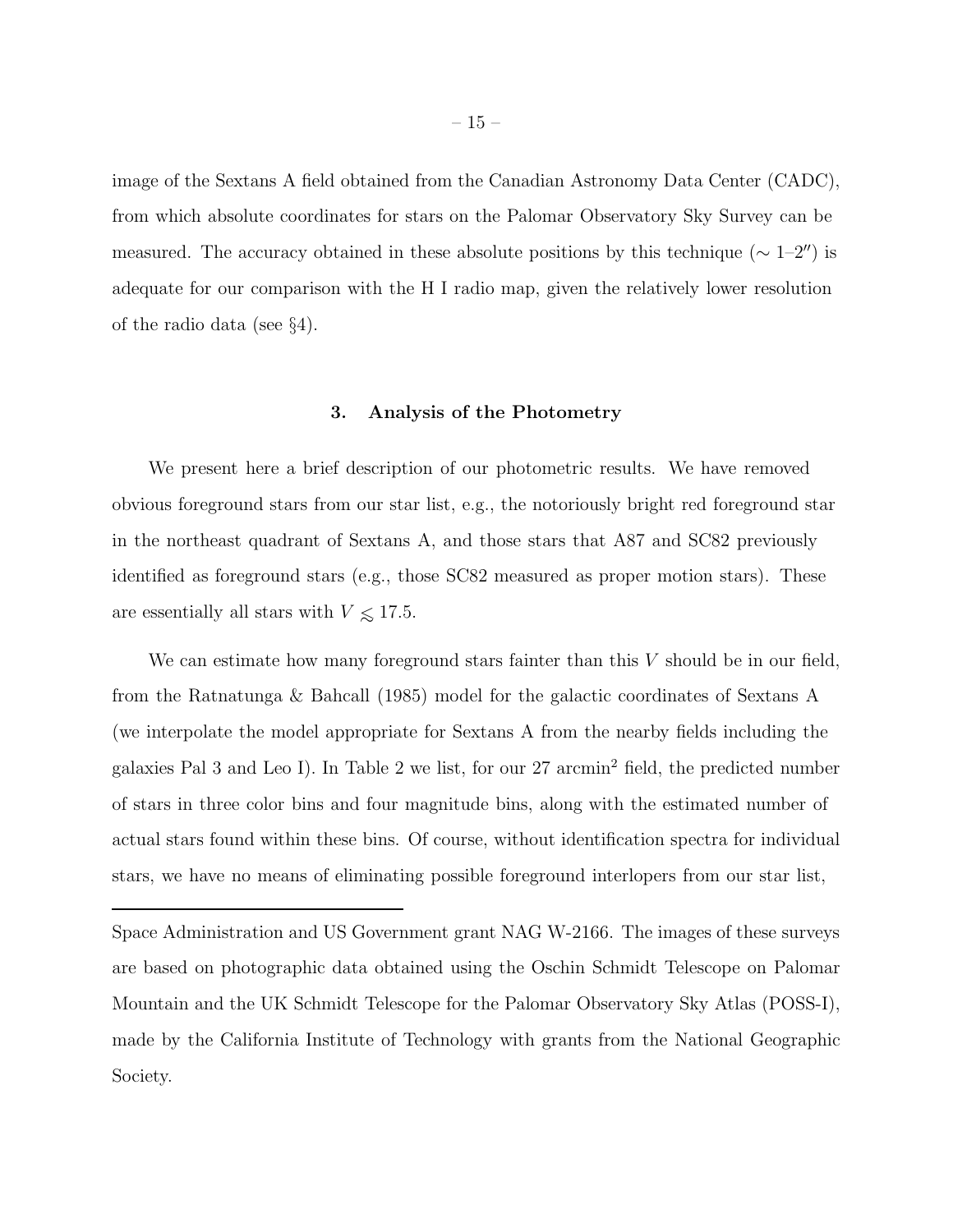image of the Sextans A field obtained from the Canadian Astronomy Data Center (CADC), from which absolute coordinates for stars on the Palomar Observatory Sky Survey can be measured. The accuracy obtained in these absolute positions by this technique ($\sim$ 1–2″) is adequate for our comparison with the H I radio map, given the relatively lower resolution of the radio data (see §4).

## 3. Analysis of the Photometry

We present here a brief description of our photometric results. We have removed obvious foreground stars from our star list, e.g., the notoriously bright red foreground star in the northeast quadrant of Sextans A, and those stars that A87 and SC82 previously identified as foreground stars (e.g., those SC82 measured as proper motion stars). These are essentially all stars with $V \lesssim 17.5$.

We can estimate how many foreground stars fainter than this $V$ should be in our field, from the Ratnatunga & Bahcall (1985) model for the galactic coordinates of Sextans A (we interpolate the model appropriate for Sextans A from the nearby fields including the galaxies Pal 3 and Leo I). In Table 2 we list, for our 27 arcmin$^2$ field, the predicted number of stars in three color bins and four magnitude bins, along with the estimated number of actual stars found within these bins. Of course, without identification spectra for individual stars, we have no means of eliminating possible foreground interlopers from our star list,

---

Space Administration and US Government grant NAG W-2166. The images of these surveys are based on photographic data obtained using the Oschin Schmidt Telescope on Palomar Mountain and the UK Schmidt Telescope for the Palomar Observatory Sky Atlas (POSS-I), made by the California Institute of Technology with grants from the National Geographic Society.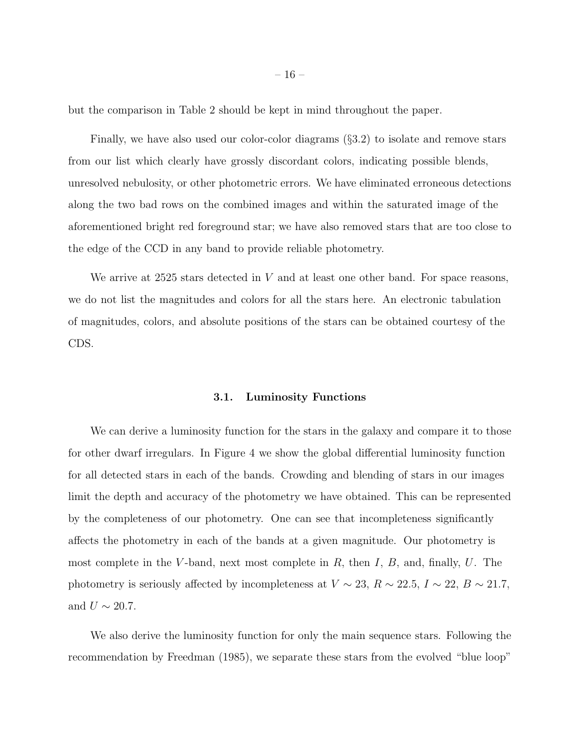but the comparison in Table 2 should be kept in mind throughout the paper.

Finally, we have also used our color-color diagrams (§3.2) to isolate and remove stars from our list which clearly have grossly discordant colors, indicating possible blends, unresolved nebulosity, or other photometric errors. We have eliminated erroneous detections along the two bad rows on the combined images and within the saturated image of the aforementioned bright red foreground star; we have also removed stars that are too close to the edge of the CCD in any band to provide reliable photometry.

We arrive at 2525 stars detected in $V$ and at least one other band. For space reasons, we do not list the magnitudes and colors for all the stars here. An electronic tabulation of magnitudes, colors, and absolute positions of the stars can be obtained courtesy of the CDS.

### 3.1. Luminosity Functions

We can derive a luminosity function for the stars in the galaxy and compare it to those for other dwarf irregulars. In Figure 4 we show the global differential luminosity function for all detected stars in each of the bands. Crowding and blending of stars in our images limit the depth and accuracy of the photometry we have obtained. This can be represented by the completeness of our photometry. One can see that incompleteness significantly affects the photometry in each of the bands at a given magnitude. Our photometry is most complete in the $V$-band, next most complete in $R$, then $I$, $B$, and, finally, $U$. The photometry is seriously affected by incompleteness at $V \sim 23$, $R \sim 22.5$, $I \sim 22$, $B \sim 21.7$, and $U \sim 20.7$.

We also derive the luminosity function for only the main sequence stars. Following the recommendation by Freedman (1985), we separate these stars from the evolved "blue loop"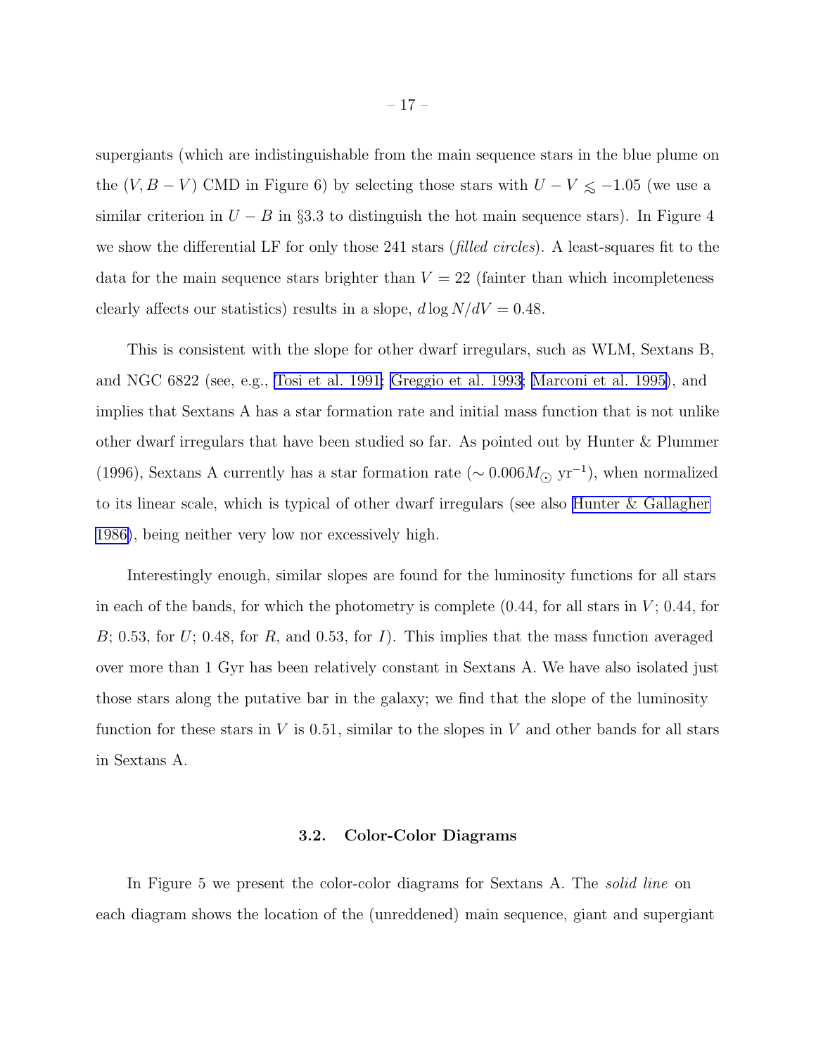supergiants (which are indistinguishable from the main sequence stars in the blue plume on the $(V, B-V)$ CMD in Figure 6) by selecting those stars with $U-V \lesssim -1.05$ (we use a similar criterion in $U-B$ in §3.3 to distinguish the hot main sequence stars). In Figure 4 we show the differential LF for only those 241 stars (*filled circles*). A least-squares fit to the data for the main sequence stars brighter than $V = 22$ (fainter than which incompleteness clearly affects our statistics) results in a slope, $d\log N/dV = 0.48$.

This is consistent with the slope for other dwarf irregulars, such as WLM, Sextans B, and NGC 6822 (see, e.g., Tosi et al. 1991; Greggio et al. 1993; Marconi et al. 1995), and implies that Sextans A has a star formation rate and initial mass function that is not unlike other dwarf irregulars that have been studied so far. As pointed out by Hunter & Plummer (1996), Sextans A currently has a star formation rate ($\sim 0.006 M_{\odot}$ yr$^{-1}$), when normalized to its linear scale, which is typical of other dwarf irregulars (see also Hunter & Gallagher 1986), being neither very low nor excessively high.

Interestingly enough, similar slopes are found for the luminosity functions for all stars in each of the bands, for which the photometry is complete (0.44, for all stars in $V$; 0.44, for $B$; 0.53, for $U$; 0.48, for $R$, and 0.53, for $I$). This implies that the mass function averaged over more than 1 Gyr has been relatively constant in Sextans A. We have also isolated just those stars along the putative bar in the galaxy; we find that the slope of the luminosity function for these stars in $V$ is 0.51, similar to the slopes in $V$ and other bands for all stars in Sextans A.

### 3.2. Color-Color Diagrams

In Figure 5 we present the color-color diagrams for Sextans A. The *solid line* on each diagram shows the location of the (unreddened) main sequence, giant and supergiant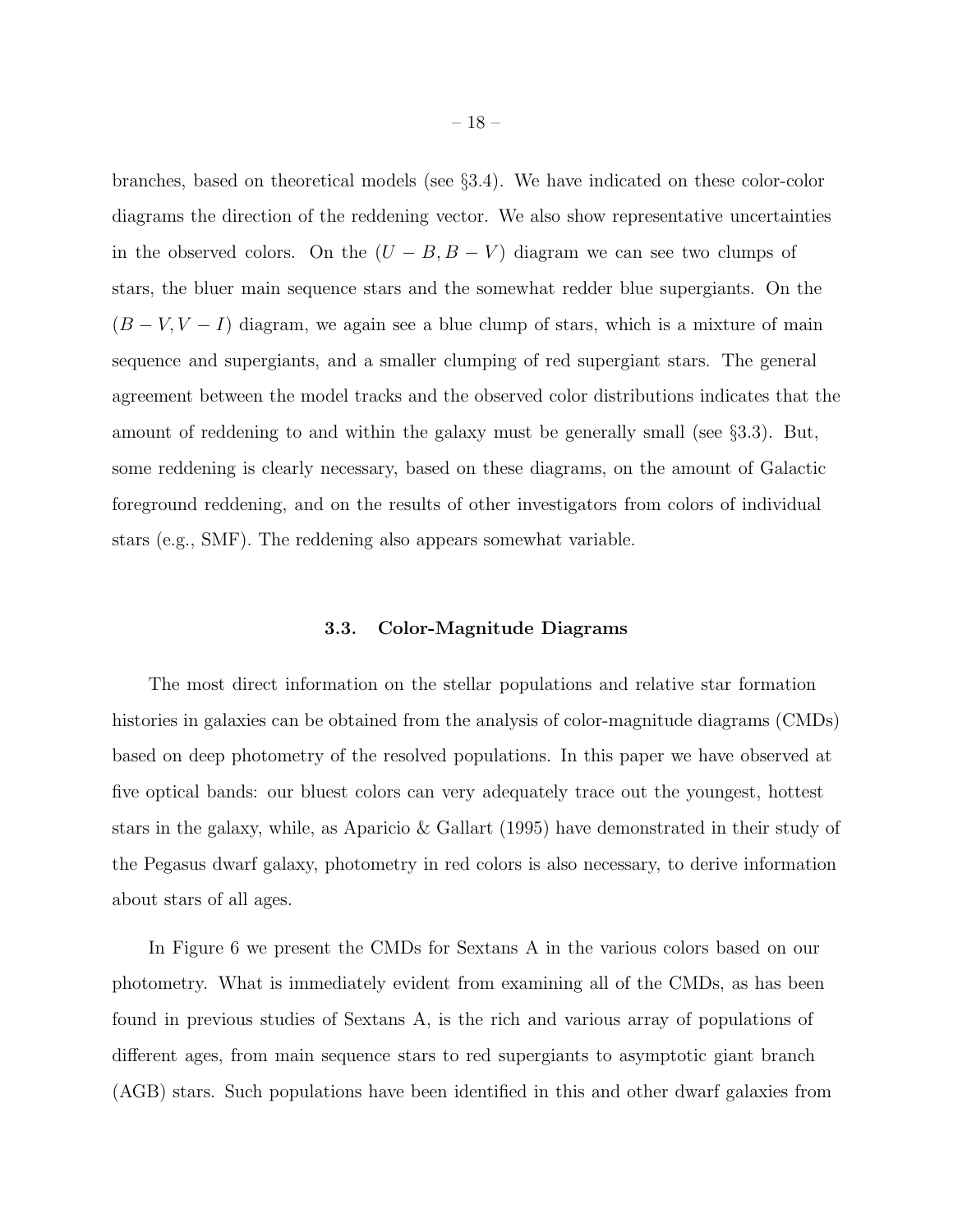branches, based on theoretical models (see §3.4). We have indicated on these color-color diagrams the direction of the reddening vector. We also show representative uncertainties in the observed colors. On the $(U-B, B-V)$ diagram we can see two clumps of stars, the bluer main sequence stars and the somewhat redder blue supergiants. On the $(B-V, V-I)$ diagram, we again see a blue clump of stars, which is a mixture of main sequence and supergiants, and a smaller clumping of red supergiant stars. The general agreement between the model tracks and the observed color distributions indicates that the amount of reddening to and within the galaxy must be generally small (see §3.3). But, some reddening is clearly necessary, based on these diagrams, on the amount of Galactic foreground reddening, and on the results of other investigators from colors of individual stars (e.g., SMF). The reddening also appears somewhat variable.

### 3.3. Color-Magnitude Diagrams

The most direct information on the stellar populations and relative star formation histories in galaxies can be obtained from the analysis of color-magnitude diagrams (CMDs) based on deep photometry of the resolved populations. In this paper we have observed at five optical bands: our bluest colors can very adequately trace out the youngest, hottest stars in the galaxy, while, as Aparicio & Gallart (1995) have demonstrated in their study of the Pegasus dwarf galaxy, photometry in red colors is also necessary, to derive information about stars of all ages.

In Figure 6 we present the CMDs for Sextans A in the various colors based on our photometry. What is immediately evident from examining all of the CMDs, as has been found in previous studies of Sextans A, is the rich and various array of populations of different ages, from main sequence stars to red supergiants to asymptotic giant branch (AGB) stars. Such populations have been identified in this and other dwarf galaxies from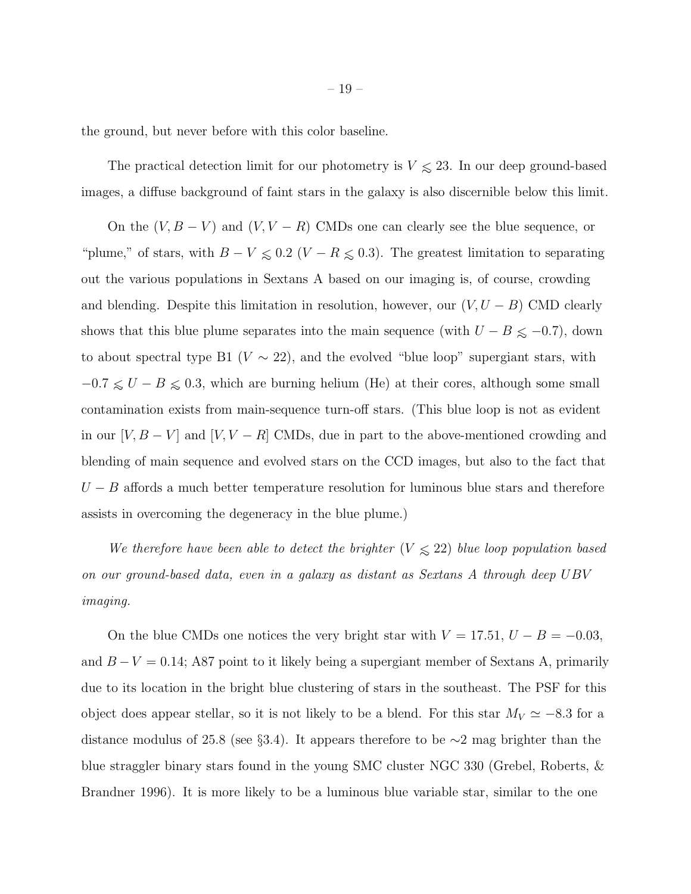the ground, but never before with this color baseline.

The practical detection limit for our photometry is $V \lesssim 23$. In our deep ground-based images, a diffuse background of faint stars in the galaxy is also discernible below this limit.

On the $(V, B-V)$ and $(V, V-R)$ CMDs one can clearly see the blue sequence, or "plume," of stars, with $B-V \lesssim 0.2$ ($V-R \lesssim 0.3$). The greatest limitation to separating out the various populations in Sextans A based on our imaging is, of course, crowding and blending. Despite this limitation in resolution, however, our $(V, U-B)$ CMD clearly shows that this blue plume separates into the main sequence (with $U-B \lesssim -0.7$), down to about spectral type B1 ($V \sim 22$), and the evolved "blue loop" supergiant stars, with $-0.7 \lesssim U-B \lesssim 0.3$, which are burning helium (He) at their cores, although some small contamination exists from main-sequence turn-off stars. (This blue loop is not as evident in our $[V, B-V]$ and $[V, V-R]$ CMDs, due in part to the above-mentioned crowding and blending of main sequence and evolved stars on the CCD images, but also to the fact that $U-B$ affords a much better temperature resolution for luminous blue stars and therefore assists in overcoming the degeneracy in the blue plume.)

*We therefore have been able to detect the brighter ($V \lesssim 22$) blue loop population based on our ground-based data, even in a galaxy as distant as Sextans A through deep UBV imaging.*

On the blue CMDs one notices the very bright star with $V = 17.51$, $U-B = -0.03$, and $B-V = 0.14$; A87 point to it likely being a supergiant member of Sextans A, primarily due to its location in the bright blue clustering of stars in the southeast. The PSF for this object does appear stellar, so it is not likely to be a blend. For this star $M_V \simeq -8.3$ for a distance modulus of 25.8 (see §3.4). It appears therefore to be ∼2 mag brighter than the blue straggler binary stars found in the young SMC cluster NGC 330 (Grebel, Roberts, & Brandner 1996). It is more likely to be a luminous blue variable star, similar to the one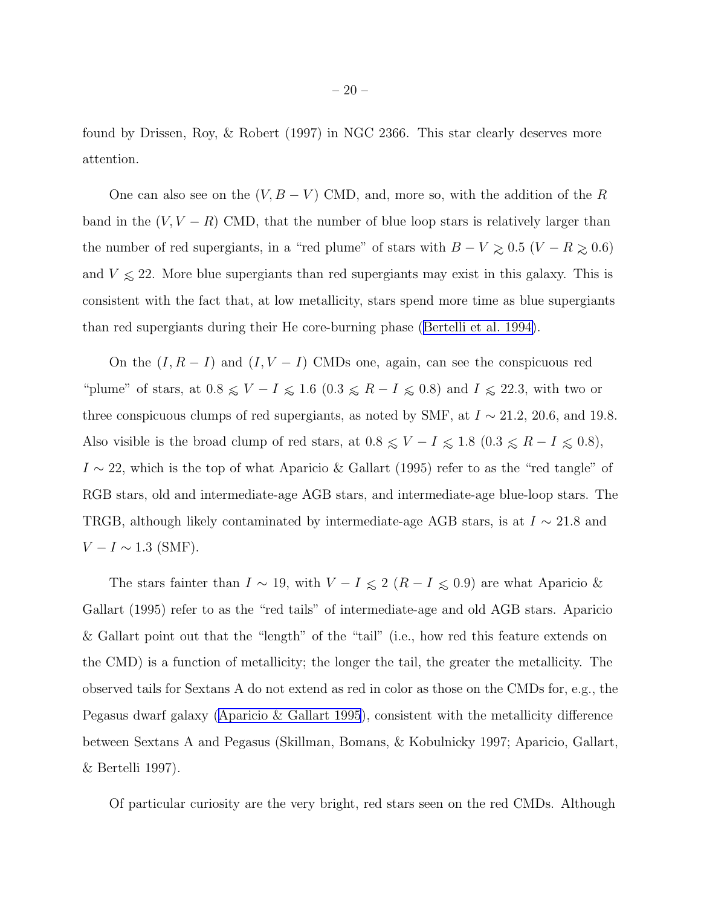found by Drissen, Roy, & Robert (1997) in NGC 2366. This star clearly deserves more attention.

One can also see on the $(V, B-V)$ CMD, and, more so, with the addition of the $R$ band in the $(V, V-R)$ CMD, that the number of blue loop stars is relatively larger than the number of red supergiants, in a "red plume" of stars with $B-V \gtrsim 0.5$ $(V-R \gtrsim 0.6)$ and $V \lesssim 22$. More blue supergiants than red supergiants may exist in this galaxy. This is consistent with the fact that, at low metallicity, stars spend more time as blue supergiants than red supergiants during their He core-burning phase (Bertelli et al. 1994).

On the $(I, R-I)$ and $(I, V-I)$ CMDs one, again, can see the conspicuous red "plume" of stars, at $0.8 \lesssim V-I \lesssim 1.6$ $(0.3 \lesssim R-I \lesssim 0.8)$ and $I \lesssim 22.3$, with two or three conspicuous clumps of red supergiants, as noted by SMF, at $I \sim 21.2$, 20.6, and 19.8. Also visible is the broad clump of red stars, at $0.8 \lesssim V-I \lesssim 1.8$ $(0.3 \lesssim R-I \lesssim 0.8)$, $I \sim 22$, which is the top of what Aparicio & Gallart (1995) refer to as the "red tangle" of RGB stars, old and intermediate-age AGB stars, and intermediate-age blue-loop stars. The TRGB, although likely contaminated by intermediate-age AGB stars, is at $I \sim 21.8$ and $V-I \sim 1.3$ (SMF).

The stars fainter than $I \sim 19$, with $V-I \lesssim 2$ $(R-I \lesssim 0.9)$ are what Aparicio & Gallart (1995) refer to as the "red tails" of intermediate-age and old AGB stars. Aparicio & Gallart point out that the "length" of the "tail" (i.e., how red this feature extends on the CMD) is a function of metallicity; the longer the tail, the greater the metallicity. The observed tails for Sextans A do not extend as red in color as those on the CMDs for, e.g., the Pegasus dwarf galaxy (Aparicio & Gallart 1995), consistent with the metallicity difference between Sextans A and Pegasus (Skillman, Bomans, & Kobulnicky 1997; Aparicio, Gallart, & Bertelli 1997).

Of particular curiosity are the very bright, red stars seen on the red CMDs. Although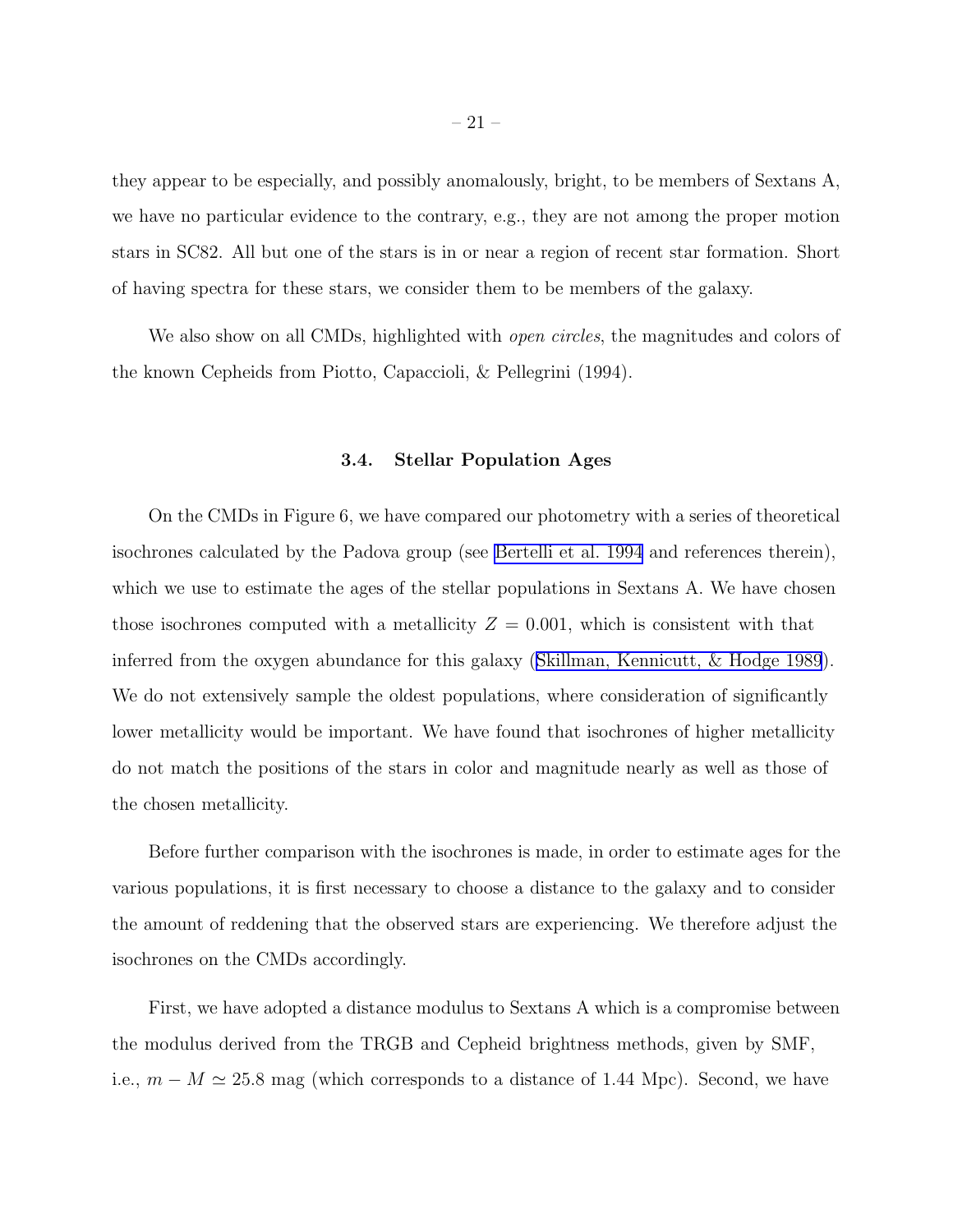they appear to be especially, and possibly anomalously, bright, to be members of Sextans A, we have no particular evidence to the contrary, e.g., they are not among the proper motion stars in SC82. All but one of the stars is in or near a region of recent star formation. Short of having spectra for these stars, we consider them to be members of the galaxy.

We also show on all CMDs, highlighted with *open circles*, the magnitudes and colors of the known Cepheids from Piotto, Capaccioli, & Pellegrini (1994).

### 3.4. Stellar Population Ages

On the CMDs in Figure 6, we have compared our photometry with a series of theoretical isochrones calculated by the Padova group (see Bertelli et al. 1994 and references therein), which we use to estimate the ages of the stellar populations in Sextans A. We have chosen those isochrones computed with a metallicity $Z = 0.001$, which is consistent with that inferred from the oxygen abundance for this galaxy (Skillman, Kennicutt, & Hodge 1989). We do not extensively sample the oldest populations, where consideration of significantly lower metallicity would be important. We have found that isochrones of higher metallicity do not match the positions of the stars in color and magnitude nearly as well as those of the chosen metallicity.

Before further comparison with the isochrones is made, in order to estimate ages for the various populations, it is first necessary to choose a distance to the galaxy and to consider the amount of reddening that the observed stars are experiencing. We therefore adjust the isochrones on the CMDs accordingly.

First, we have adopted a distance modulus to Sextans A which is a compromise between the modulus derived from the TRGB and Cepheid brightness methods, given by SMF, i.e., $m - M \simeq 25.8$ mag (which corresponds to a distance of 1.44 Mpc). Second, we have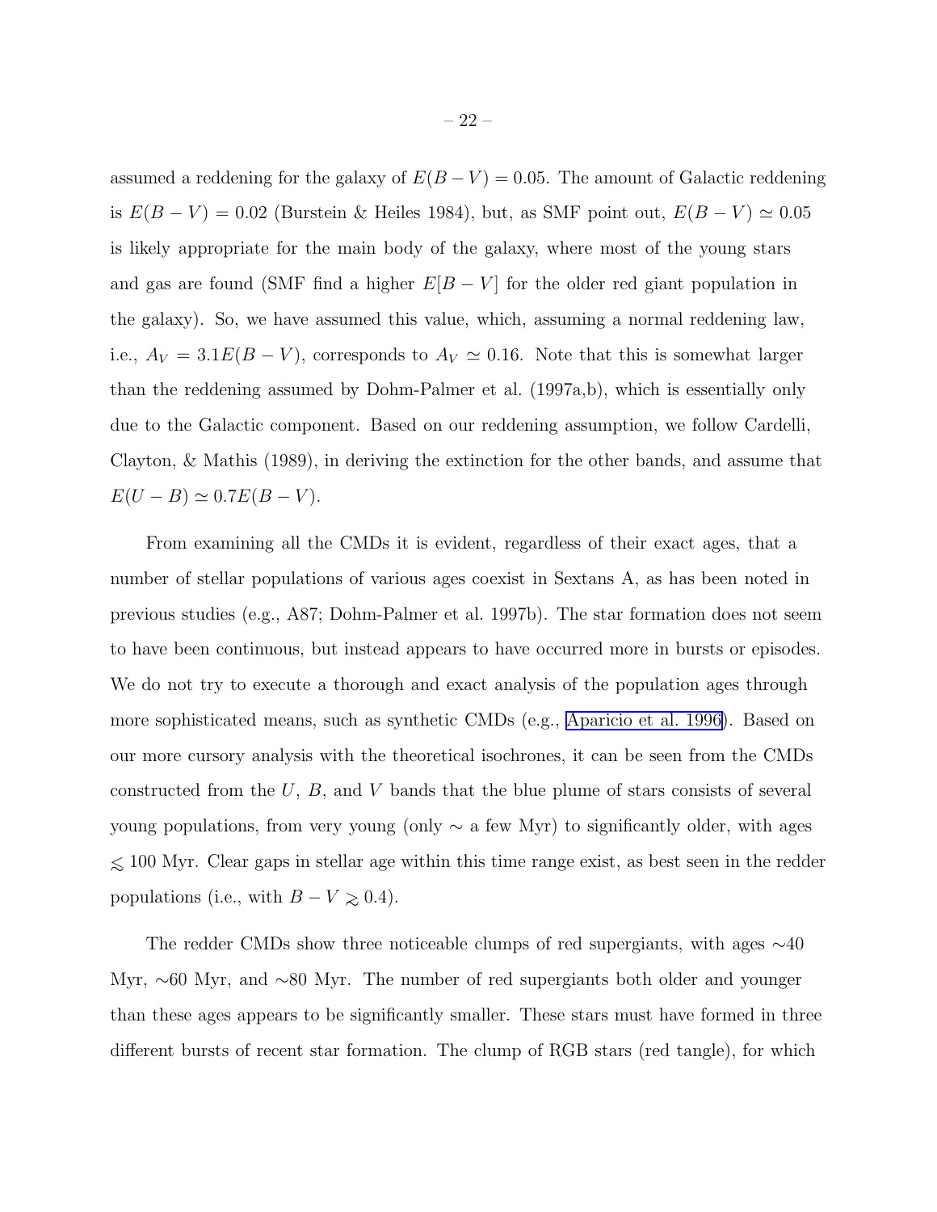assumed a reddening for the galaxy of $E(B-V) = 0.05$. The amount of Galactic reddening is $E(B-V) = 0.02$ (Burstein & Heiles 1984), but, as SMF point out, $E(B-V) \simeq 0.05$ is likely appropriate for the main body of the galaxy, where most of the young stars and gas are found (SMF find a higher $E[B-V]$ for the older red giant population in the galaxy). So, we have assumed this value, which, assuming a normal reddening law, i.e., $A_V = 3.1E(B-V)$, corresponds to $A_V \simeq 0.16$. Note that this is somewhat larger than the reddening assumed by Dohm-Palmer et al. (1997a,b), which is essentially only due to the Galactic component. Based on our reddening assumption, we follow Cardelli, Clayton, & Mathis (1989), in deriving the extinction for the other bands, and assume that $E(U-B) \simeq 0.7E(B-V)$.

From examining all the CMDs it is evident, regardless of their exact ages, that a number of stellar populations of various ages coexist in Sextans A, as has been noted in previous studies (e.g., A87; Dohm-Palmer et al. 1997b). The star formation does not seem to have been continuous, but instead appears to have occurred more in bursts or episodes. We do not try to execute a thorough and exact analysis of the population ages through more sophisticated means, such as synthetic CMDs (e.g., Aparicio et al. 1996). Based on our more cursory analysis with the theoretical isochrones, it can be seen from the CMDs constructed from the $U$, $B$, and $V$ bands that the blue plume of stars consists of several young populations, from very young (only $\sim$ a few Myr) to significantly older, with ages $\lesssim 100$ Myr. Clear gaps in stellar age within this time range exist, as best seen in the redder populations (i.e., with $B-V \gtrsim 0.4$).

The redder CMDs show three noticeable clumps of red supergiants, with ages $\sim$40 Myr, $\sim$60 Myr, and $\sim$80 Myr. The number of red supergiants both older and younger than these ages appears to be significantly smaller. These stars must have formed in three different bursts of recent star formation. The clump of RGB stars (red tangle), for which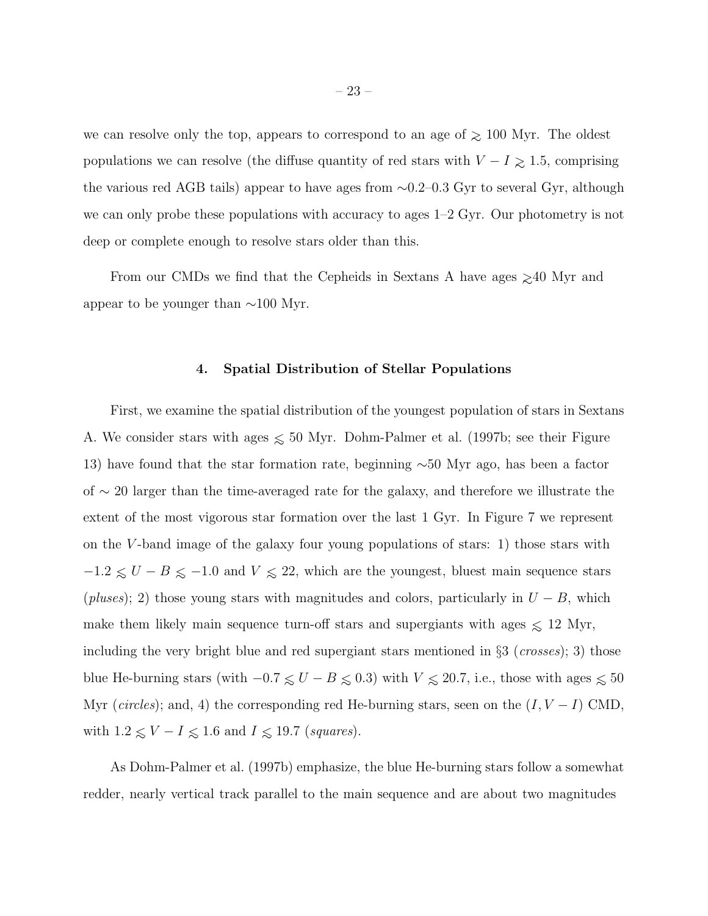we can resolve only the top, appears to correspond to an age of $\gtrsim 100$ Myr. The oldest populations we can resolve (the diffuse quantity of red stars with $V - I \gtrsim 1.5$, comprising the various red AGB tails) appear to have ages from $\sim$0.2–0.3 Gyr to several Gyr, although we can only probe these populations with accuracy to ages 1–2 Gyr. Our photometry is not deep or complete enough to resolve stars older than this.

From our CMDs we find that the Cepheids in Sextans A have ages $\gtrsim$40 Myr and appear to be younger than $\sim$100 Myr.

## 4. Spatial Distribution of Stellar Populations

First, we examine the spatial distribution of the youngest population of stars in Sextans A. We consider stars with ages $\lesssim 50$ Myr. Dohm-Palmer et al. (1997b; see their Figure 13) have found that the star formation rate, beginning $\sim$50 Myr ago, has been a factor of $\sim 20$ larger than the time-averaged rate for the galaxy, and therefore we illustrate the extent of the most vigorous star formation over the last 1 Gyr. In Figure 7 we represent on the $V$-band image of the galaxy four young populations of stars: 1) those stars with $-1.2 \lesssim U - B \lesssim -1.0$ and $V \lesssim 22$, which are the youngest, bluest main sequence stars (*pluses*); 2) those young stars with magnitudes and colors, particularly in $U - B$, which make them likely main sequence turn-off stars and supergiants with ages $\lesssim 12$ Myr, including the very bright blue and red supergiant stars mentioned in §3 (*crosses*); 3) those blue He-burning stars (with $-0.7 \lesssim U - B \lesssim 0.3$) with $V \lesssim 20.7$, i.e., those with ages $\lesssim 50$ Myr (*circles*); and, 4) the corresponding red He-burning stars, seen on the $(I, V - I)$ CMD, with $1.2 \lesssim V - I \lesssim 1.6$ and $I \lesssim 19.7$ (*squares*).

As Dohm-Palmer et al. (1997b) emphasize, the blue He-burning stars follow a somewhat redder, nearly vertical track parallel to the main sequence and are about two magnitudes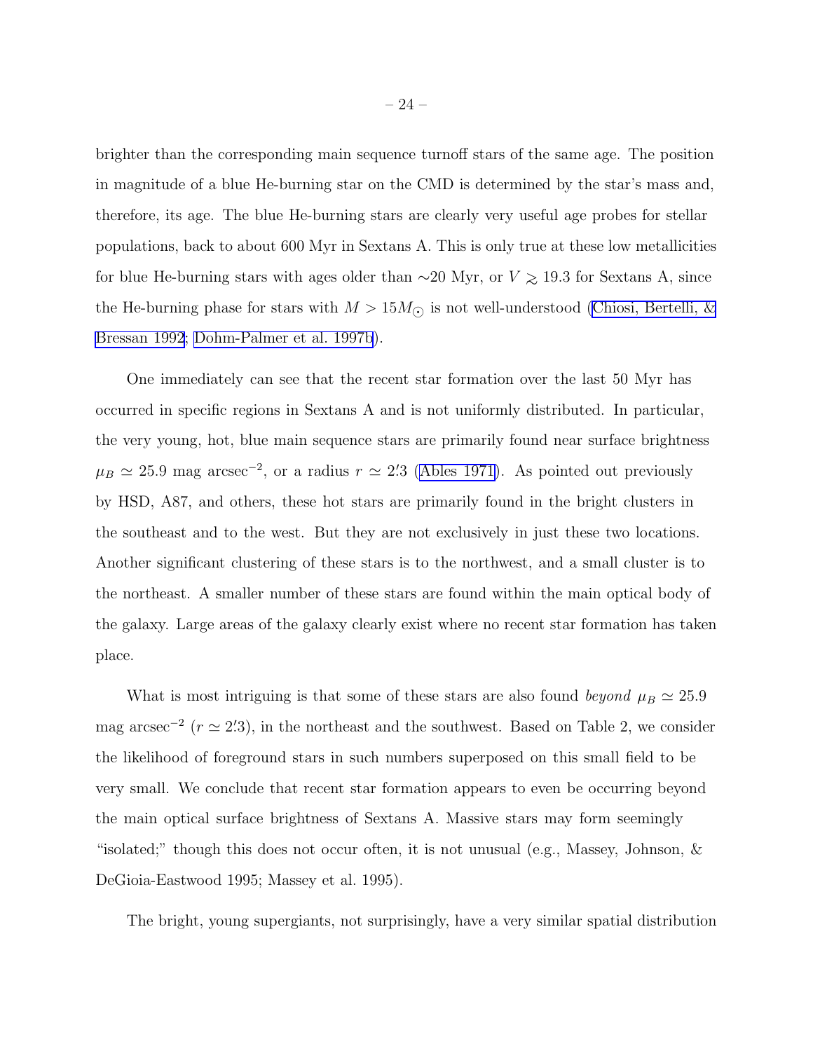brighter than the corresponding main sequence turnoff stars of the same age. The position in magnitude of a blue He-burning star on the CMD is determined by the star's mass and, therefore, its age. The blue He-burning stars are clearly very useful age probes for stellar populations, back to about 600 Myr in Sextans A. This is only true at these low metallicities for blue He-burning stars with ages older than ∼20 Myr, or $V \gtrsim 19.3$ for Sextans A, since the He-burning phase for stars with $M > 15 M_{\odot}$ is not well-understood (Chiosi, Bertelli, & Bressan 1992; Dohm-Palmer et al. 1997b).

One immediately can see that the recent star formation over the last 50 Myr has occurred in specific regions in Sextans A and is not uniformly distributed. In particular, the very young, hot, blue main sequence stars are primarily found near surface brightness $\mu_B \simeq 25.9$ mag arcsec$^{-2}$, or a radius $r \simeq 2\farcm3$ (Ables 1971). As pointed out previously by HSD, A87, and others, these hot stars are primarily found in the bright clusters in the southeast and to the west. But they are not exclusively in just these two locations. Another significant clustering of these stars is to the northwest, and a small cluster is to the northeast. A smaller number of these stars are found within the main optical body of the galaxy. Large areas of the galaxy clearly exist where no recent star formation has taken place.

What is most intriguing is that some of these stars are also found *beyond* $\mu_B \simeq 25.9$ mag arcsec$^{-2}$ ($r \simeq 2\farcm3$), in the northeast and the southwest. Based on Table 2, we consider the likelihood of foreground stars in such numbers superposed on this small field to be very small. We conclude that recent star formation appears to even be occurring beyond the main optical surface brightness of Sextans A. Massive stars may form seemingly "isolated;" though this does not occur often, it is not unusual (e.g., Massey, Johnson, & DeGioia-Eastwood 1995; Massey et al. 1995).

The bright, young supergiants, not surprisingly, have a very similar spatial distribution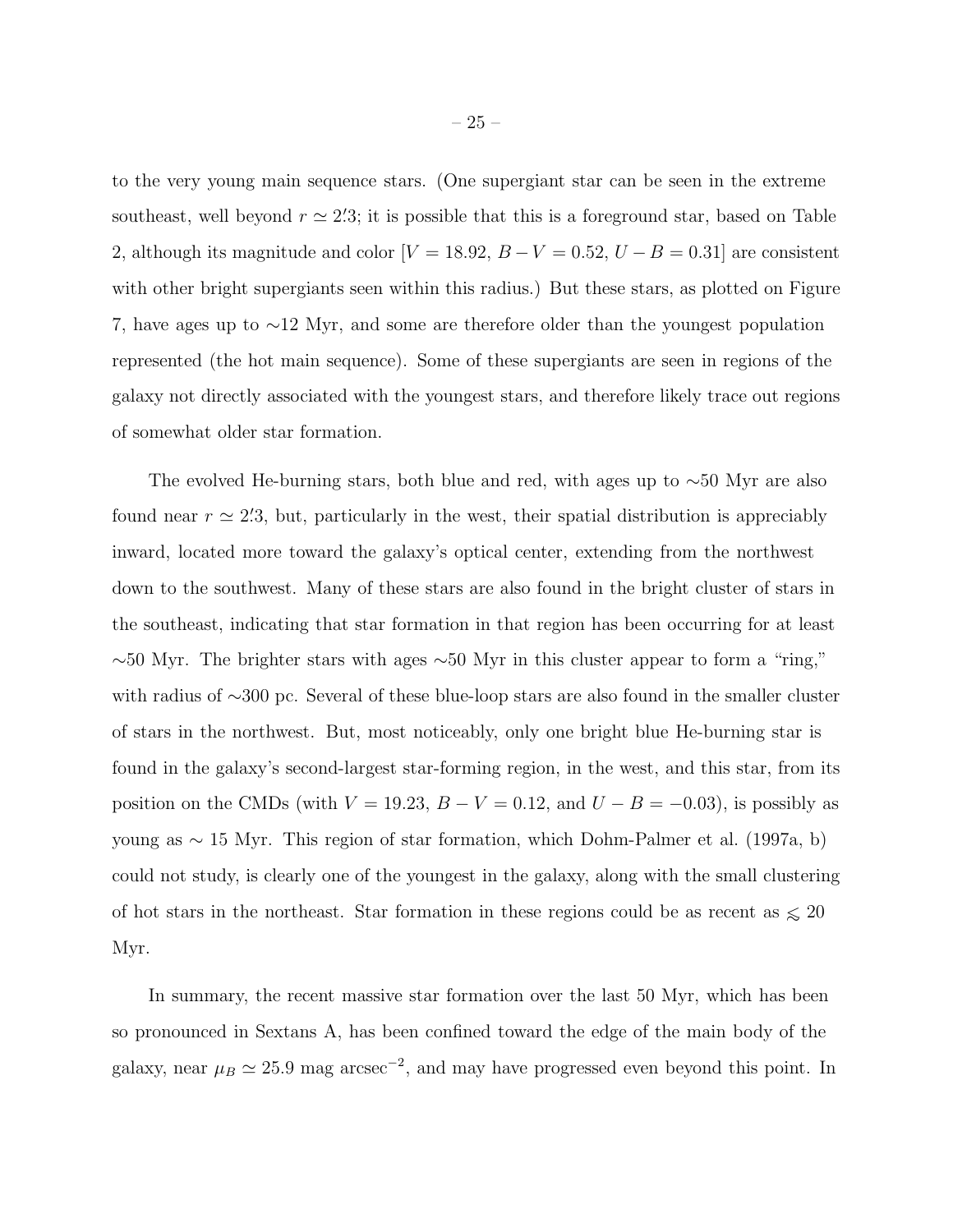to the very young main sequence stars. (One supergiant star can be seen in the extreme southeast, well beyond $r \simeq 2\farcm3$; it is possible that this is a foreground star, based on Table 2, although its magnitude and color [$V = 18.92$, $B-V = 0.52$, $U-B = 0.31$] are consistent with other bright supergiants seen within this radius.) But these stars, as plotted on Figure 7, have ages up to ~12 Myr, and some are therefore older than the youngest population represented (the hot main sequence). Some of these supergiants are seen in regions of the galaxy not directly associated with the youngest stars, and therefore likely trace out regions of somewhat older star formation.

The evolved He-burning stars, both blue and red, with ages up to ~50 Myr are also found near $r \simeq 2\farcm3$, but, particularly in the west, their spatial distribution is appreciably inward, located more toward the galaxy's optical center, extending from the northwest down to the southwest. Many of these stars are also found in the bright cluster of stars in the southeast, indicating that star formation in that region has been occurring for at least ~50 Myr. The brighter stars with ages ~50 Myr in this cluster appear to form a "ring," with radius of ~300 pc. Several of these blue-loop stars are also found in the smaller cluster of stars in the northwest. But, most noticeably, only one bright blue He-burning star is found in the galaxy's second-largest star-forming region, in the west, and this star, from its position on the CMDs (with $V = 19.23$, $B-V = 0.12$, and $U-B = -0.03$), is possibly as young as ~ 15 Myr. This region of star formation, which Dohm-Palmer et al. (1997a, b) could not study, is clearly one of the youngest in the galaxy, along with the small clustering of hot stars in the northeast. Star formation in these regions could be as recent as $\lesssim 20$ Myr.

In summary, the recent massive star formation over the last 50 Myr, which has been so pronounced in Sextans A, has been confined toward the edge of the main body of the galaxy, near $\mu_B \simeq 25.9$ mag arcsec$^{-2}$, and may have progressed even beyond this point. In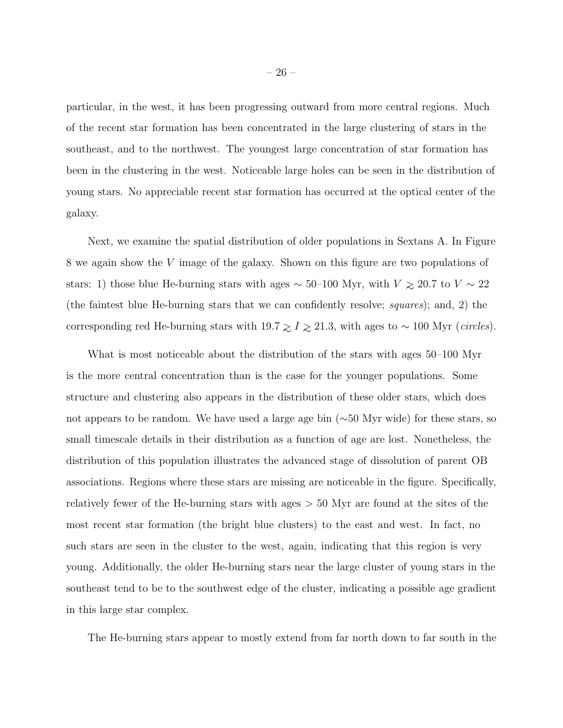particular, in the west, it has been progressing outward from more central regions. Much of the recent star formation has been concentrated in the large clustering of stars in the southeast, and to the northwest. The youngest large concentration of star formation has been in the clustering in the west. Noticeable large holes can be seen in the distribution of young stars. No appreciable recent star formation has occurred at the optical center of the galaxy.

Next, we examine the spatial distribution of older populations in Sextans A. In Figure 8 we again show the $V$ image of the galaxy. Shown on this figure are two populations of stars: 1) those blue He-burning stars with ages $\sim$ 50–100 Myr, with $V \gtrsim 20.7$ to $V \sim 22$ (the faintest blue He-burning stars that we can confidently resolve; *squares*); and, 2) the corresponding red He-burning stars with $19.7 \gtrsim I \gtrsim 21.3$, with ages to $\sim$ 100 Myr (*circles*).

What is most noticeable about the distribution of the stars with ages 50–100 Myr is the more central concentration than is the case for the younger populations. Some structure and clustering also appears in the distribution of these older stars, which does not appears to be random. We have used a large age bin ($\sim$50 Myr wide) for these stars, so small timescale details in their distribution as a function of age are lost. Nonetheless, the distribution of this population illustrates the advanced stage of dissolution of parent OB associations. Regions where these stars are missing are noticeable in the figure. Specifically, relatively fewer of the He-burning stars with ages $>$ 50 Myr are found at the sites of the most recent star formation (the bright blue clusters) to the east and west. In fact, no such stars are seen in the cluster to the west, again, indicating that this region is very young. Additionally, the older He-burning stars near the large cluster of young stars in the southeast tend to be to the southwest edge of the cluster, indicating a possible age gradient in this large star complex.

The He-burning stars appear to mostly extend from far north down to far south in the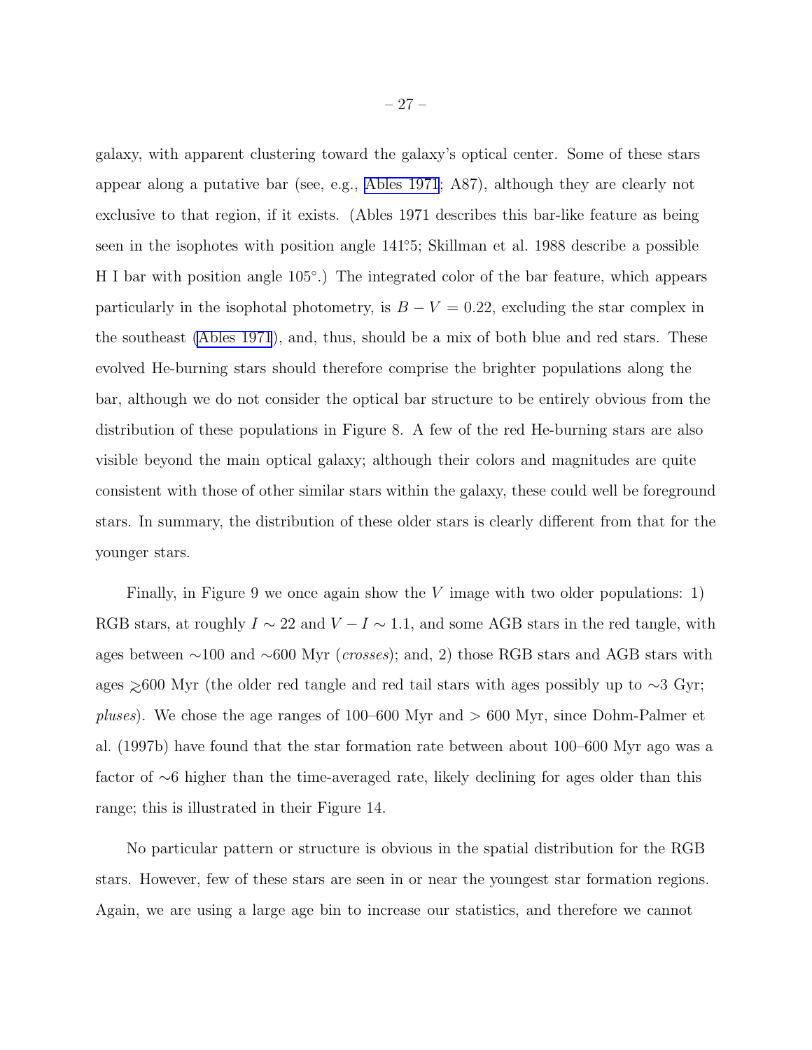galaxy, with apparent clustering toward the galaxy's optical center. Some of these stars appear along a putative bar (see, e.g., Ables 1971; A87), although they are clearly not exclusive to that region, if it exists. (Ables 1971 describes this bar-like feature as being seen in the isophotes with position angle 141°.5; Skillman et al. 1988 describe a possible H I bar with position angle 105°.) The integrated color of the bar feature, which appears particularly in the isophotal photometry, is $B - V = 0.22$, excluding the star complex in the southeast (Ables 1971), and, thus, should be a mix of both blue and red stars. These evolved He-burning stars should therefore comprise the brighter populations along the bar, although we do not consider the optical bar structure to be entirely obvious from the distribution of these populations in Figure 8. A few of the red He-burning stars are also visible beyond the main optical galaxy; although their colors and magnitudes are quite consistent with those of other similar stars within the galaxy, these could well be foreground stars. In summary, the distribution of these older stars is clearly different from that for the younger stars.

Finally, in Figure 9 we once again show the $V$ image with two older populations: 1) RGB stars, at roughly $I \sim 22$ and $V - I \sim 1.1$, and some AGB stars in the red tangle, with ages between $\sim$100 and $\sim$600 Myr (*crosses*); and, 2) those RGB stars and AGB stars with ages $\gtrsim$600 Myr (the older red tangle and red tail stars with ages possibly up to $\sim$3 Gyr; *pluses*). We chose the age ranges of 100–600 Myr and $> 600$ Myr, since Dohm-Palmer et al. (1997b) have found that the star formation rate between about 100–600 Myr ago was a factor of $\sim$6 higher than the time-averaged rate, likely declining for ages older than this range; this is illustrated in their Figure 14.

No particular pattern or structure is obvious in the spatial distribution for the RGB stars. However, few of these stars are seen in or near the youngest star formation regions. Again, we are using a large age bin to increase our statistics, and therefore we cannot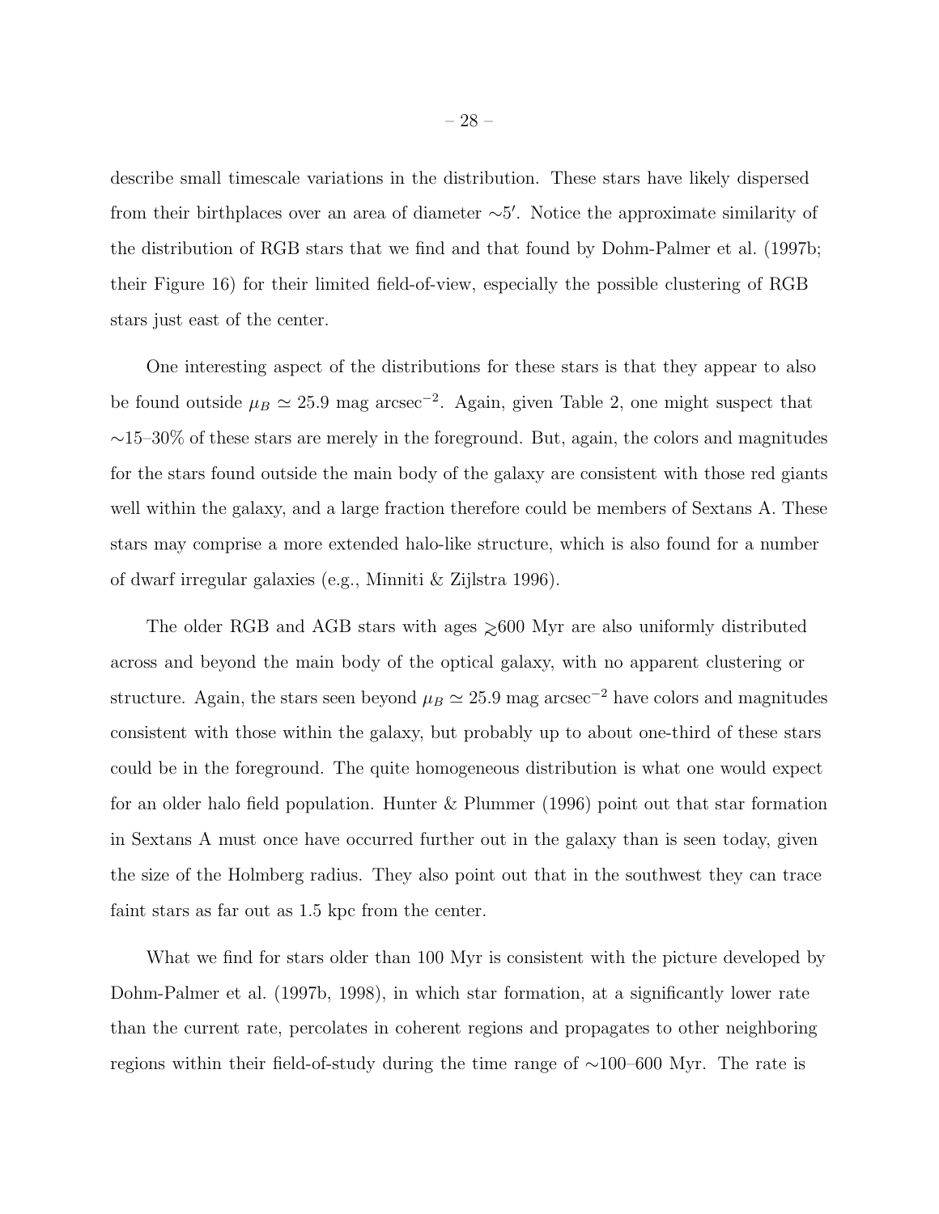describe small timescale variations in the distribution. These stars have likely dispersed from their birthplaces over an area of diameter $\sim 5'$. Notice the approximate similarity of the distribution of RGB stars that we find and that found by Dohm-Palmer et al. (1997b; their Figure 16) for their limited field-of-view, especially the possible clustering of RGB stars just east of the center.

One interesting aspect of the distributions for these stars is that they appear to also be found outside $\mu_B \simeq 25.9$ mag arcsec$^{-2}$. Again, given Table 2, one might suspect that $\sim$15–30% of these stars are merely in the foreground. But, again, the colors and magnitudes for the stars found outside the main body of the galaxy are consistent with those red giants well within the galaxy, and a large fraction therefore could be members of Sextans A. These stars may comprise a more extended halo-like structure, which is also found for a number of dwarf irregular galaxies (e.g., Minniti & Zijlstra 1996).

The older RGB and AGB stars with ages $\gtrsim$600 Myr are also uniformly distributed across and beyond the main body of the optical galaxy, with no apparent clustering or structure. Again, the stars seen beyond $\mu_B \simeq 25.9$ mag arcsec$^{-2}$ have colors and magnitudes consistent with those within the galaxy, but probably up to about one-third of these stars could be in the foreground. The quite homogeneous distribution is what one would expect for an older halo field population. Hunter & Plummer (1996) point out that star formation in Sextans A must once have occurred further out in the galaxy than is seen today, given the size of the Holmberg radius. They also point out that in the southwest they can trace faint stars as far out as 1.5 kpc from the center.

What we find for stars older than 100 Myr is consistent with the picture developed by Dohm-Palmer et al. (1997b, 1998), in which star formation, at a significantly lower rate than the current rate, percolates in coherent regions and propagates to other neighboring regions within their field-of-study during the time range of $\sim$100–600 Myr. The rate is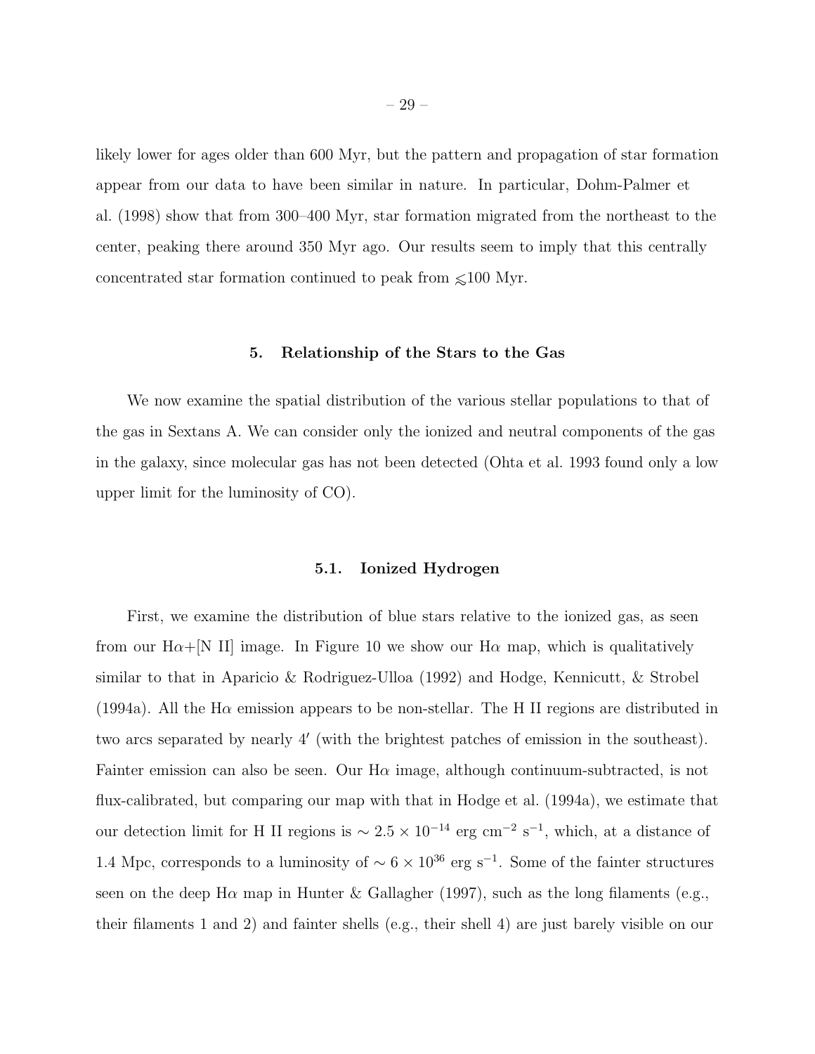likely lower for ages older than 600 Myr, but the pattern and propagation of star formation appear from our data to have been similar in nature. In particular, Dohm-Palmer et al. (1998) show that from 300–400 Myr, star formation migrated from the northeast to the center, peaking there around 350 Myr ago. Our results seem to imply that this centrally concentrated star formation continued to peak from $\lesssim$100 Myr.

## 5. Relationship of the Stars to the Gas

We now examine the spatial distribution of the various stellar populations to that of the gas in Sextans A. We can consider only the ionized and neutral components of the gas in the galaxy, since molecular gas has not been detected (Ohta et al. 1993 found only a low upper limit for the luminosity of CO).

### 5.1. Ionized Hydrogen

First, we examine the distribution of blue stars relative to the ionized gas, as seen from our H$\alpha$+[N II] image. In Figure 10 we show our H$\alpha$ map, which is qualitatively similar to that in Aparicio & Rodriguez-Ulloa (1992) and Hodge, Kennicutt, & Strobel (1994a). All the H$\alpha$ emission appears to be non-stellar. The H II regions are distributed in two arcs separated by nearly $4'$ (with the brightest patches of emission in the southeast). Fainter emission can also be seen. Our H$\alpha$ image, although continuum-subtracted, is not flux-calibrated, but comparing our map with that in Hodge et al. (1994a), we estimate that our detection limit for H II regions is $\sim 2.5 \times 10^{-14}$ erg cm$^{-2}$ s$^{-1}$, which, at a distance of 1.4 Mpc, corresponds to a luminosity of $\sim 6 \times 10^{36}$ erg s$^{-1}$. Some of the fainter structures seen on the deep H$\alpha$ map in Hunter & Gallagher (1997), such as the long filaments (e.g., their filaments 1 and 2) and fainter shells (e.g., their shell 4) are just barely visible on our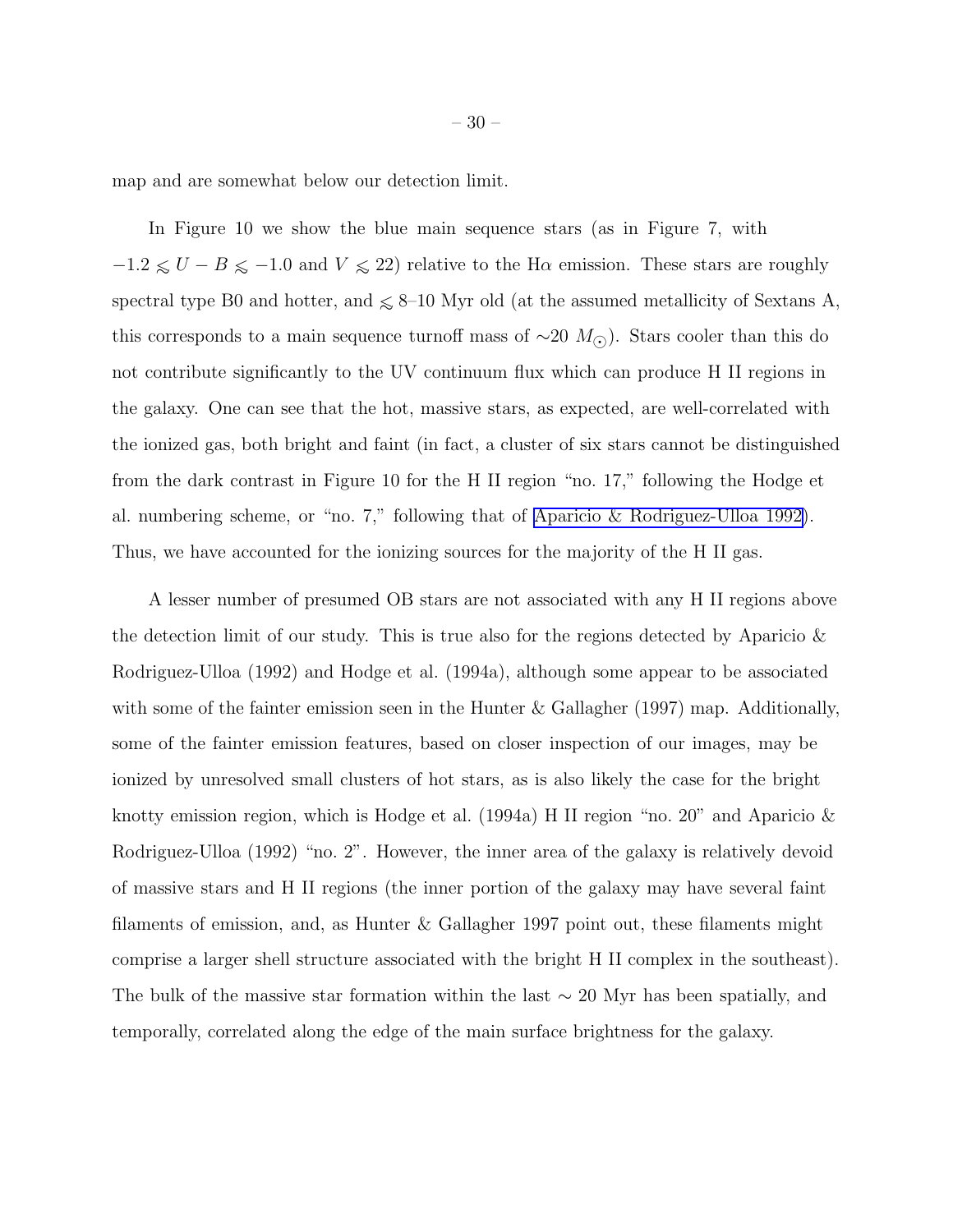map and are somewhat below our detection limit.

In Figure 10 we show the blue main sequence stars (as in Figure 7, with $-1.2 \lesssim U - B \lesssim -1.0$ and $V \lesssim 22$) relative to the H$\alpha$ emission. These stars are roughly spectral type B0 and hotter, and $\lesssim$ 8–10 Myr old (at the assumed metallicity of Sextans A, this corresponds to a main sequence turnoff mass of $\sim$20 $M_{\odot}$). Stars cooler than this do not contribute significantly to the UV continuum flux which can produce H II regions in the galaxy. One can see that the hot, massive stars, as expected, are well-correlated with the ionized gas, both bright and faint (in fact, a cluster of six stars cannot be distinguished from the dark contrast in Figure 10 for the H II region "no. 17," following the Hodge et al. numbering scheme, or "no. 7," following that of Aparicio & Rodriguez-Ulloa 1992). Thus, we have accounted for the ionizing sources for the majority of the H II gas.

A lesser number of presumed OB stars are not associated with any H II regions above the detection limit of our study. This is true also for the regions detected by Aparicio & Rodriguez-Ulloa (1992) and Hodge et al. (1994a), although some appear to be associated with some of the fainter emission seen in the Hunter & Gallagher (1997) map. Additionally, some of the fainter emission features, based on closer inspection of our images, may be ionized by unresolved small clusters of hot stars, as is also likely the case for the bright knotty emission region, which is Hodge et al. (1994a) H II region "no. 20" and Aparicio & Rodriguez-Ulloa (1992) "no. 2". However, the inner area of the galaxy is relatively devoid of massive stars and H II regions (the inner portion of the galaxy may have several faint filaments of emission, and, as Hunter & Gallagher 1997 point out, these filaments might comprise a larger shell structure associated with the bright H II complex in the southeast). The bulk of the massive star formation within the last $\sim$ 20 Myr has been spatially, and temporally, correlated along the edge of the main surface brightness for the galaxy.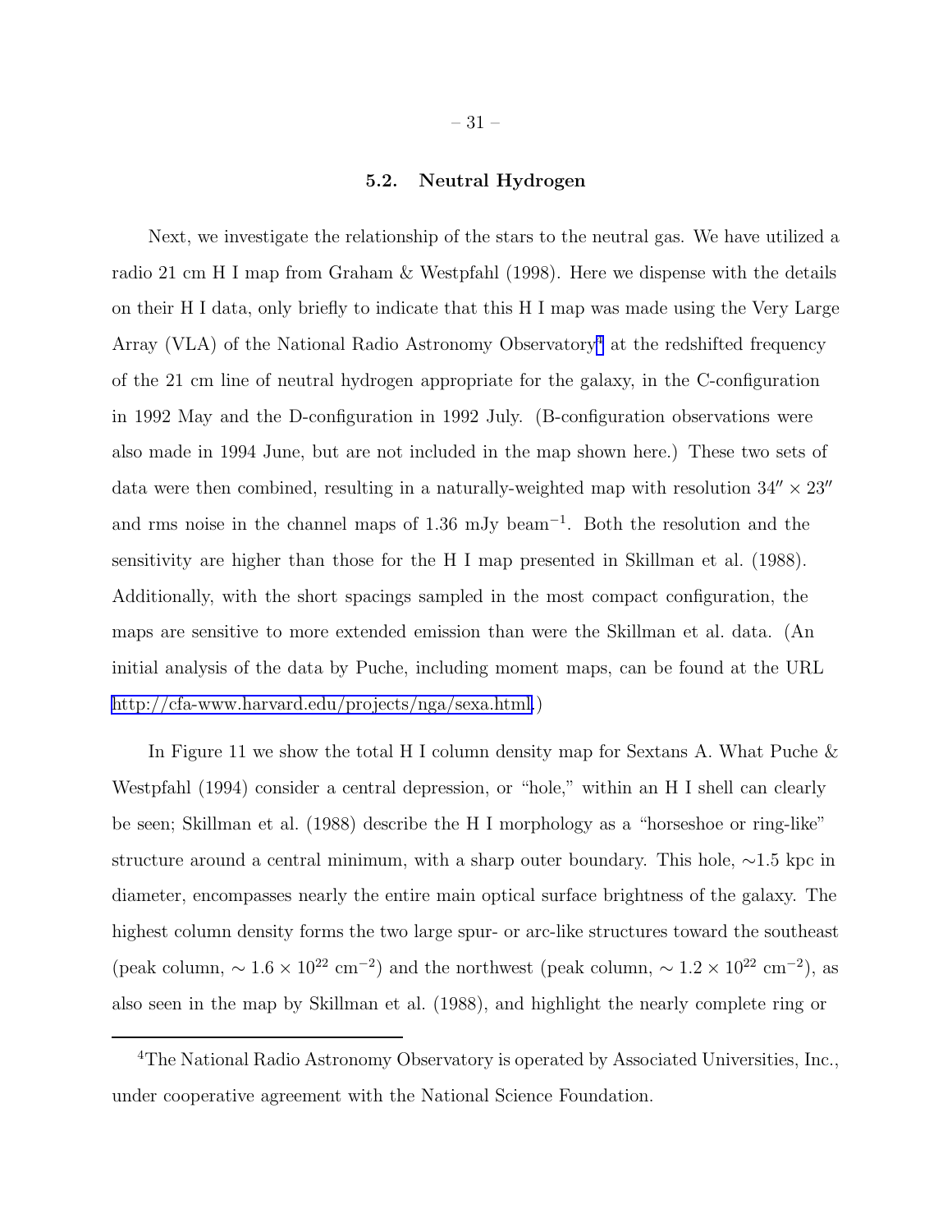### 5.2. Neutral Hydrogen

Next, we investigate the relationship of the stars to the neutral gas. We have utilized a radio 21 cm H I map from Graham & Westpfahl (1998). Here we dispense with the details on their H I data, only briefly to indicate that this H I map was made using the Very Large Array (VLA) of the National Radio Astronomy Observatory[4] at the redshifted frequency of the 21 cm line of neutral hydrogen appropriate for the galaxy, in the C-configuration in 1992 May and the D-configuration in 1992 July. (B-configuration observations were also made in 1994 June, but are not included in the map shown here.) These two sets of data were then combined, resulting in a naturally-weighted map with resolution $34'' \times 23''$ and rms noise in the channel maps of 1.36 mJy beam$^{-1}$. Both the resolution and the sensitivity are higher than those for the H I map presented in Skillman et al. (1988). Additionally, with the short spacings sampled in the most compact configuration, the maps are sensitive to more extended emission than were the Skillman et al. data. (An initial analysis of the data by Puche, including moment maps, can be found at the URL http://cfa-www.harvard.edu/projects/nga/sexa.html.)

In Figure 11 we show the total H I column density map for Sextans A. What Puche & Westpfahl (1994) consider a central depression, or "hole," within an H I shell can clearly be seen; Skillman et al. (1988) describe the H I morphology as a "horseshoe or ring-like" structure around a central minimum, with a sharp outer boundary. This hole, $\sim$1.5 kpc in diameter, encompasses nearly the entire main optical surface brightness of the galaxy. The highest column density forms the two large spur- or arc-like structures toward the southeast (peak column, $\sim 1.6 \times 10^{22}$ cm$^{-2}$) and the northwest (peak column, $\sim 1.2 \times 10^{22}$ cm$^{-2}$), as also seen in the map by Skillman et al. (1988), and highlight the nearly complete ring or

[4] The National Radio Astronomy Observatory is operated by Associated Universities, Inc., under cooperative agreement with the National Science Foundation.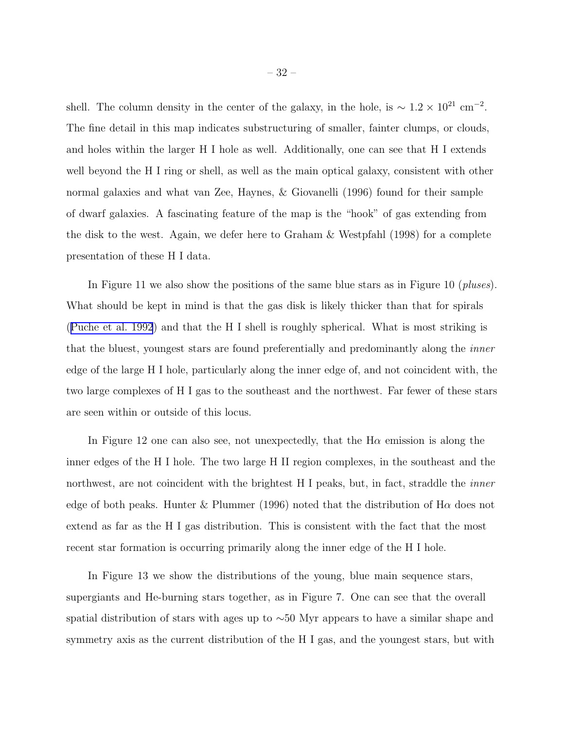shell. The column density in the center of the galaxy, in the hole, is $\sim 1.2 \times 10^{21}$ cm$^{-2}$. The fine detail in this map indicates substructuring of smaller, fainter clumps, or clouds, and holes within the larger H I hole as well. Additionally, one can see that H I extends well beyond the H I ring or shell, as well as the main optical galaxy, consistent with other normal galaxies and what van Zee, Haynes, & Giovanelli (1996) found for their sample of dwarf galaxies. A fascinating feature of the map is the "hook" of gas extending from the disk to the west. Again, we defer here to Graham & Westpfahl (1998) for a complete presentation of these H I data.

In Figure 11 we also show the positions of the same blue stars as in Figure 10 (*pluses*). What should be kept in mind is that the gas disk is likely thicker than that for spirals (Puche et al. 1992) and that the H I shell is roughly spherical. What is most striking is that the bluest, youngest stars are found preferentially and predominantly along the *inner* edge of the large H I hole, particularly along the inner edge of, and not coincident with, the two large complexes of H I gas to the southeast and the northwest. Far fewer of these stars are seen within or outside of this locus.

In Figure 12 one can also see, not unexpectedly, that the H$\alpha$ emission is along the inner edges of the H I hole. The two large H II region complexes, in the southeast and the northwest, are not coincident with the brightest H I peaks, but, in fact, straddle the *inner* edge of both peaks. Hunter & Plummer (1996) noted that the distribution of H$\alpha$ does not extend as far as the H I gas distribution. This is consistent with the fact that the most recent star formation is occurring primarily along the inner edge of the H I hole.

In Figure 13 we show the distributions of the young, blue main sequence stars, supergiants and He-burning stars together, as in Figure 7. One can see that the overall spatial distribution of stars with ages up to $\sim$50 Myr appears to have a similar shape and symmetry axis as the current distribution of the H I gas, and the youngest stars, but with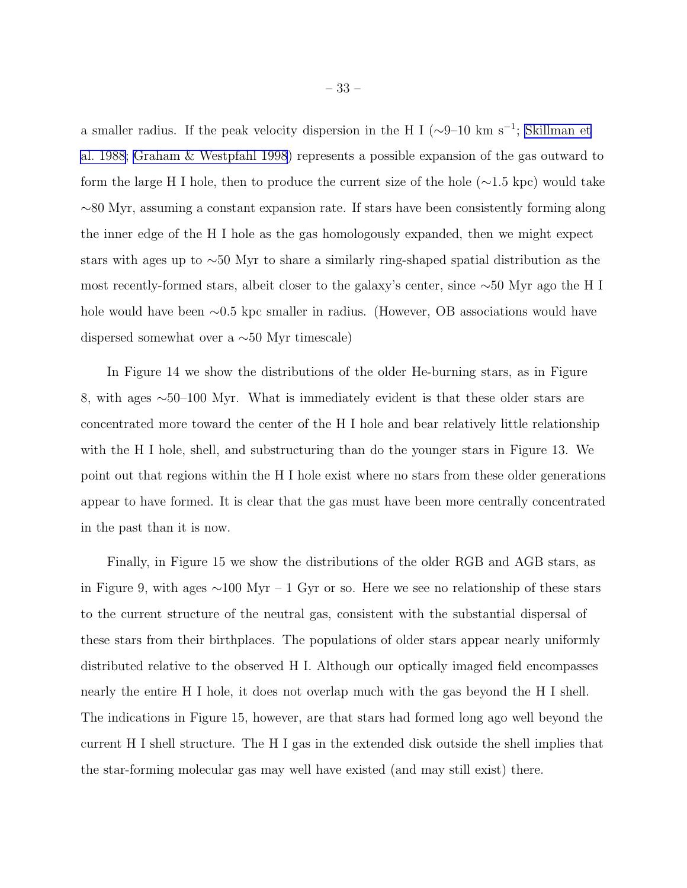a smaller radius. If the peak velocity dispersion in the H I (∼9–10 km s$^{-1}$; Skillman et al. 1988; Graham & Westpfahl 1998) represents a possible expansion of the gas outward to form the large H I hole, then to produce the current size of the hole (∼1.5 kpc) would take ∼80 Myr, assuming a constant expansion rate. If stars have been consistently forming along the inner edge of the H I hole as the gas homologously expanded, then we might expect stars with ages up to ∼50 Myr to share a similarly ring-shaped spatial distribution as the most recently-formed stars, albeit closer to the galaxy's center, since ∼50 Myr ago the H I hole would have been ∼0.5 kpc smaller in radius. (However, OB associations would have dispersed somewhat over a ∼50 Myr timescale)

In Figure 14 we show the distributions of the older He-burning stars, as in Figure 8, with ages ∼50–100 Myr. What is immediately evident is that these older stars are concentrated more toward the center of the H I hole and bear relatively little relationship with the H I hole, shell, and substructuring than do the younger stars in Figure 13. We point out that regions within the H I hole exist where no stars from these older generations appear to have formed. It is clear that the gas must have been more centrally concentrated in the past than it is now.

Finally, in Figure 15 we show the distributions of the older RGB and AGB stars, as in Figure 9, with ages ∼100 Myr – 1 Gyr or so. Here we see no relationship of these stars to the current structure of the neutral gas, consistent with the substantial dispersal of these stars from their birthplaces. The populations of older stars appear nearly uniformly distributed relative to the observed H I. Although our optically imaged field encompasses nearly the entire H I hole, it does not overlap much with the gas beyond the H I shell. The indications in Figure 15, however, are that stars had formed long ago well beyond the current H I shell structure. The H I gas in the extended disk outside the shell implies that the star-forming molecular gas may well have existed (and may still exist) there.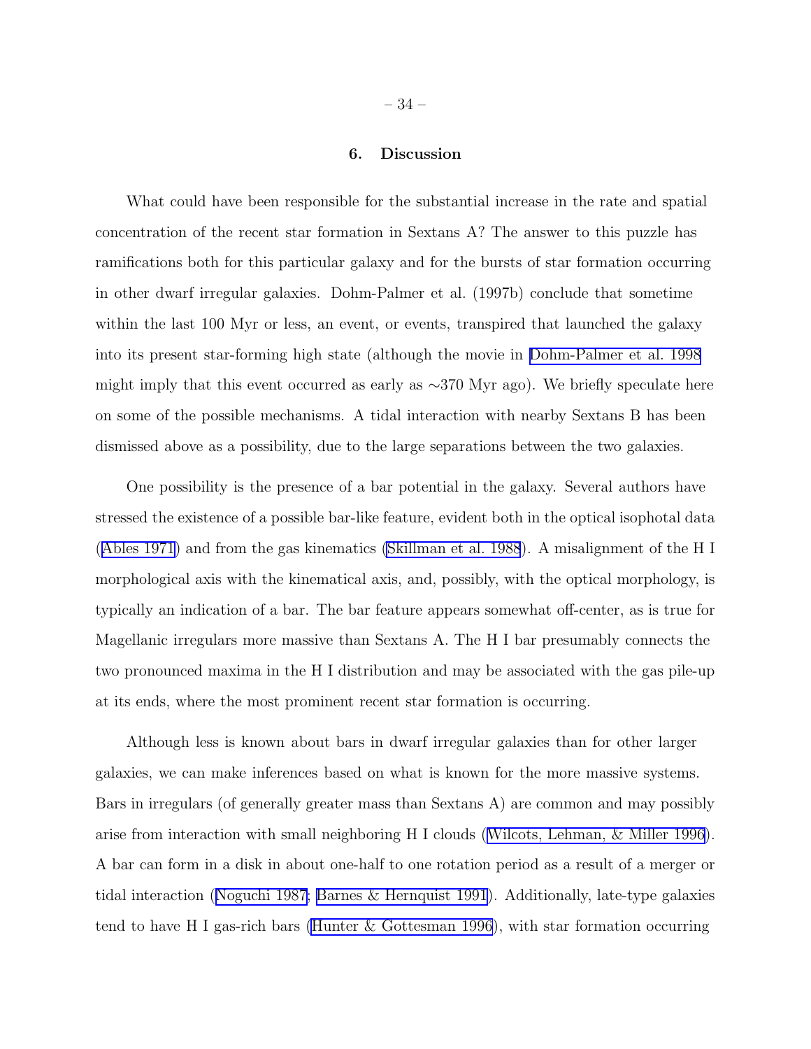## 6. Discussion

What could have been responsible for the substantial increase in the rate and spatial concentration of the recent star formation in Sextans A? The answer to this puzzle has ramifications both for this particular galaxy and for the bursts of star formation occurring in other dwarf irregular galaxies. Dohm-Palmer et al. (1997b) conclude that sometime within the last 100 Myr or less, an event, or events, transpired that launched the galaxy into its present star-forming high state (although the movie in Dohm-Palmer et al. 1998 might imply that this event occurred as early as ∼370 Myr ago). We briefly speculate here on some of the possible mechanisms. A tidal interaction with nearby Sextans B has been dismissed above as a possibility, due to the large separations between the two galaxies.

One possibility is the presence of a bar potential in the galaxy. Several authors have stressed the existence of a possible bar-like feature, evident both in the optical isophotal data (Ables 1971) and from the gas kinematics (Skillman et al. 1988). A misalignment of the H I morphological axis with the kinematical axis, and, possibly, with the optical morphology, is typically an indication of a bar. The bar feature appears somewhat off-center, as is true for Magellanic irregulars more massive than Sextans A. The H I bar presumably connects the two pronounced maxima in the H I distribution and may be associated with the gas pile-up at its ends, where the most prominent recent star formation is occurring.

Although less is known about bars in dwarf irregular galaxies than for other larger galaxies, we can make inferences based on what is known for the more massive systems. Bars in irregulars (of generally greater mass than Sextans A) are common and may possibly arise from interaction with small neighboring H I clouds (Wilcots, Lehman, & Miller 1996). A bar can form in a disk in about one-half to one rotation period as a result of a merger or tidal interaction (Noguchi 1987; Barnes & Hernquist 1991). Additionally, late-type galaxies tend to have H I gas-rich bars (Hunter & Gottesman 1996), with star formation occurring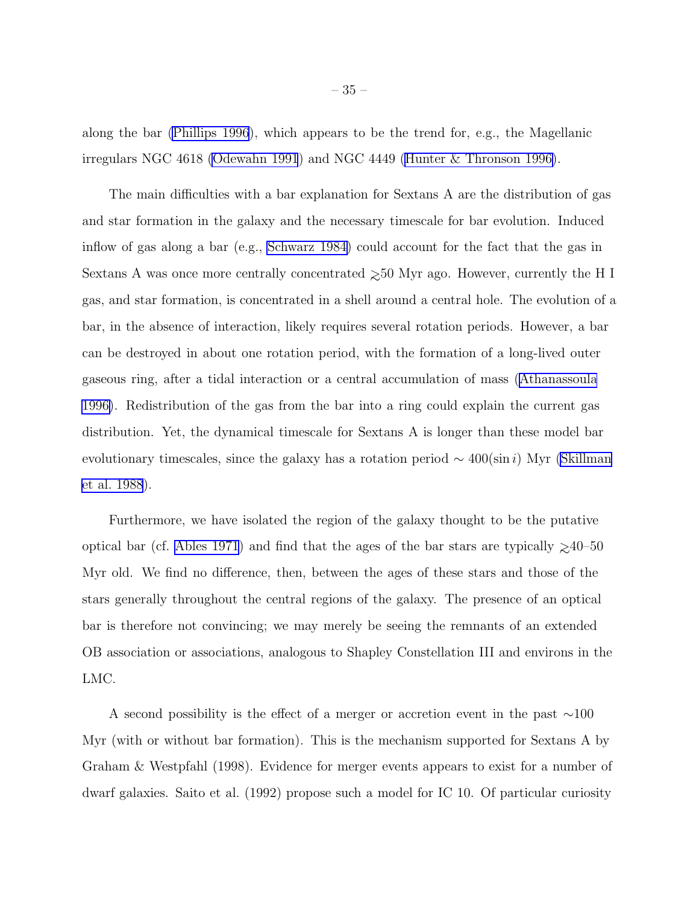along the bar (Phillips 1996), which appears to be the trend for, e.g., the Magellanic irregulars NGC 4618 (Odewahn 1991) and NGC 4449 (Hunter & Thronson 1996).

The main difficulties with a bar explanation for Sextans A are the distribution of gas and star formation in the galaxy and the necessary timescale for bar evolution. Induced inflow of gas along a bar (e.g., Schwarz 1984) could account for the fact that the gas in Sextans A was once more centrally concentrated $\gtrsim$50 Myr ago. However, currently the H I gas, and star formation, is concentrated in a shell around a central hole. The evolution of a bar, in the absence of interaction, likely requires several rotation periods. However, a bar can be destroyed in about one rotation period, with the formation of a long-lived outer gaseous ring, after a tidal interaction or a central accumulation of mass (Athanassoula 1996). Redistribution of the gas from the bar into a ring could explain the current gas distribution. Yet, the dynamical timescale for Sextans A is longer than these model bar evolutionary timescales, since the galaxy has a rotation period $\sim 400(\sin i)$ Myr (Skillman et al. 1988).

Furthermore, we have isolated the region of the galaxy thought to be the putative optical bar (cf. Ables 1971) and find that the ages of the bar stars are typically $\gtrsim$40–50 Myr old. We find no difference, then, between the ages of these stars and those of the stars generally throughout the central regions of the galaxy. The presence of an optical bar is therefore not convincing; we may merely be seeing the remnants of an extended OB association or associations, analogous to Shapley Constellation III and environs in the LMC.

A second possibility is the effect of a merger or accretion event in the past $\sim$100 Myr (with or without bar formation). This is the mechanism supported for Sextans A by Graham & Westpfahl (1998). Evidence for merger events appears to exist for a number of dwarf galaxies. Saito et al. (1992) propose such a model for IC 10. Of particular curiosity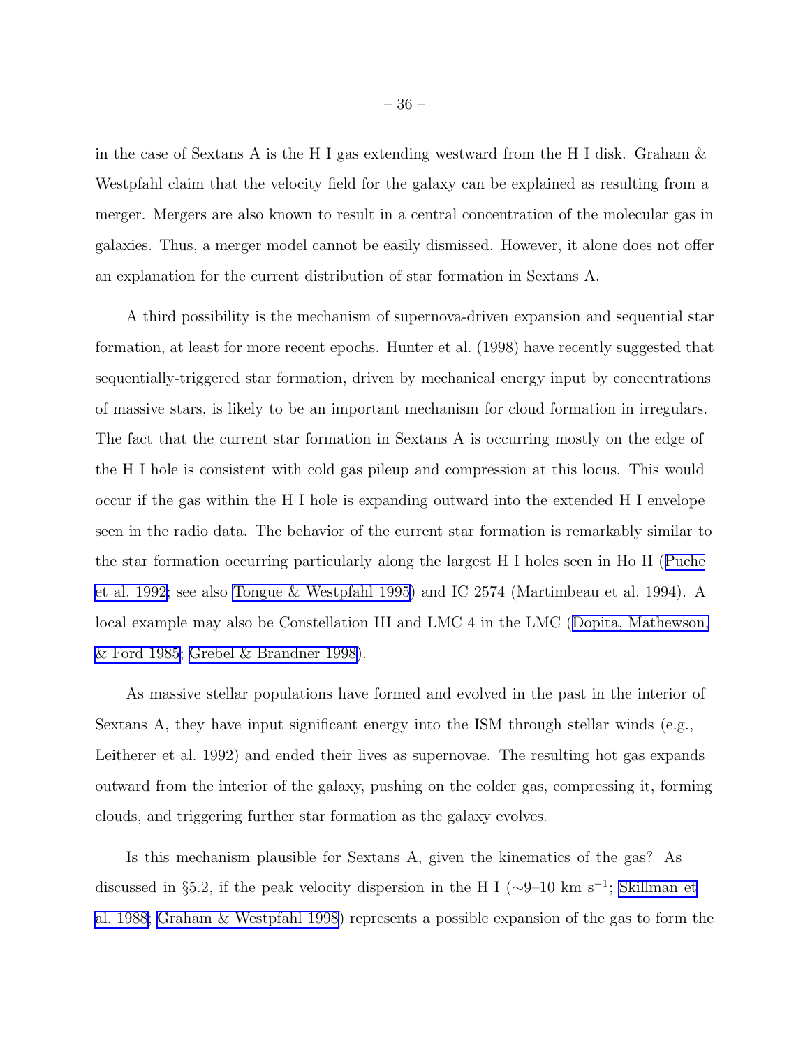in the case of Sextans A is the H I gas extending westward from the H I disk. Graham & Westpfahl claim that the velocity field for the galaxy can be explained as resulting from a merger. Mergers are also known to result in a central concentration of the molecular gas in galaxies. Thus, a merger model cannot be easily dismissed. However, it alone does not offer an explanation for the current distribution of star formation in Sextans A.

A third possibility is the mechanism of supernova-driven expansion and sequential star formation, at least for more recent epochs. Hunter et al. (1998) have recently suggested that sequentially-triggered star formation, driven by mechanical energy input by concentrations of massive stars, is likely to be an important mechanism for cloud formation in irregulars. The fact that the current star formation in Sextans A is occurring mostly on the edge of the H I hole is consistent with cold gas pileup and compression at this locus. This would occur if the gas within the H I hole is expanding outward into the extended H I envelope seen in the radio data. The behavior of the current star formation is remarkably similar to the star formation occurring particularly along the largest H I holes seen in Ho II (Puche et al. 1992; see also Tongue & Westpfahl 1995) and IC 2574 (Martimbeau et al. 1994). A local example may also be Constellation III and LMC 4 in the LMC (Dopita, Mathewson, & Ford 1985; Grebel & Brandner 1998).

As massive stellar populations have formed and evolved in the past in the interior of Sextans A, they have input significant energy into the ISM through stellar winds (e.g., Leitherer et al. 1992) and ended their lives as supernovae. The resulting hot gas expands outward from the interior of the galaxy, pushing on the colder gas, compressing it, forming clouds, and triggering further star formation as the galaxy evolves.

Is this mechanism plausible for Sextans A, given the kinematics of the gas? As discussed in §5.2, if the peak velocity dispersion in the H I (~9–10 km $s^{-1}$; Skillman et al. 1988; Graham & Westpfahl 1998) represents a possible expansion of the gas to form the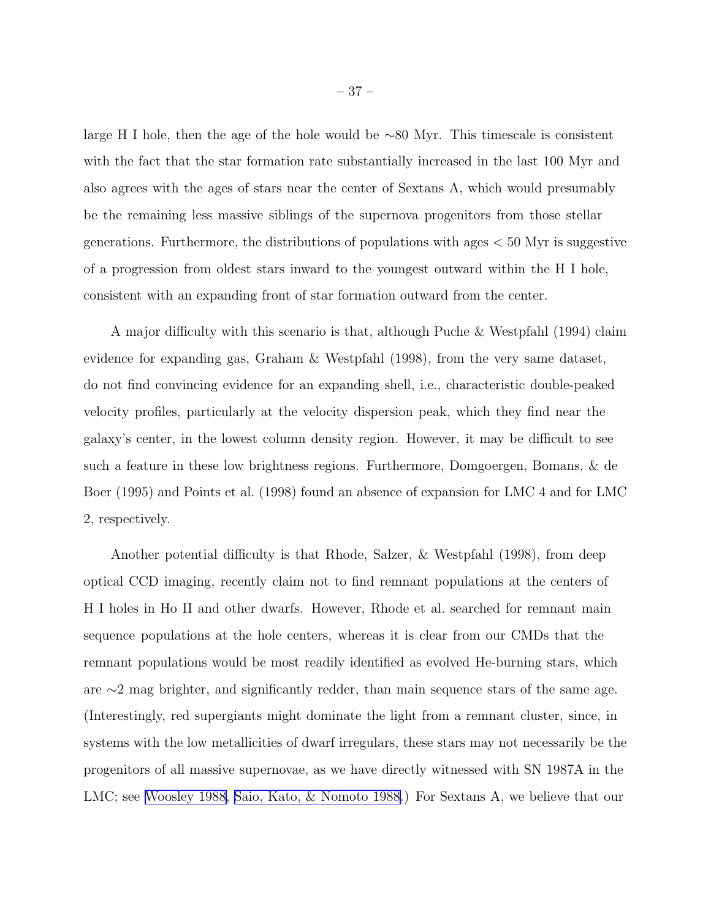large H I hole, then the age of the hole would be $\sim$80 Myr. This timescale is consistent with the fact that the star formation rate substantially increased in the last 100 Myr and also agrees with the ages of stars near the center of Sextans A, which would presumably be the remaining less massive siblings of the supernova progenitors from those stellar generations. Furthermore, the distributions of populations with ages $<$ 50 Myr is suggestive of a progression from oldest stars inward to the youngest outward within the H I hole, consistent with an expanding front of star formation outward from the center.

A major difficulty with this scenario is that, although Puche & Westpfahl (1994) claim evidence for expanding gas, Graham & Westpfahl (1998), from the very same dataset, do not find convincing evidence for an expanding shell, i.e., characteristic double-peaked velocity profiles, particularly at the velocity dispersion peak, which they find near the galaxy's center, in the lowest column density region. However, it may be difficult to see such a feature in these low brightness regions. Furthermore, Domgoergen, Bomans, & de Boer (1995) and Points et al. (1998) found an absence of expansion for LMC 4 and for LMC 2, respectively.

Another potential difficulty is that Rhode, Salzer, & Westpfahl (1998), from deep optical CCD imaging, recently claim not to find remnant populations at the centers of H I holes in Ho II and other dwarfs. However, Rhode et al. searched for remnant main sequence populations at the hole centers, whereas it is clear from our CMDs that the remnant populations would be most readily identified as evolved He-burning stars, which are $\sim$2 mag brighter, and significantly redder, than main sequence stars of the same age. (Interestingly, red supergiants might dominate the light from a remnant cluster, since, in systems with the low metallicities of dwarf irregulars, these stars may not necessarily be the progenitors of all massive supernovae, as we have directly witnessed with SN 1987A in the LMC; see Woosley 1988, Saio, Kato, & Nomoto 1988.) For Sextans A, we believe that our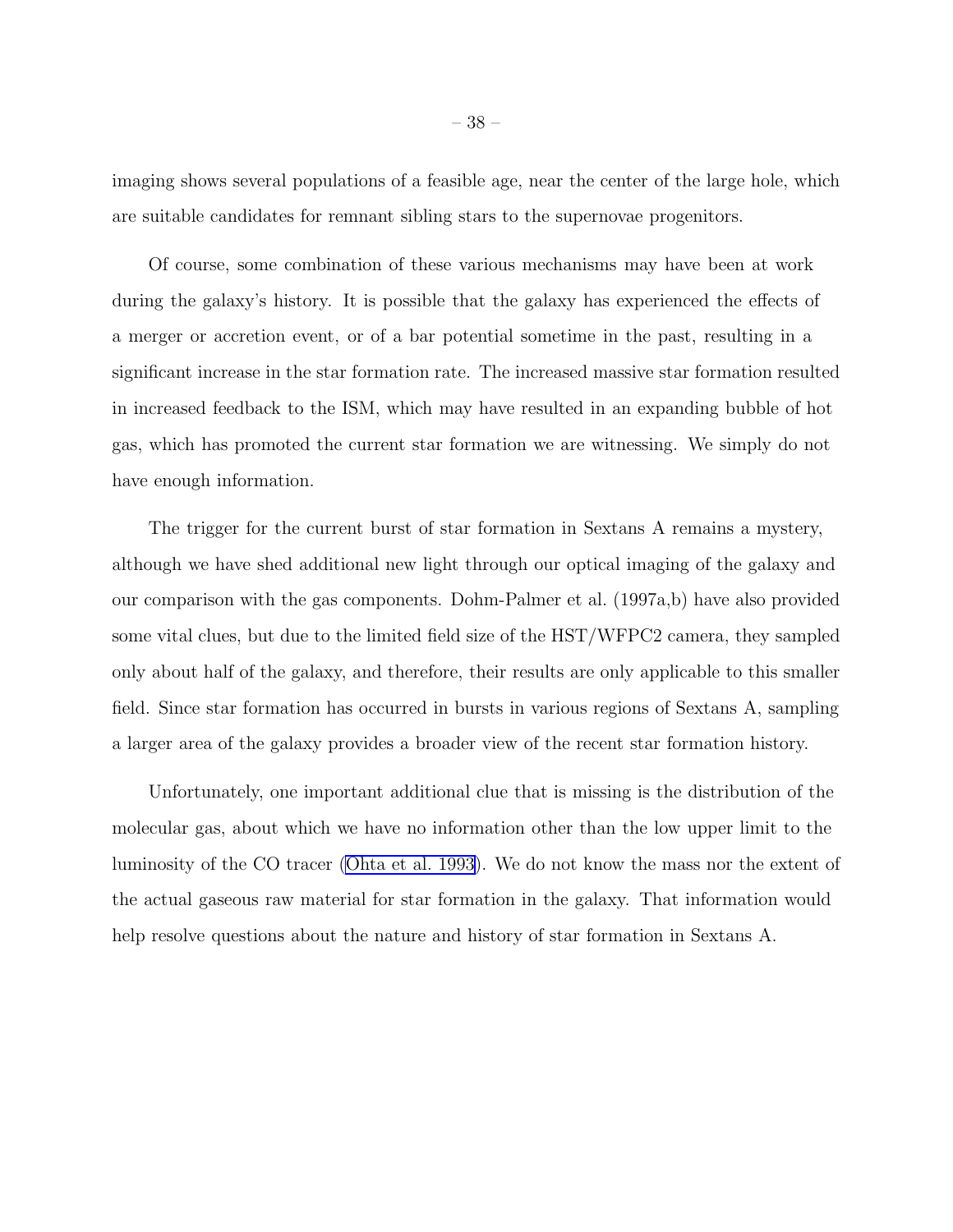imaging shows several populations of a feasible age, near the center of the large hole, which are suitable candidates for remnant sibling stars to the supernovae progenitors.

Of course, some combination of these various mechanisms may have been at work during the galaxy's history. It is possible that the galaxy has experienced the effects of a merger or accretion event, or of a bar potential sometime in the past, resulting in a significant increase in the star formation rate. The increased massive star formation resulted in increased feedback to the ISM, which may have resulted in an expanding bubble of hot gas, which has promoted the current star formation we are witnessing. We simply do not have enough information.

The trigger for the current burst of star formation in Sextans A remains a mystery, although we have shed additional new light through our optical imaging of the galaxy and our comparison with the gas components. Dohm-Palmer et al. (1997a,b) have also provided some vital clues, but due to the limited field size of the HST/WFPC2 camera, they sampled only about half of the galaxy, and therefore, their results are only applicable to this smaller field. Since star formation has occurred in bursts in various regions of Sextans A, sampling a larger area of the galaxy provides a broader view of the recent star formation history.

Unfortunately, one important additional clue that is missing is the distribution of the molecular gas, about which we have no information other than the low upper limit to the luminosity of the CO tracer (Ohta et al. 1993). We do not know the mass nor the extent of the actual gaseous raw material for star formation in the galaxy. That information would help resolve questions about the nature and history of star formation in Sextans A.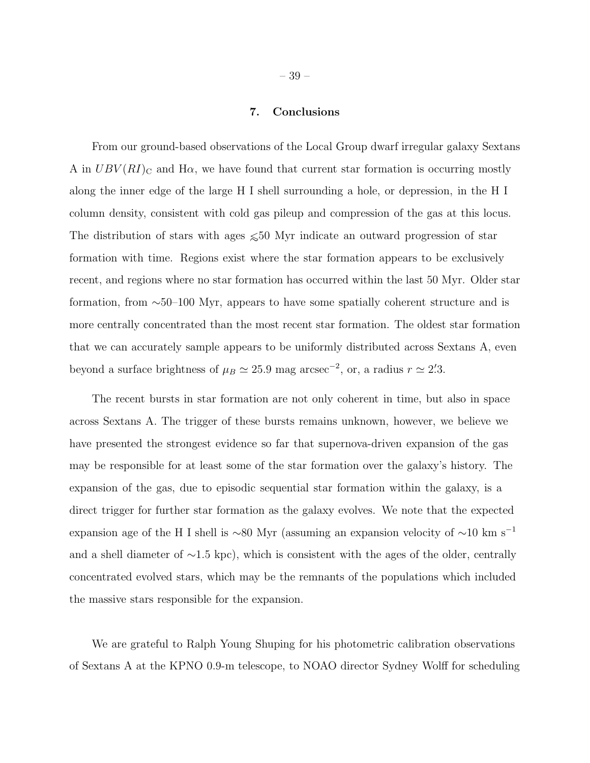## 7. Conclusions

From our ground-based observations of the Local Group dwarf irregular galaxy Sextans A in $UBV(RI)_{\rm C}$ and H$\alpha$, we have found that current star formation is occurring mostly along the inner edge of the large H I shell surrounding a hole, or depression, in the H I column density, consistent with cold gas pileup and compression of the gas at this locus. The distribution of stars with ages $\lesssim$50 Myr indicate an outward progression of star formation with time. Regions exist where the star formation appears to be exclusively recent, and regions where no star formation has occurred within the last 50 Myr. Older star formation, from $\sim$50–100 Myr, appears to have some spatially coherent structure and is more centrally concentrated than the most recent star formation. The oldest star formation that we can accurately sample appears to be uniformly distributed across Sextans A, even beyond a surface brightness of $\mu_B \simeq 25.9$ mag arcsec$^{-2}$, or, a radius $r \simeq 2\farcm3$.

The recent bursts in star formation are not only coherent in time, but also in space across Sextans A. The trigger of these bursts remains unknown, however, we believe we have presented the strongest evidence so far that supernova-driven expansion of the gas may be responsible for at least some of the star formation over the galaxy's history. The expansion of the gas, due to episodic sequential star formation within the galaxy, is a direct trigger for further star formation as the galaxy evolves. We note that the expected expansion age of the H I shell is $\sim$80 Myr (assuming an expansion velocity of $\sim$10 km s$^{-1}$ and a shell diameter of $\sim$1.5 kpc), which is consistent with the ages of the older, centrally concentrated evolved stars, which may be the remnants of the populations which included the massive stars responsible for the expansion.

We are grateful to Ralph Young Shuping for his photometric calibration observations of Sextans A at the KPNO 0.9-m telescope, to NOAO director Sydney Wolff for scheduling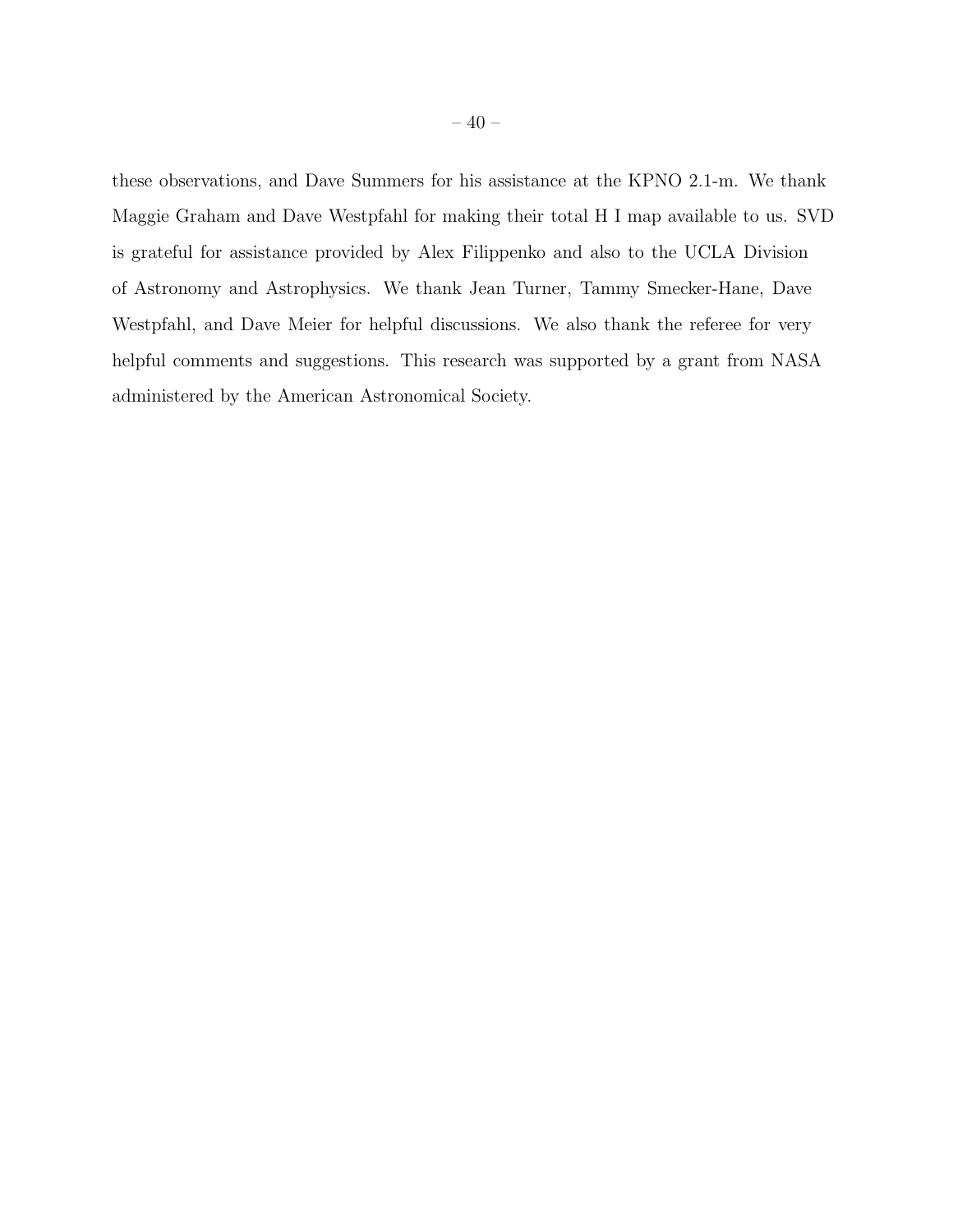these observations, and Dave Summers for his assistance at the KPNO 2.1-m. We thank Maggie Graham and Dave Westpfahl for making their total H I map available to us. SVD is grateful for assistance provided by Alex Filippenko and also to the UCLA Division of Astronomy and Astrophysics. We thank Jean Turner, Tammy Smecker-Hane, Dave Westpfahl, and Dave Meier for helpful discussions. We also thank the referee for very helpful comments and suggestions. This research was supported by a grant from NASA administered by the American Astronomical Society.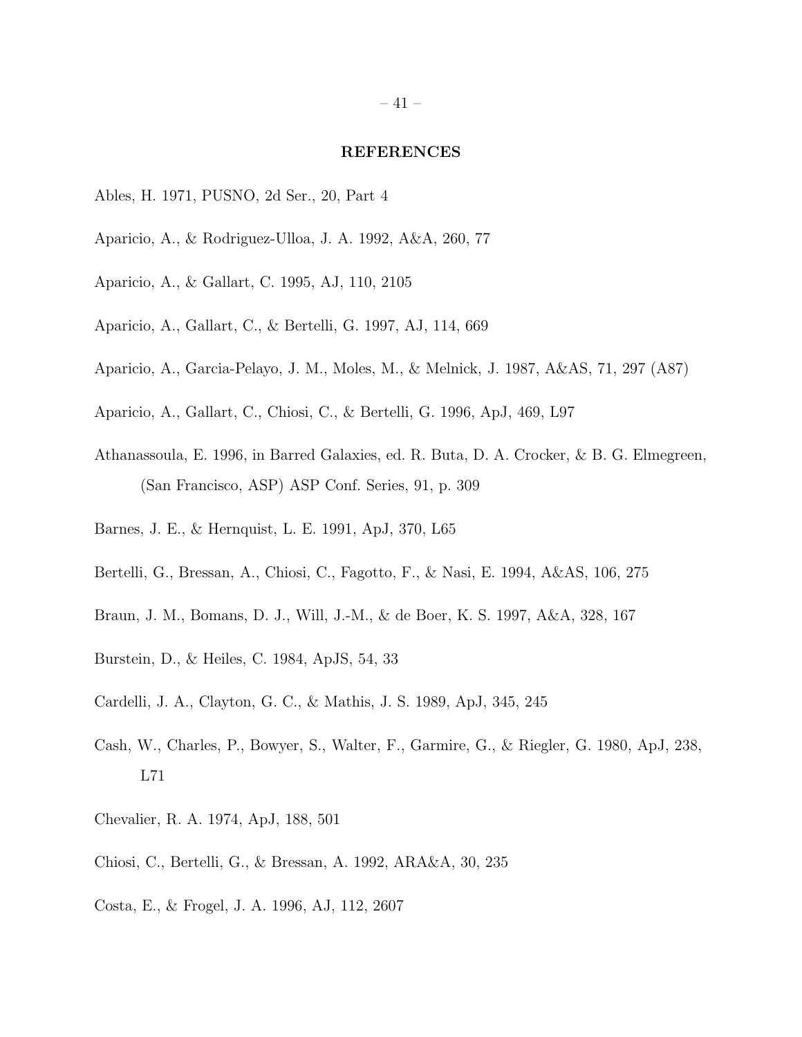## REFERENCES

Ables, H. 1971, PUSNO, 2d Ser., 20, Part 4

Aparicio, A., & Rodriguez-Ulloa, J. A. 1992, A&A, 260, 77

Aparicio, A., & Gallart, C. 1995, AJ, 110, 2105

Aparicio, A., Gallart, C., & Bertelli, G. 1997, AJ, 114, 669

Aparicio, A., Garcia-Pelayo, J. M., Moles, M., & Melnick, J. 1987, A&AS, 71, 297 (A87)

Aparicio, A., Gallart, C., Chiosi, C., & Bertelli, G. 1996, ApJ, 469, L97

Athanassoula, E. 1996, in Barred Galaxies, ed. R. Buta, D. A. Crocker, & B. G. Elmegreen, (San Francisco, ASP) ASP Conf. Series, 91, p. 309

Barnes, J. E., & Hernquist, L. E. 1991, ApJ, 370, L65

Bertelli, G., Bressan, A., Chiosi, C., Fagotto, F., & Nasi, E. 1994, A&AS, 106, 275

Braun, J. M., Bomans, D. J., Will, J.-M., & de Boer, K. S. 1997, A&A, 328, 167

Burstein, D., & Heiles, C. 1984, ApJS, 54, 33

Cardelli, J. A., Clayton, G. C., & Mathis, J. S. 1989, ApJ, 345, 245

Cash, W., Charles, P., Bowyer, S., Walter, F., Garmire, G., & Riegler, G. 1980, ApJ, 238, L71

Chevalier, R. A. 1974, ApJ, 188, 501

Chiosi, C., Bertelli, G., & Bressan, A. 1992, ARA&A, 30, 235

Costa, E., & Frogel, J. A. 1996, AJ, 112, 2607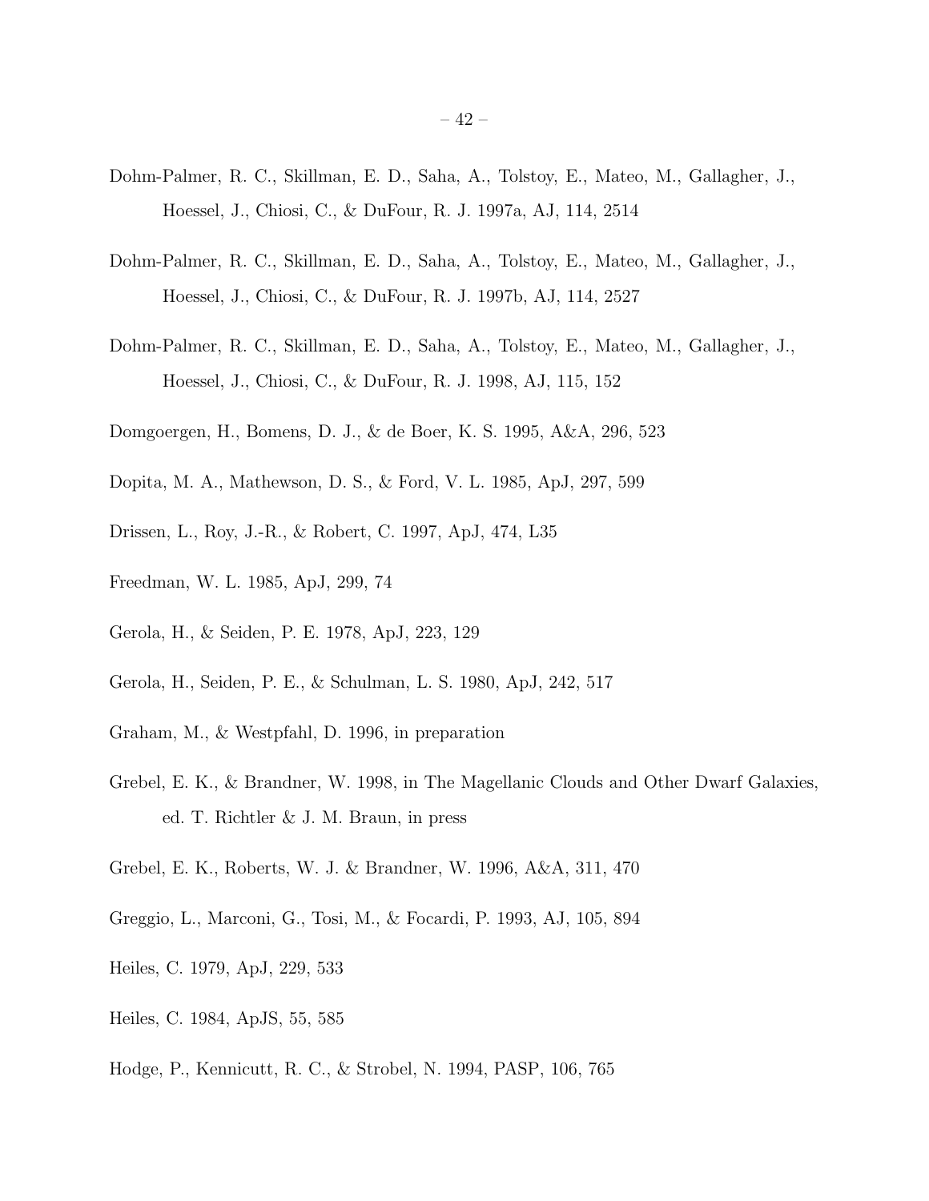Dohm-Palmer, R. C., Skillman, E. D., Saha, A., Tolstoy, E., Mateo, M., Gallagher, J., Hoessel, J., Chiosi, C., & DuFour, R. J. 1997a, AJ, 114, 2514

Dohm-Palmer, R. C., Skillman, E. D., Saha, A., Tolstoy, E., Mateo, M., Gallagher, J., Hoessel, J., Chiosi, C., & DuFour, R. J. 1997b, AJ, 114, 2527

Dohm-Palmer, R. C., Skillman, E. D., Saha, A., Tolstoy, E., Mateo, M., Gallagher, J., Hoessel, J., Chiosi, C., & DuFour, R. J. 1998, AJ, 115, 152

Domgoergen, H., Bomens, D. J., & de Boer, K. S. 1995, A&A, 296, 523

Dopita, M. A., Mathewson, D. S., & Ford, V. L. 1985, ApJ, 297, 599

Drissen, L., Roy, J.-R., & Robert, C. 1997, ApJ, 474, L35

Freedman, W. L. 1985, ApJ, 299, 74

Gerola, H., & Seiden, P. E. 1978, ApJ, 223, 129

Gerola, H., Seiden, P. E., & Schulman, L. S. 1980, ApJ, 242, 517

Graham, M., & Westpfahl, D. 1996, in preparation

Grebel, E. K., & Brandner, W. 1998, in The Magellanic Clouds and Other Dwarf Galaxies, ed. T. Richtler & J. M. Braun, in press

Grebel, E. K., Roberts, W. J. & Brandner, W. 1996, A&A, 311, 470

Greggio, L., Marconi, G., Tosi, M., & Focardi, P. 1993, AJ, 105, 894

Heiles, C. 1979, ApJ, 229, 533

Heiles, C. 1984, ApJS, 55, 585

Hodge, P., Kennicutt, R. C., & Strobel, N. 1994, PASP, 106, 765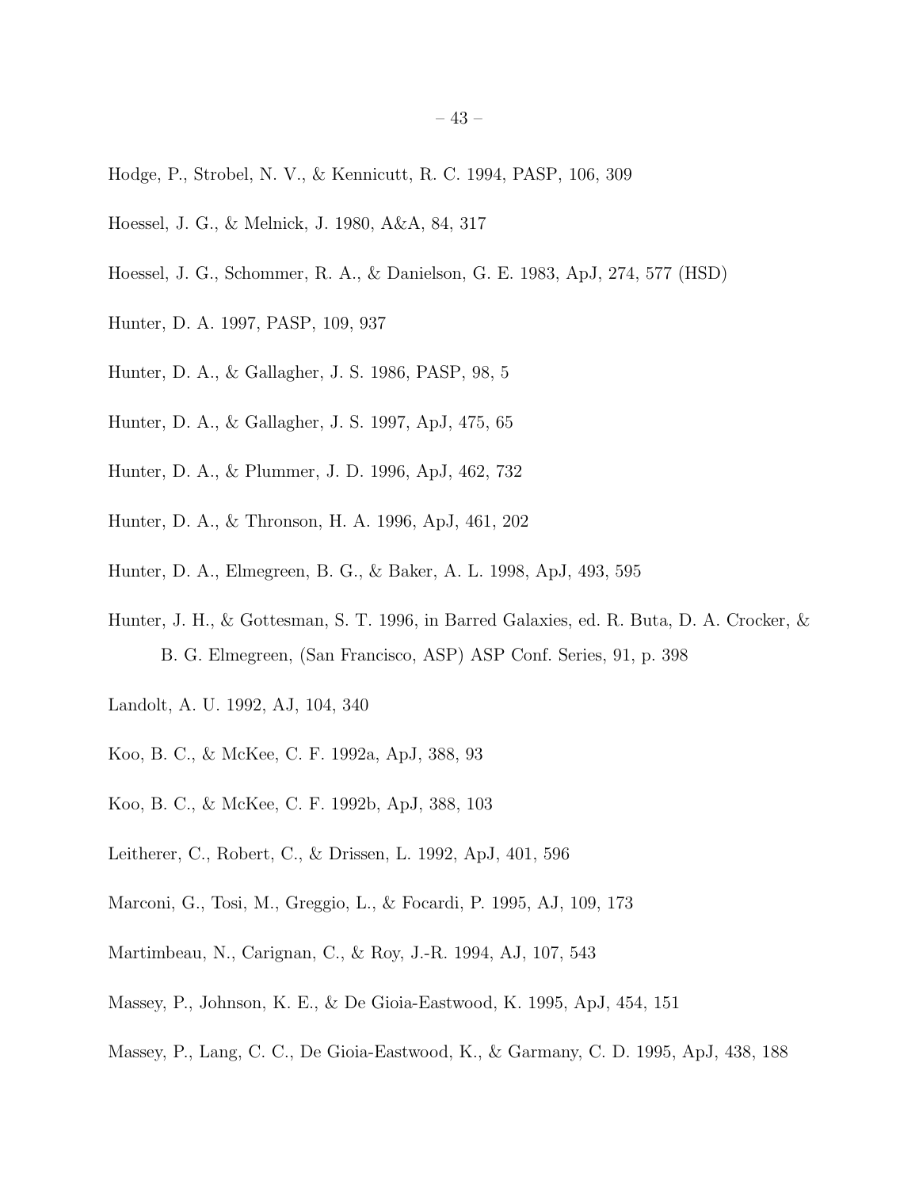Hodge, P., Strobel, N. V., & Kennicutt, R. C. 1994, PASP, 106, 309

Hoessel, J. G., & Melnick, J. 1980, A&A, 84, 317

Hoessel, J. G., Schommer, R. A., & Danielson, G. E. 1983, ApJ, 274, 577 (HSD)

Hunter, D. A. 1997, PASP, 109, 937

Hunter, D. A., & Gallagher, J. S. 1986, PASP, 98, 5

Hunter, D. A., & Gallagher, J. S. 1997, ApJ, 475, 65

Hunter, D. A., & Plummer, J. D. 1996, ApJ, 462, 732

Hunter, D. A., & Thronson, H. A. 1996, ApJ, 461, 202

Hunter, D. A., Elmegreen, B. G., & Baker, A. L. 1998, ApJ, 493, 595

Hunter, J. H., & Gottesman, S. T. 1996, in Barred Galaxies, ed. R. Buta, D. A. Crocker, & B. G. Elmegreen, (San Francisco, ASP) ASP Conf. Series, 91, p. 398

Landolt, A. U. 1992, AJ, 104, 340

Koo, B. C., & McKee, C. F. 1992a, ApJ, 388, 93

Koo, B. C., & McKee, C. F. 1992b, ApJ, 388, 103

Leitherer, C., Robert, C., & Drissen, L. 1992, ApJ, 401, 596

Marconi, G., Tosi, M., Greggio, L., & Focardi, P. 1995, AJ, 109, 173

Martimbeau, N., Carignan, C., & Roy, J.-R. 1994, AJ, 107, 543

Massey, P., Johnson, K. E., & De Gioia-Eastwood, K. 1995, ApJ, 454, 151

Massey, P., Lang, C. C., De Gioia-Eastwood, K., & Garmany, C. D. 1995, ApJ, 438, 188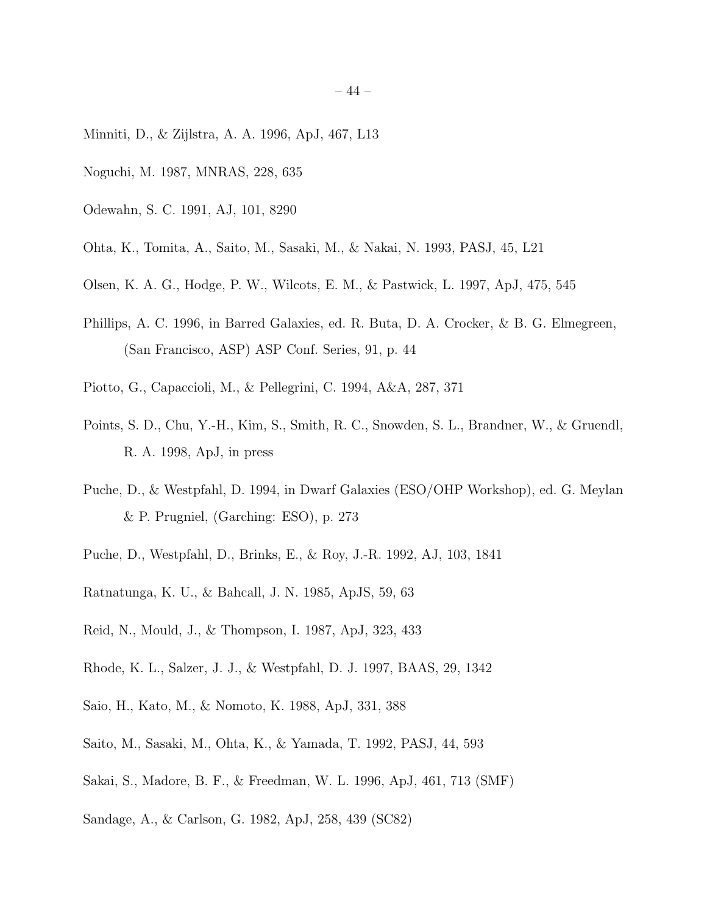Minniti, D., & Zijlstra, A. A. 1996, ApJ, 467, L13

Noguchi, M. 1987, MNRAS, 228, 635

Odewahn, S. C. 1991, AJ, 101, 8290

Ohta, K., Tomita, A., Saito, M., Sasaki, M., & Nakai, N. 1993, PASJ, 45, L21

Olsen, K. A. G., Hodge, P. W., Wilcots, E. M., & Pastwick, L. 1997, ApJ, 475, 545

Phillips, A. C. 1996, in Barred Galaxies, ed. R. Buta, D. A. Crocker, & B. G. Elmegreen, (San Francisco, ASP) ASP Conf. Series, 91, p. 44

Piotto, G., Capaccioli, M., & Pellegrini, C. 1994, A&A, 287, 371

Points, S. D., Chu, Y.-H., Kim, S., Smith, R. C., Snowden, S. L., Brandner, W., & Gruendl, R. A. 1998, ApJ, in press

Puche, D., & Westpfahl, D. 1994, in Dwarf Galaxies (ESO/OHP Workshop), ed. G. Meylan & P. Prugniel, (Garching: ESO), p. 273

Puche, D., Westpfahl, D., Brinks, E., & Roy, J.-R. 1992, AJ, 103, 1841

Ratnatunga, K. U., & Bahcall, J. N. 1985, ApJS, 59, 63

Reid, N., Mould, J., & Thompson, I. 1987, ApJ, 323, 433

Rhode, K. L., Salzer, J. J., & Westpfahl, D. J. 1997, BAAS, 29, 1342

Saio, H., Kato, M., & Nomoto, K. 1988, ApJ, 331, 388

Saito, M., Sasaki, M., Ohta, K., & Yamada, T. 1992, PASJ, 44, 593

Sakai, S., Madore, B. F., & Freedman, W. L. 1996, ApJ, 461, 713 (SMF)

Sandage, A., & Carlson, G. 1982, ApJ, 258, 439 (SC82)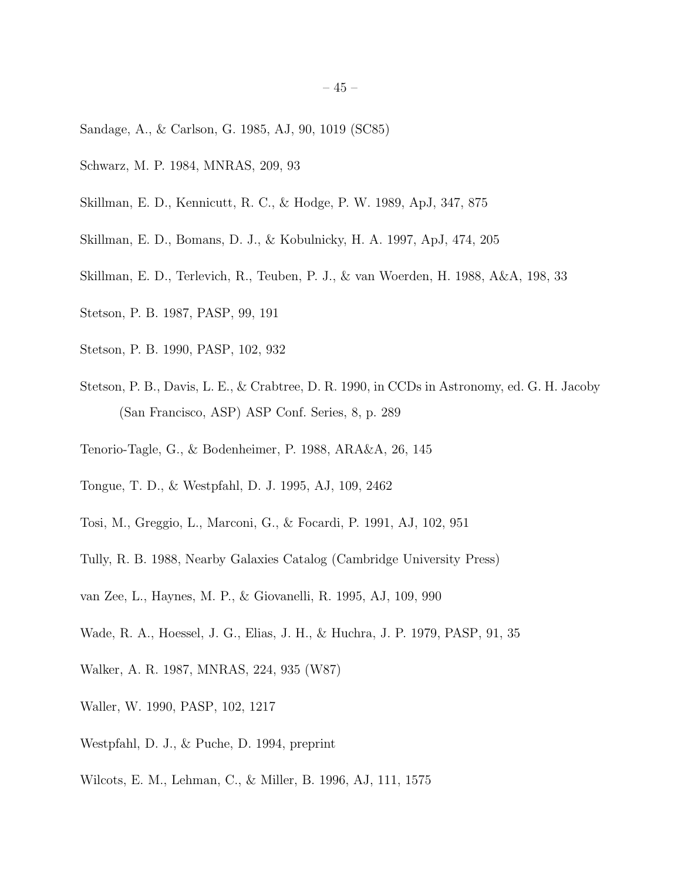Sandage, A., & Carlson, G. 1985, AJ, 90, 1019 (SC85)

Schwarz, M. P. 1984, MNRAS, 209, 93

Skillman, E. D., Kennicutt, R. C., & Hodge, P. W. 1989, ApJ, 347, 875

Skillman, E. D., Bomans, D. J., & Kobulnicky, H. A. 1997, ApJ, 474, 205

Skillman, E. D., Terlevich, R., Teuben, P. J., & van Woerden, H. 1988, A&A, 198, 33

Stetson, P. B. 1987, PASP, 99, 191

Stetson, P. B. 1990, PASP, 102, 932

Stetson, P. B., Davis, L. E., & Crabtree, D. R. 1990, in CCDs in Astronomy, ed. G. H. Jacoby (San Francisco, ASP) ASP Conf. Series, 8, p. 289

Tenorio-Tagle, G., & Bodenheimer, P. 1988, ARA&A, 26, 145

Tongue, T. D., & Westpfahl, D. J. 1995, AJ, 109, 2462

Tosi, M., Greggio, L., Marconi, G., & Focardi, P. 1991, AJ, 102, 951

Tully, R. B. 1988, Nearby Galaxies Catalog (Cambridge University Press)

van Zee, L., Haynes, M. P., & Giovanelli, R. 1995, AJ, 109, 990

Wade, R. A., Hoessel, J. G., Elias, J. H., & Huchra, J. P. 1979, PASP, 91, 35

Walker, A. R. 1987, MNRAS, 224, 935 (W87)

Waller, W. 1990, PASP, 102, 1217

Westpfahl, D. J., & Puche, D. 1994, preprint

Wilcots, E. M., Lehman, C., & Miller, B. 1996, AJ, 111, 1575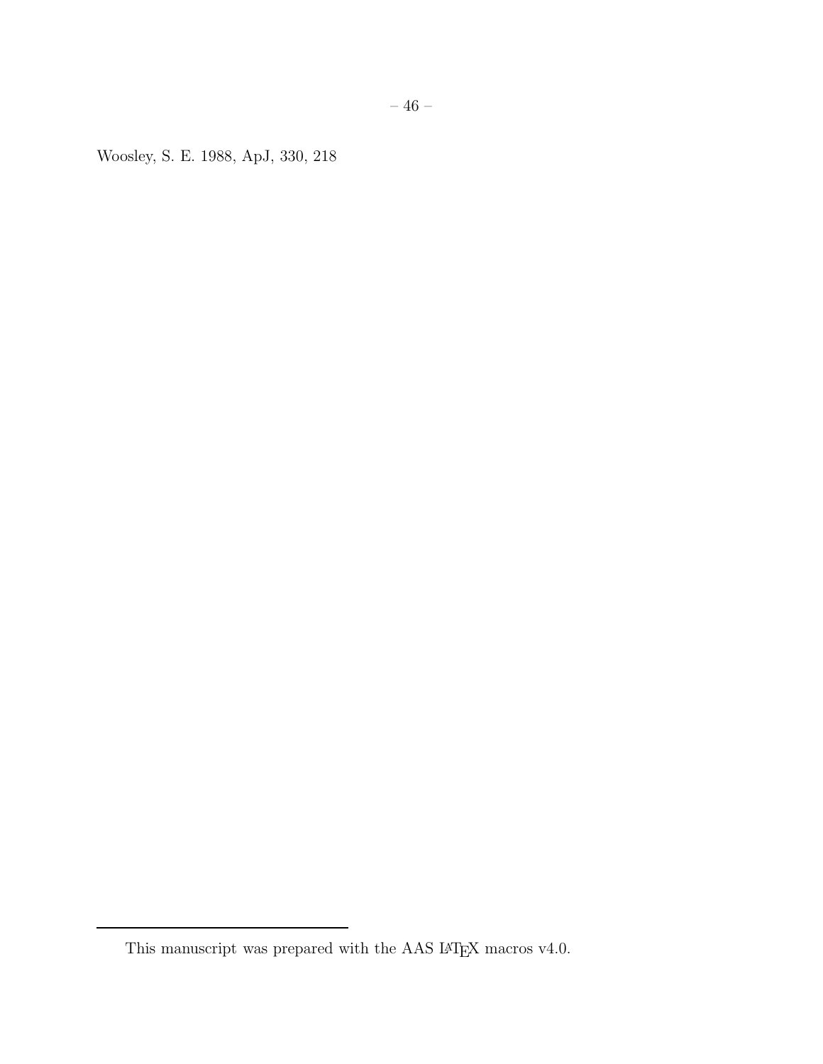Woosley, S. E. 1988, ApJ, 330, 218

This manuscript was prepared with the AAS LaTeX macros v4.0.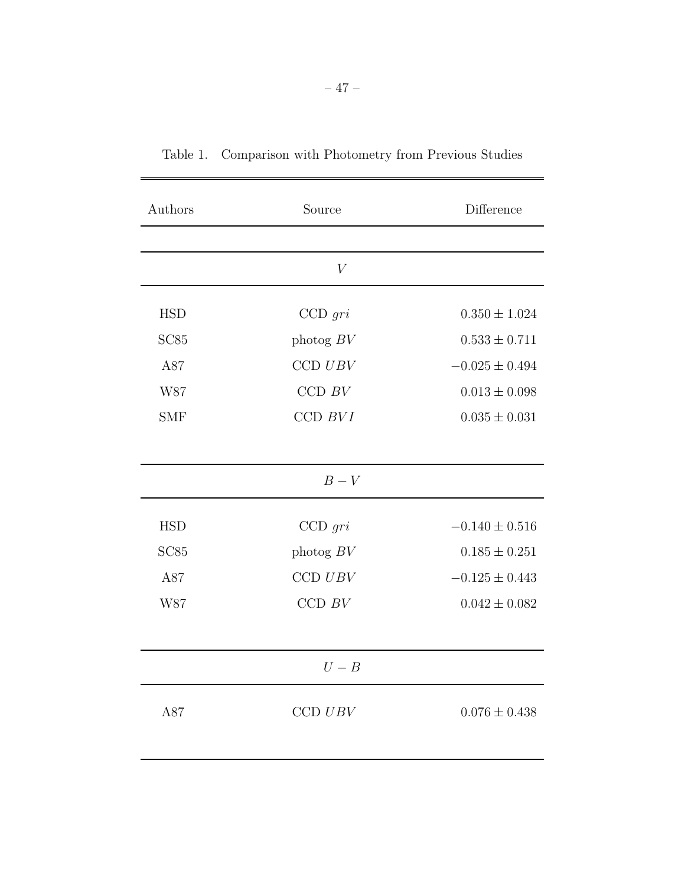Table 1. Comparison with Photometry from Previous Studies

| Authors | Source | Difference |
|---|---|---|
| | $V$ | |
| HSD | CCD $gri$ | $0.350 \pm 1.024$ |
| SC85 | photog $BV$ | $0.533 \pm 0.711$ |
| A87 | CCD $UBV$ | $-0.025 \pm 0.494$ |
| W87 | CCD $BV$ | $0.013 \pm 0.098$ |
| SMF | CCD $BVI$ | $0.035 \pm 0.031$ |
| | $B-V$ | |
| HSD | CCD $gri$ | $-0.140 \pm 0.516$ |
| SC85 | photog $BV$ | $0.185 \pm 0.251$ |
| A87 | CCD $UBV$ | $-0.125 \pm 0.443$ |
| W87 | CCD $BV$ | $0.042 \pm 0.082$ |
| | $U-B$ | |
| A87 | CCD $UBV$ | $0.076 \pm 0.438$ |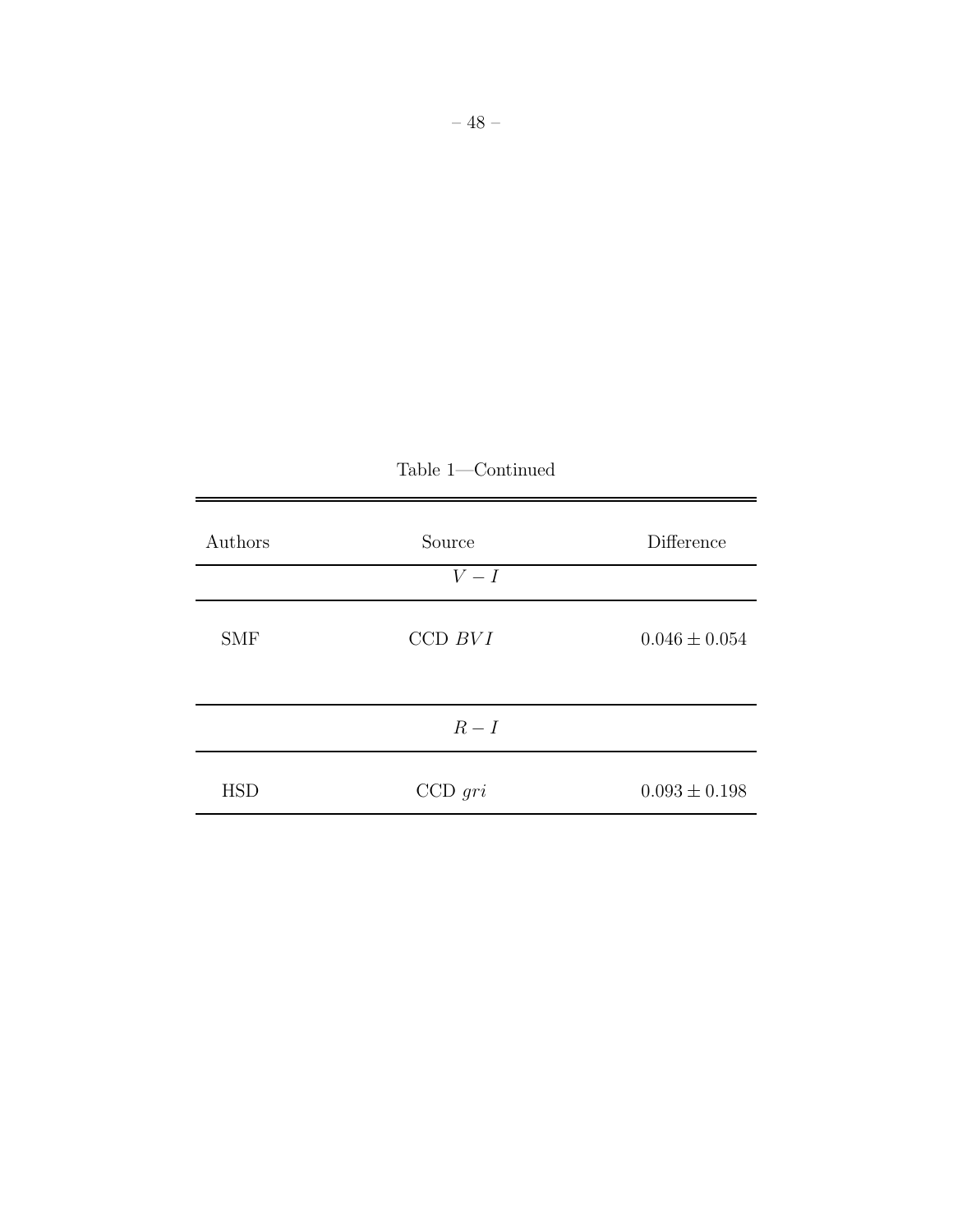Table 1—Continued

| Authors | Source | Difference |
|---|---|---|
| | $V - I$ | |
| SMF | CCD $BVI$ | $0.046 \pm 0.054$ |
| | $R - I$ | |
| HSD | CCD $gri$ | $0.093 \pm 0.198$ |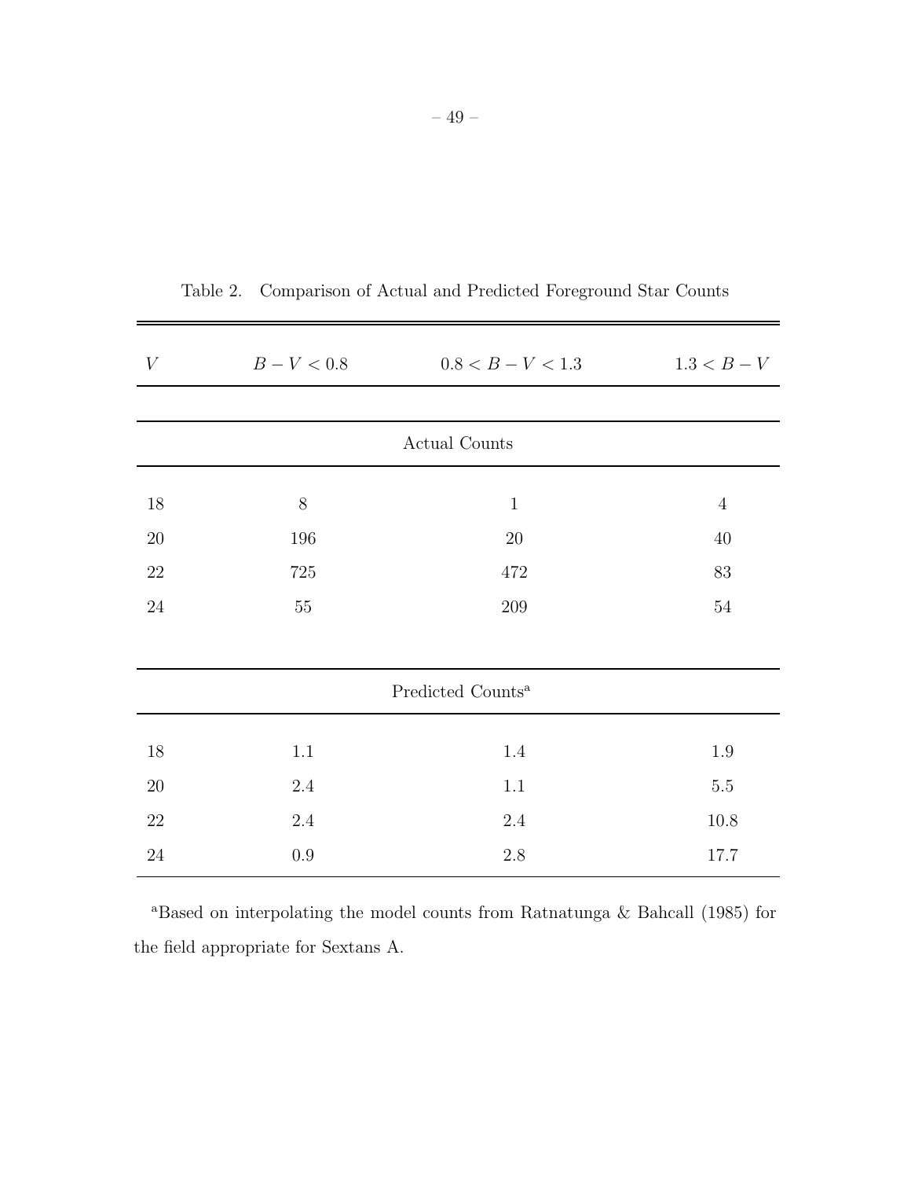Table 2. Comparison of Actual and Predicted Foreground Star Counts

| $V$ | $B-V<0.8$ | $0.8<B-V<1.3$ | $1.3<B-V$ |
|---|---|---|---|
| | Actual Counts | | |
| 18 | 8 | 1 | 4 |
| 20 | 196 | 20 | 40 |
| 22 | 725 | 472 | 83 |
| 24 | 55 | 209 | 54 |
| | Predicted Counts[a] | | |
| 18 | 1.1 | 1.4 | 1.9 |
| 20 | 2.4 | 1.1 | 5.5 |
| 22 | 2.4 | 2.4 | 10.8 |
| 24 | 0.9 | 2.8 | 17.7 |

[a]Based on interpolating the model counts from Ratnatunga & Bahcall (1985) for the field appropriate for Sextans A.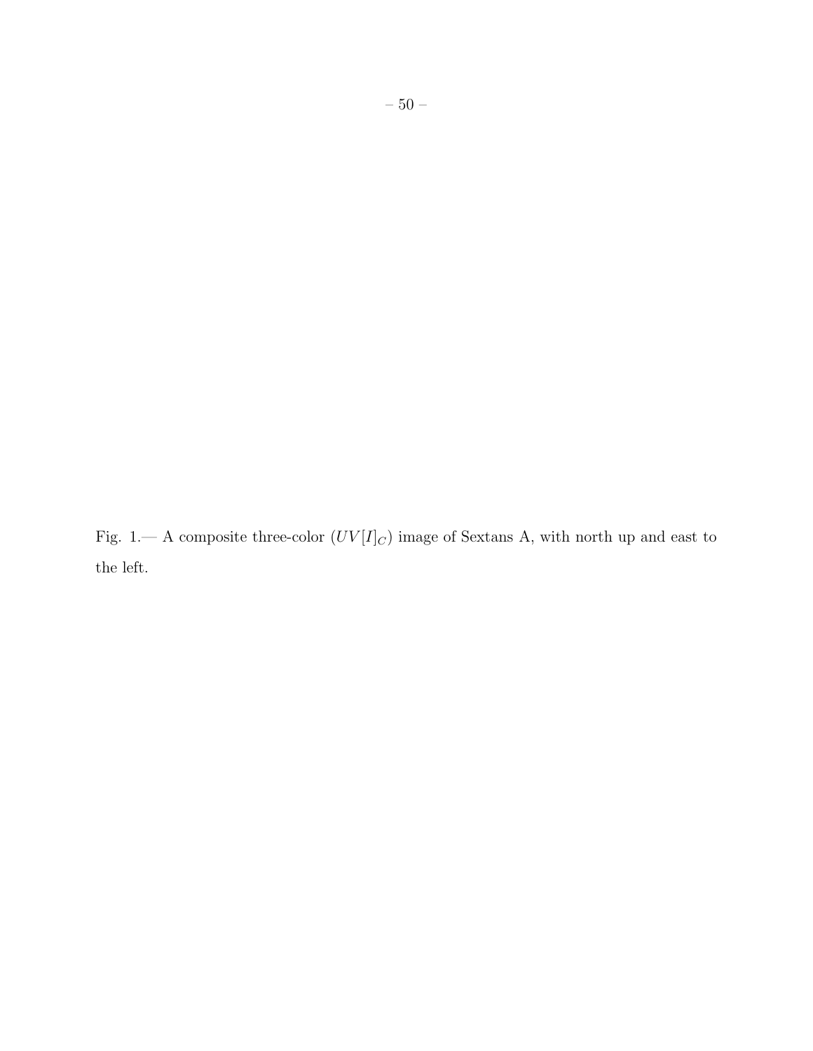Fig. 1.— A composite three-color ($UV[I]_C$) image of Sextans A, with north up and east to the left.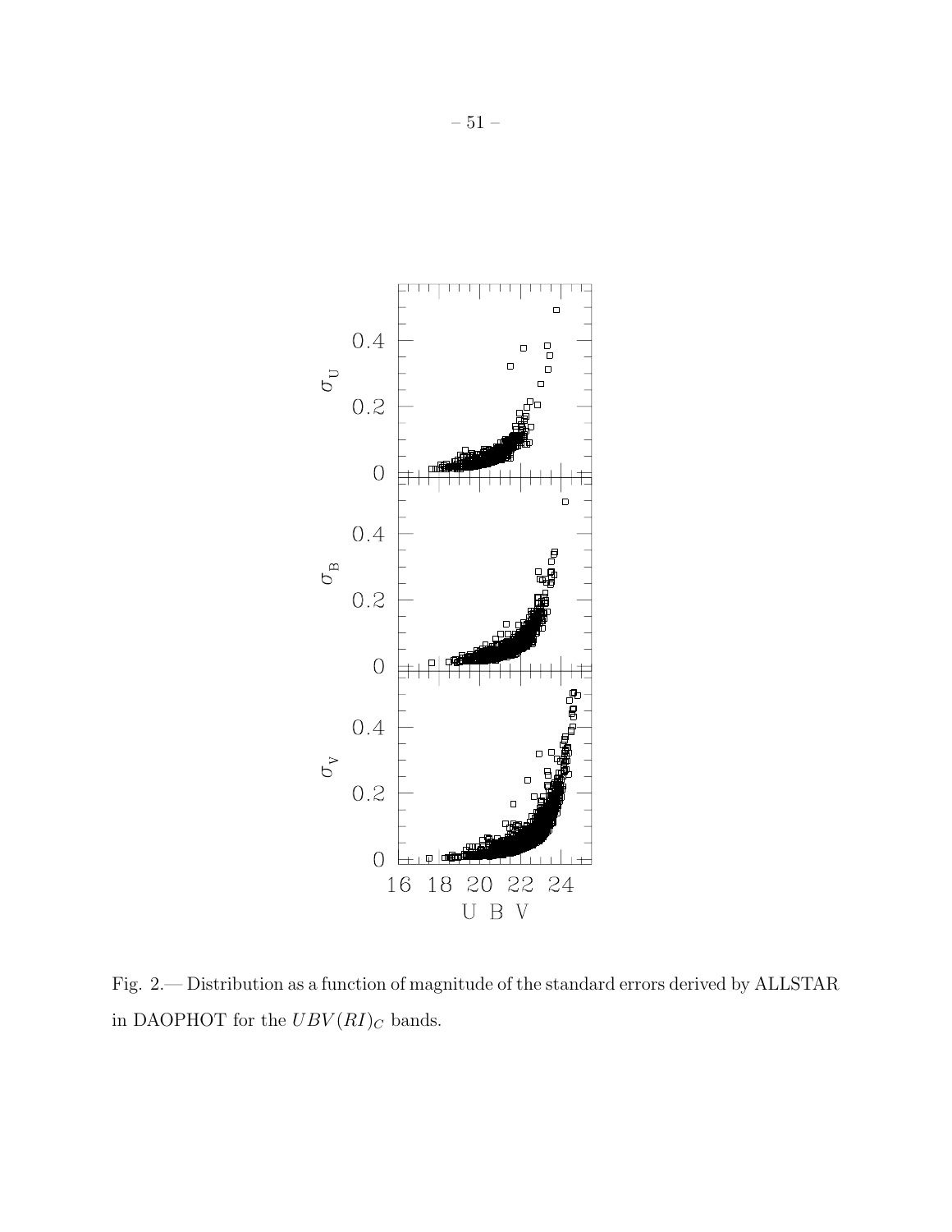Fig. 2.— Distribution as a function of magnitude of the standard errors derived by ALLSTAR in DAOPHOT for the $UBV(RI)_C$ bands.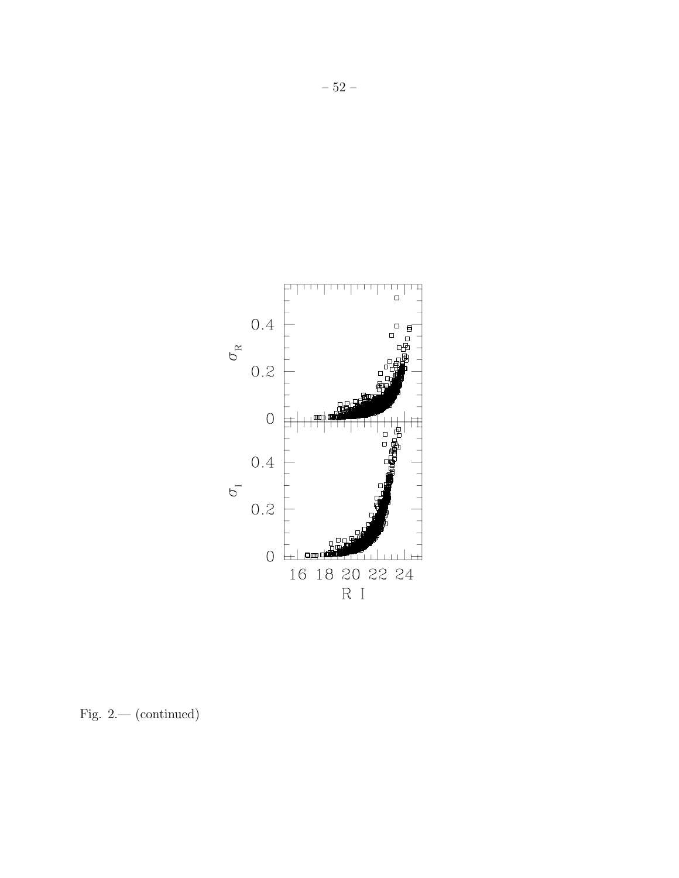Fig. 2.— (continued)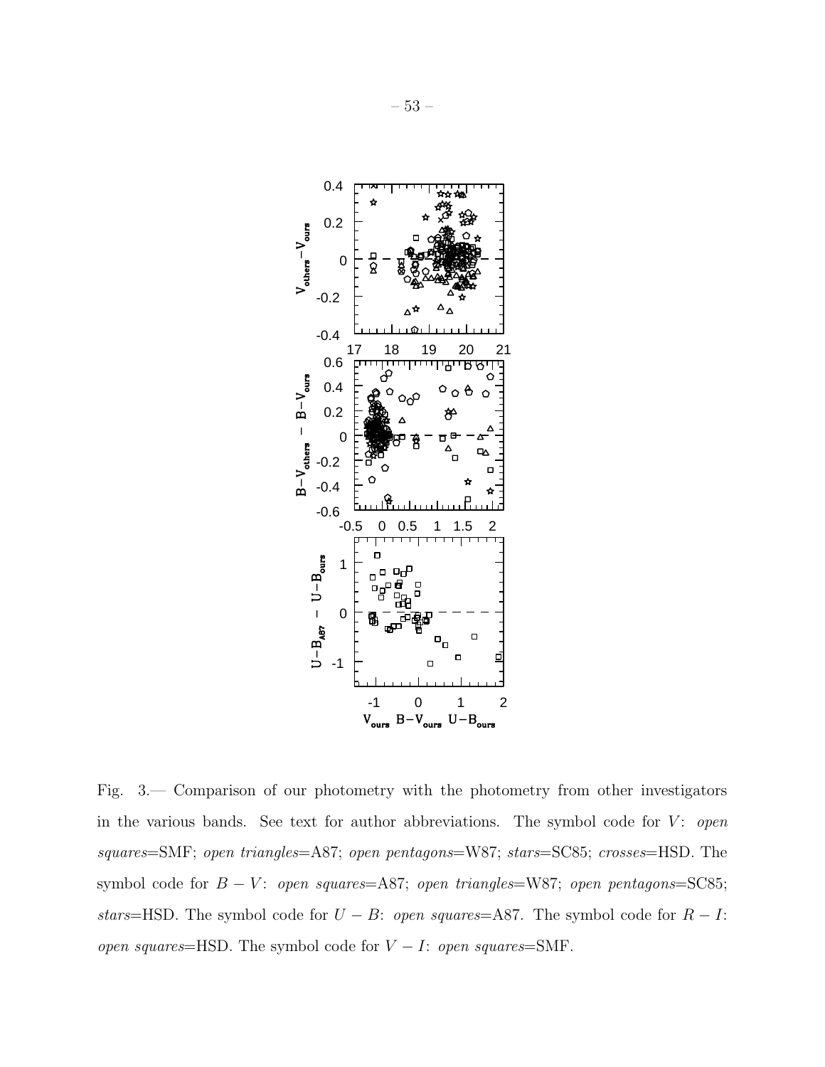Fig. 3.— Comparison of our photometry with the photometry from other investigators in the various bands. See text for author abbreviations. The symbol code for $V$: *open squares*=SMF; *open triangles*=A87; *open pentagons*=W87; *stars*=SC85; *crosses*=HSD. The symbol code for $B-V$: *open squares*=A87; *open triangles*=W87; *open pentagons*=SC85; *stars*=HSD. The symbol code for $U-B$: *open squares*=A87. The symbol code for $R-I$: *open squares*=HSD. The symbol code for $V-I$: *open squares*=SMF.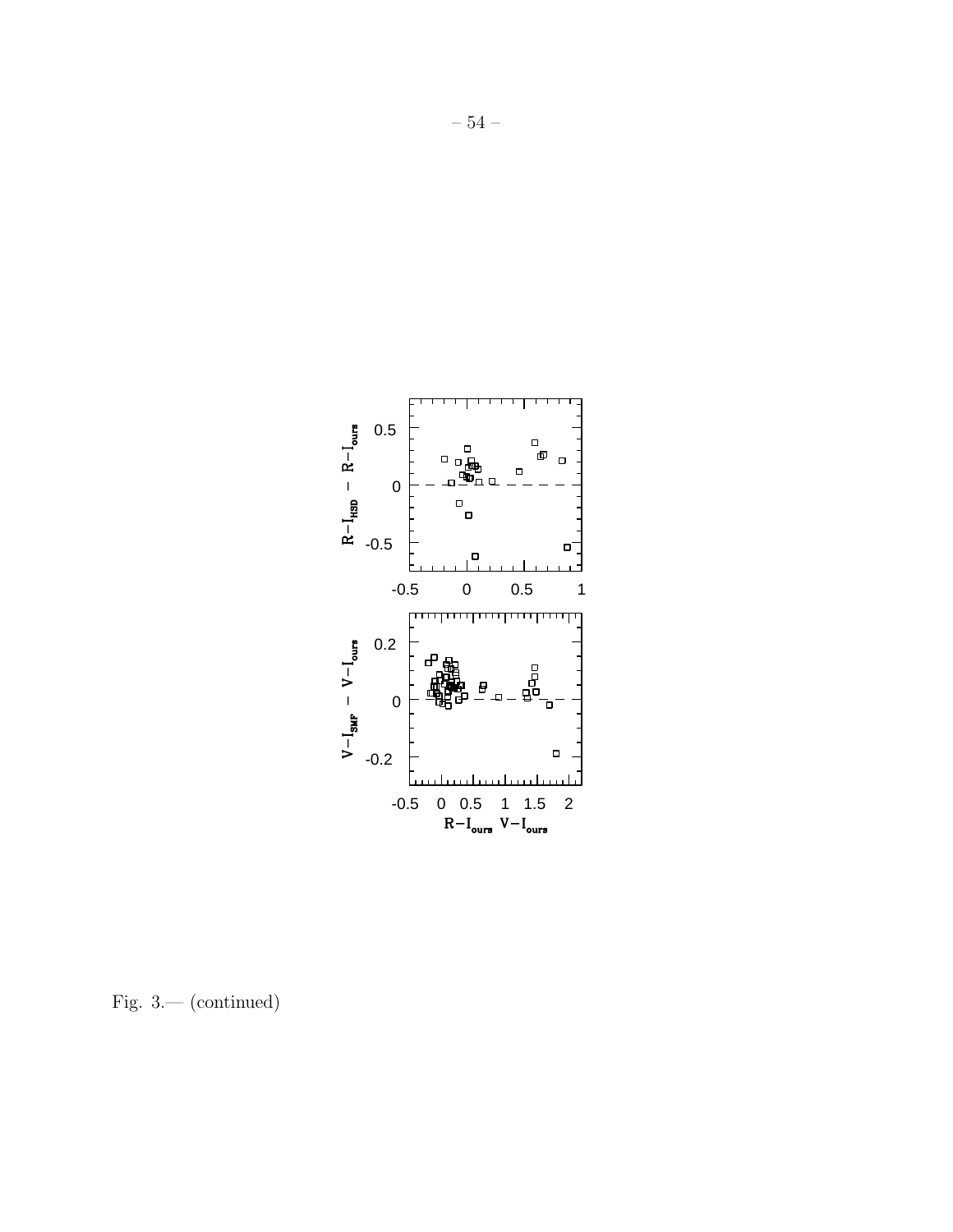Fig. 3.— (continued)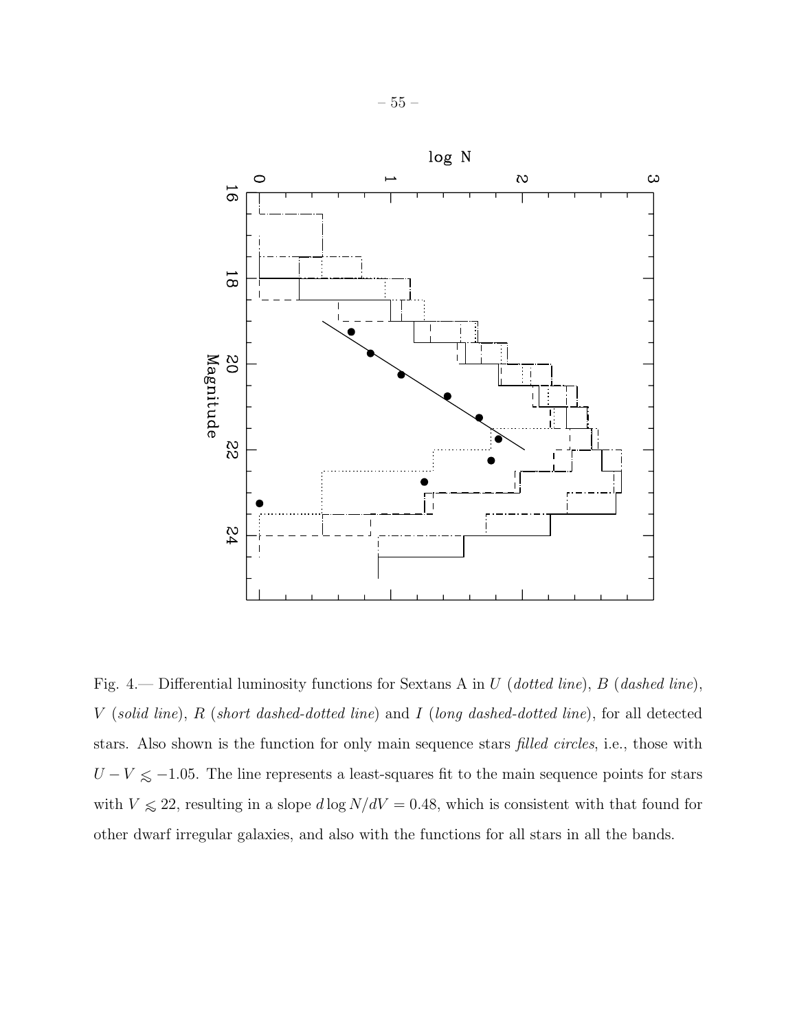Fig. 4.— Differential luminosity functions for Sextans A in $U$ (*dotted line*), $B$ (*dashed line*), $V$ (*solid line*), $R$ (*short dashed-dotted line*) and $I$ (*long dashed-dotted line*), for all detected stars. Also shown is the function for only main sequence stars *filled circles*, i.e., those with $U - V \lesssim -1.05$. The line represents a least-squares fit to the main sequence points for stars with $V \lesssim 22$, resulting in a slope $d \log N/dV = 0.48$, which is consistent with that found for other dwarf irregular galaxies, and also with the functions for all stars in all the bands.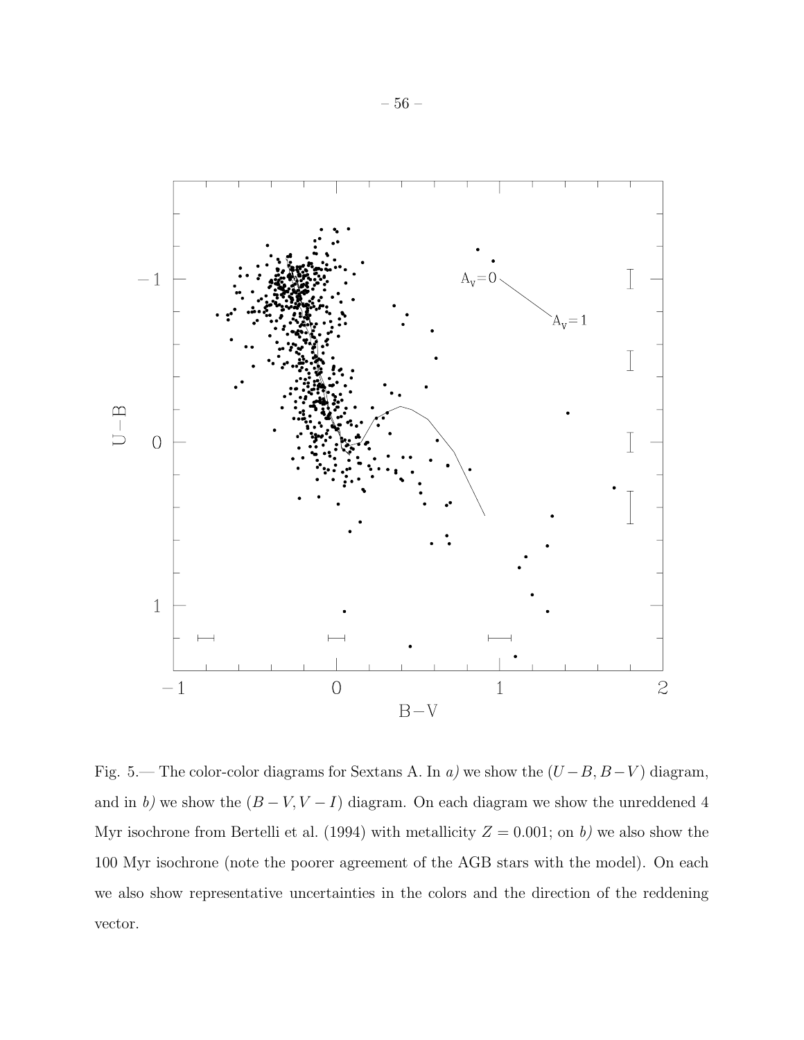Fig. 5.— The color-color diagrams for Sextans A. In *a)* we show the $(U-B, B-V)$ diagram, and in *b)* we show the $(B-V, V-I)$ diagram. On each diagram we show the unreddened 4 Myr isochrone from Bertelli et al. (1994) with metallicity $Z = 0.001$; on *b)* we also show the 100 Myr isochrone (note the poorer agreement of the AGB stars with the model). On each we also show representative uncertainties in the colors and the direction of the reddening vector.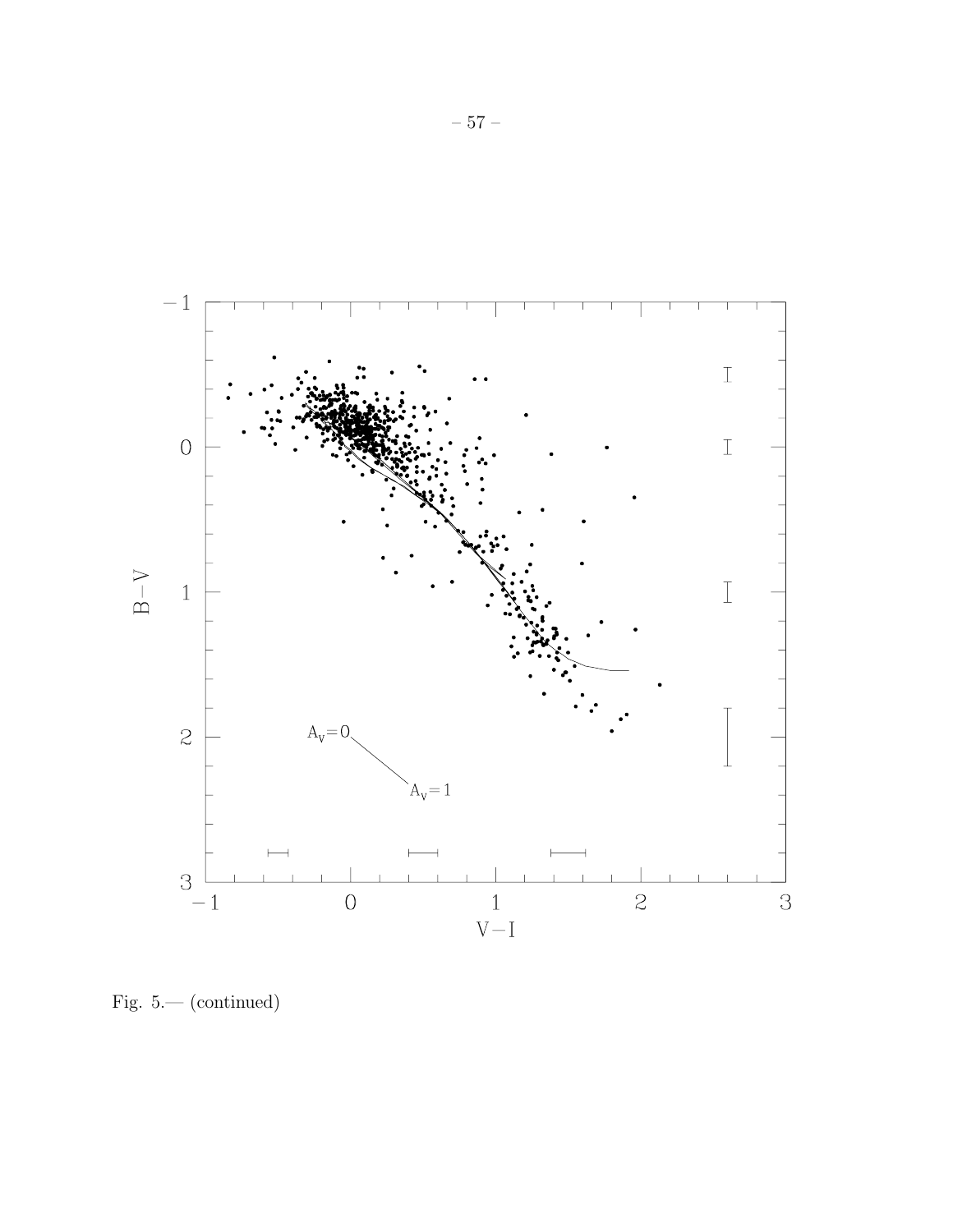Fig. 5.— (continued)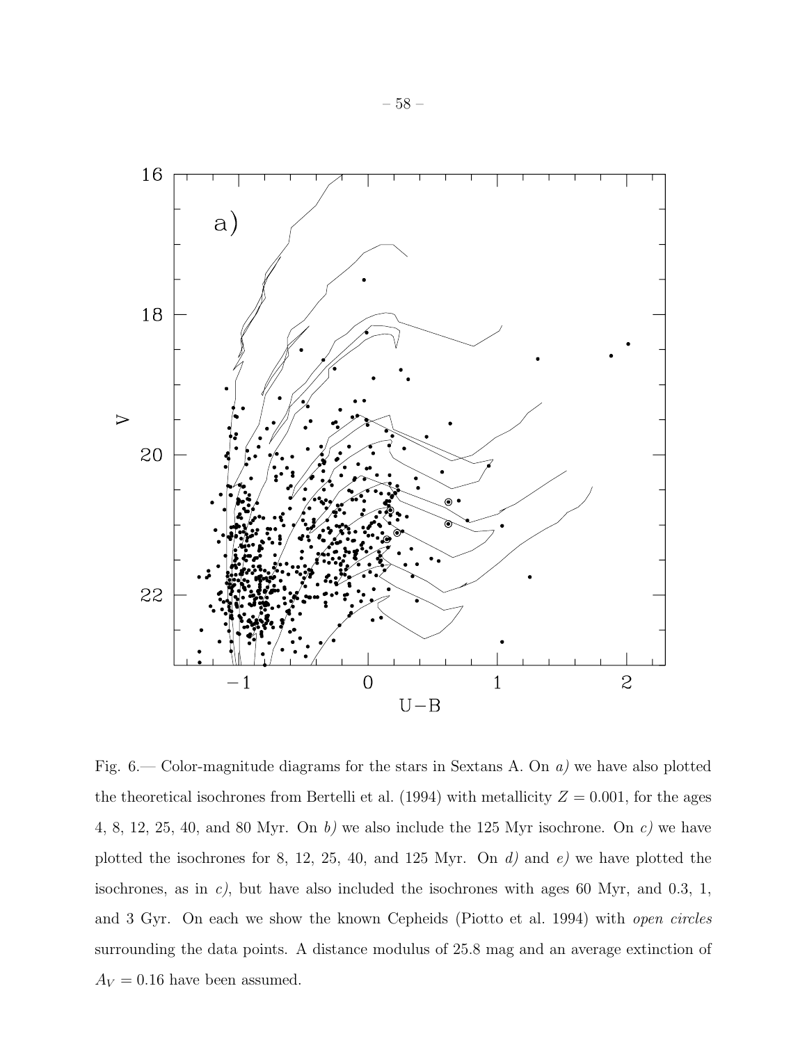Fig. 6.— Color-magnitude diagrams for the stars in Sextans A. On *a)* we have also plotted the theoretical isochrones from Bertelli et al. (1994) with metallicity $Z = 0.001$, for the ages 4, 8, 12, 25, 40, and 80 Myr. On *b)* we also include the 125 Myr isochrone. On *c)* we have plotted the isochrones for 8, 12, 25, 40, and 125 Myr. On *d)* and *e)* we have plotted the isochrones, as in *c)*, but have also included the isochrones with ages 60 Myr, and 0.3, 1, and 3 Gyr. On each we show the known Cepheids (Piotto et al. 1994) with *open circles* surrounding the data points. A distance modulus of 25.8 mag and an average extinction of $A_V = 0.16$ have been assumed.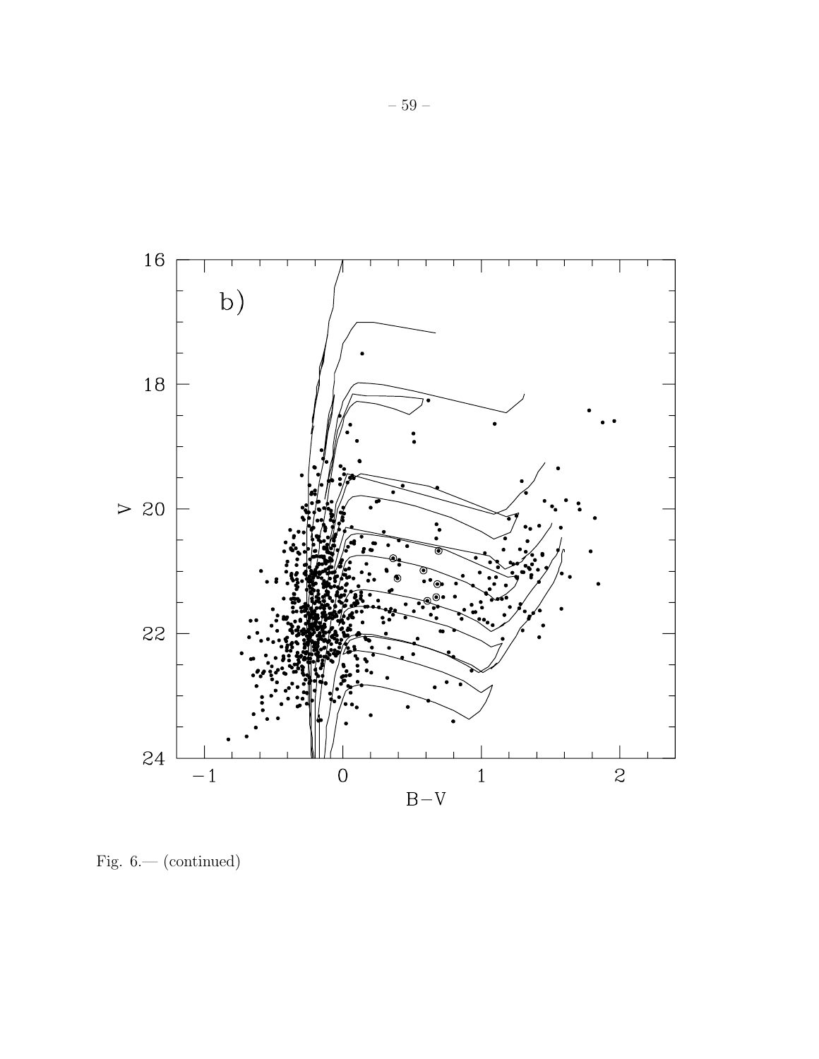Fig. 6.— (continued)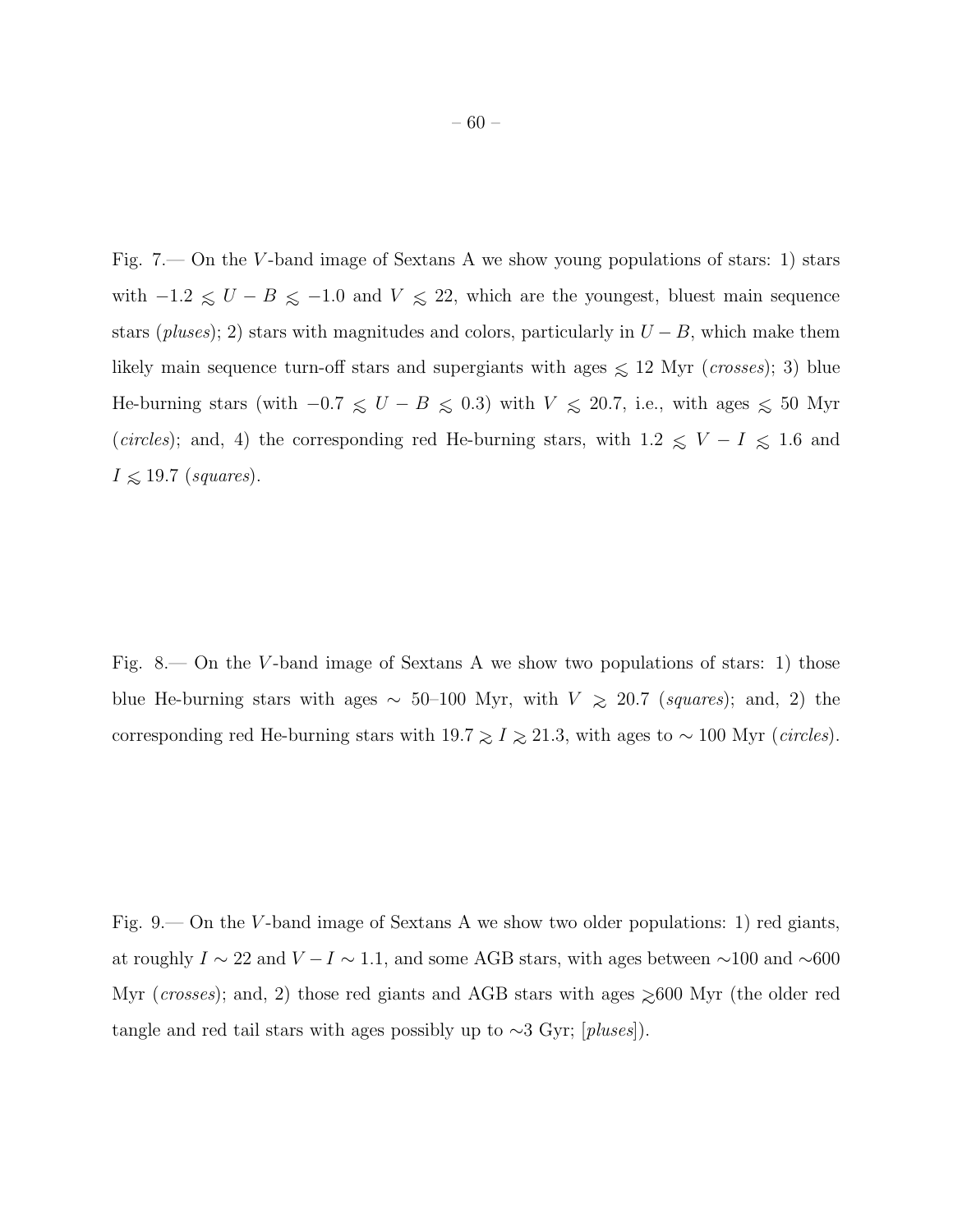Fig. 7.— On the $V$-band image of Sextans A we show young populations of stars: 1) stars with $-1.2 \lessapprox U - B \lessapprox -1.0$ and $V \lessapprox 22$, which are the youngest, bluest main sequence stars (*pluses*); 2) stars with magnitudes and colors, particularly in $U - B$, which make them likely main sequence turn-off stars and supergiants with ages $\lessapprox$ 12 Myr (*crosses*); 3) blue He-burning stars (with $-0.7 \lessapprox U - B \lessapprox 0.3$) with $V \lessapprox 20.7$, i.e., with ages $\lessapprox$ 50 Myr (*circles*); and, 4) the corresponding red He-burning stars, with $1.2 \lessapprox V - I \lessapprox 1.6$ and $I \lessapprox 19.7$ (*squares*).

Fig. 8.— On the $V$-band image of Sextans A we show two populations of stars: 1) those blue He-burning stars with ages $\sim$ 50–100 Myr, with $V \gtrapprox 20.7$ (*squares*); and, 2) the corresponding red He-burning stars with $19.7 \gtrapprox I \gtrapprox 21.3$, with ages to $\sim$ 100 Myr (*circles*).

Fig. 9.— On the $V$-band image of Sextans A we show two older populations: 1) red giants, at roughly $I \sim 22$ and $V - I \sim 1.1$, and some AGB stars, with ages between $\sim$100 and $\sim$600 Myr (*crosses*); and, 2) those red giants and AGB stars with ages $\gtrapprox$600 Myr (the older red tangle and red tail stars with ages possibly up to $\sim$3 Gyr; [*pluses*]).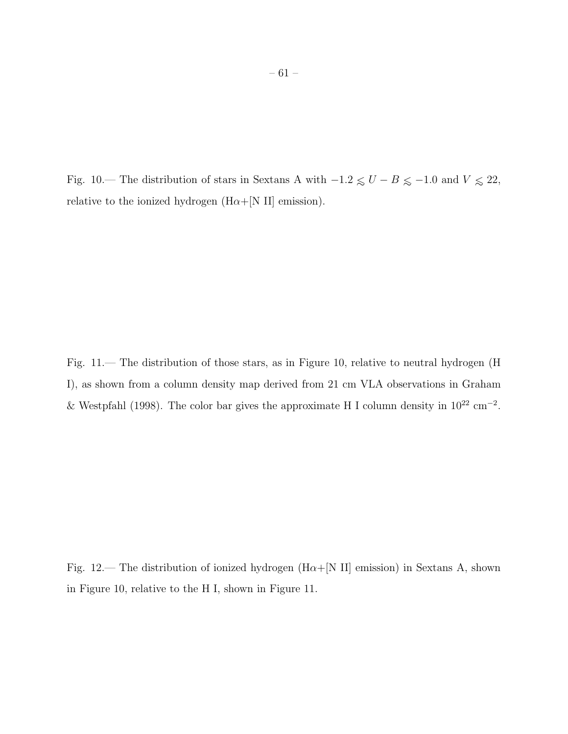Fig. 10.— The distribution of stars in Sextans A with $-1.2 \lesssim U - B \lesssim -1.0$ and $V \lesssim 22$, relative to the ionized hydrogen (H$\alpha$+[N II] emission).

Fig. 11.— The distribution of those stars, as in Figure 10, relative to neutral hydrogen (H I), as shown from a column density map derived from 21 cm VLA observations in Graham & Westpfahl (1998). The color bar gives the approximate H I column density in $10^{22}$ cm$^{-2}$.

Fig. 12.— The distribution of ionized hydrogen (H$\alpha$+[N II] emission) in Sextans A, shown in Figure 10, relative to the H I, shown in Figure 11.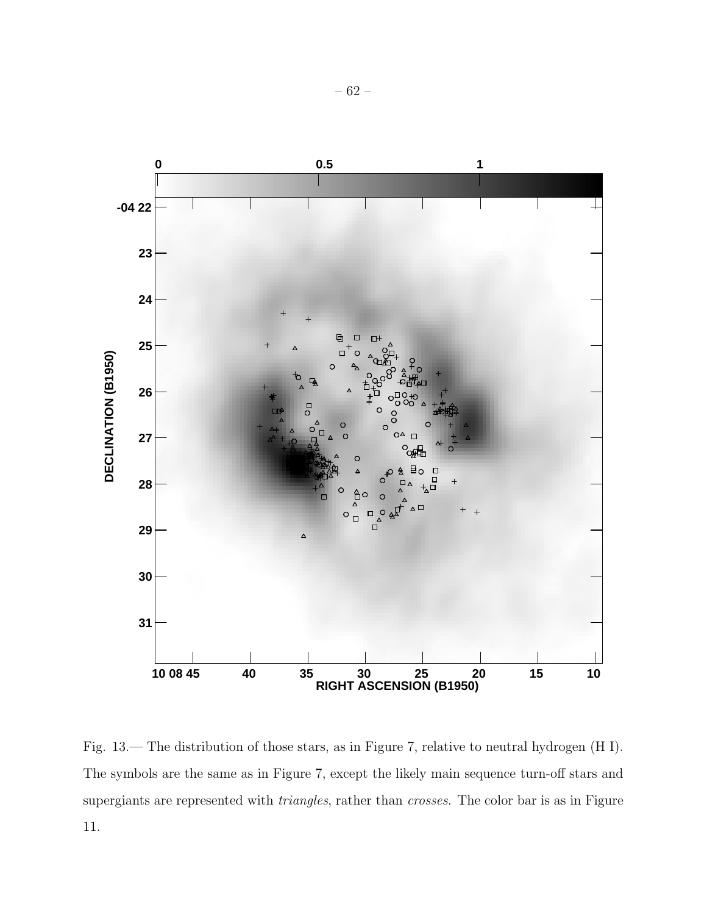Fig. 13.— The distribution of those stars, as in Figure 7, relative to neutral hydrogen (H I). The symbols are the same as in Figure 7, except the likely main sequence turn-off stars and supergiants are represented with *triangles*, rather than *crosses*. The color bar is as in Figure 11.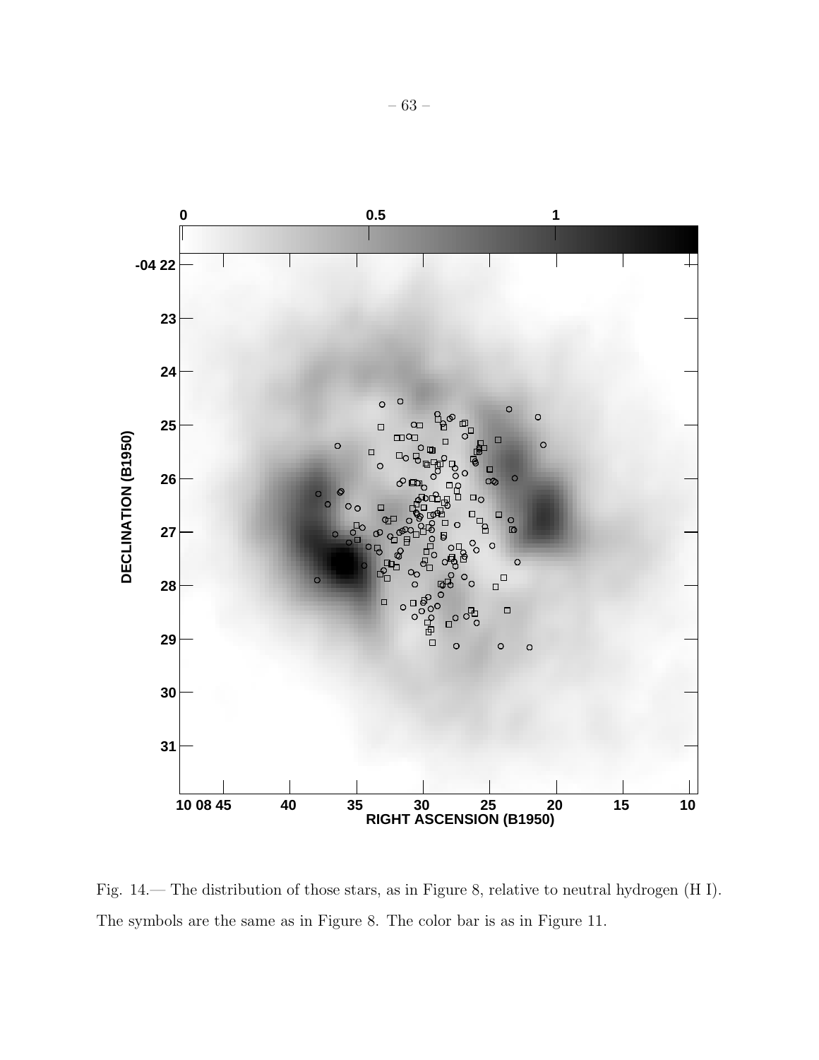Fig. 14.— The distribution of those stars, as in Figure 8, relative to neutral hydrogen (H I). The symbols are the same as in Figure 8. The color bar is as in Figure 11.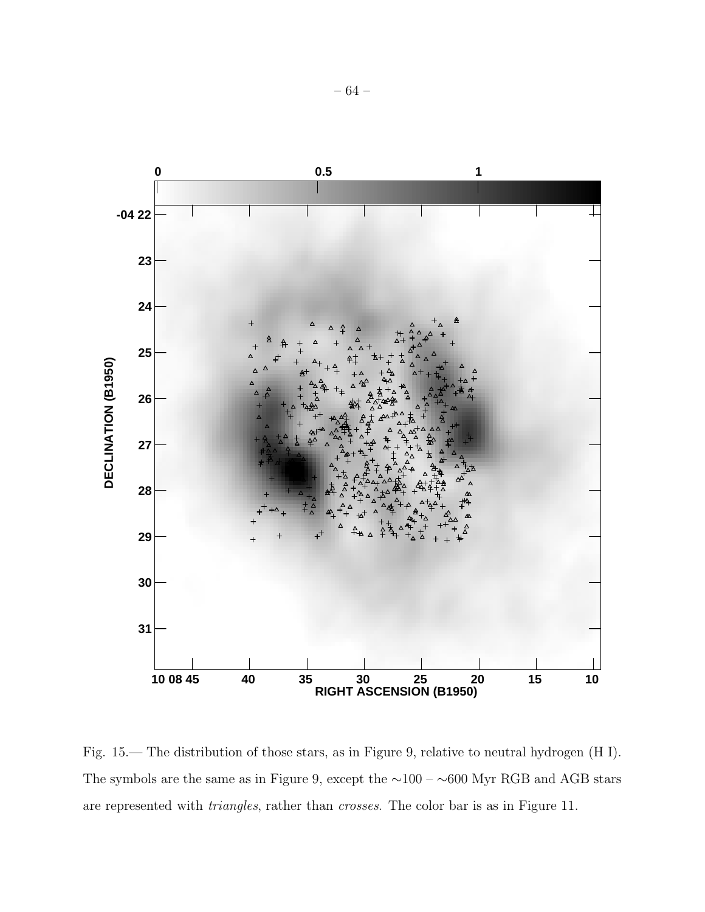Fig. 15.— The distribution of those stars, as in Figure 9, relative to neutral hydrogen (H I). The symbols are the same as in Figure 9, except the ∼100 – ∼600 Myr RGB and AGB stars are represented with *triangles*, rather than *crosses*. The color bar is as in Figure 11.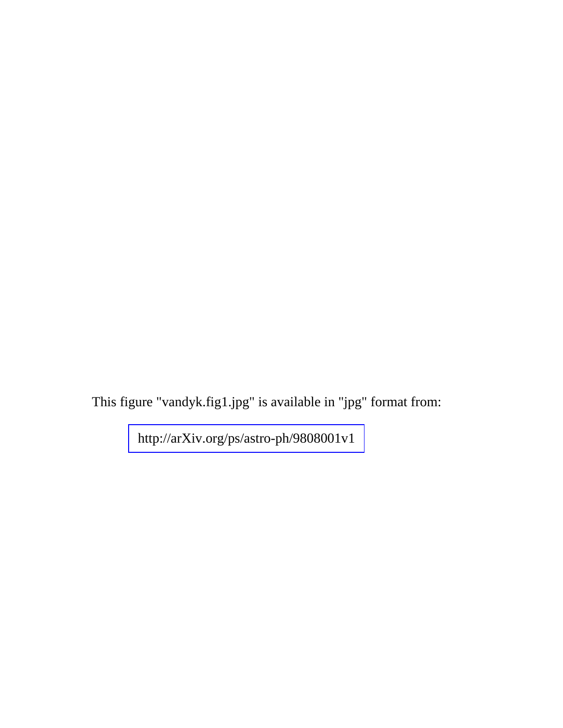This figure "vandyk.fig1.jpg" is available in "jpg" format from:

http://arXiv.org/ps/astro-ph/9808001v1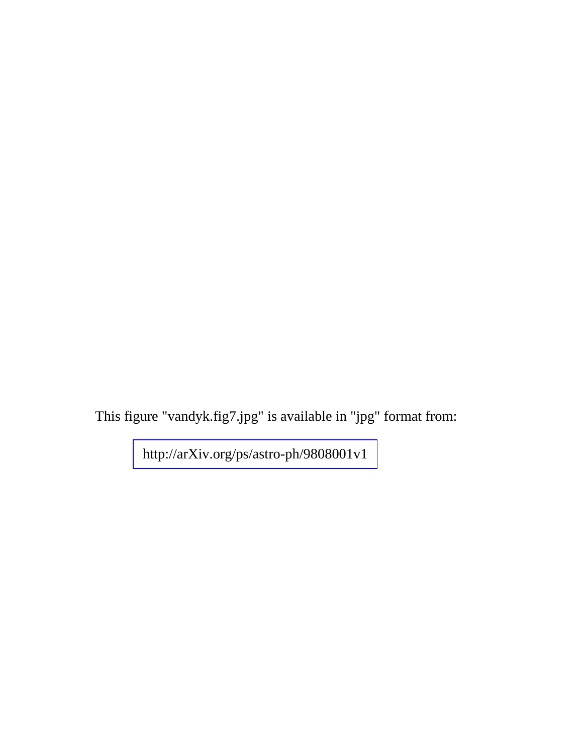This figure "vandyk.fig7.jpg" is available in "jpg" format from:

http://arXiv.org/ps/astro-ph/9808001v1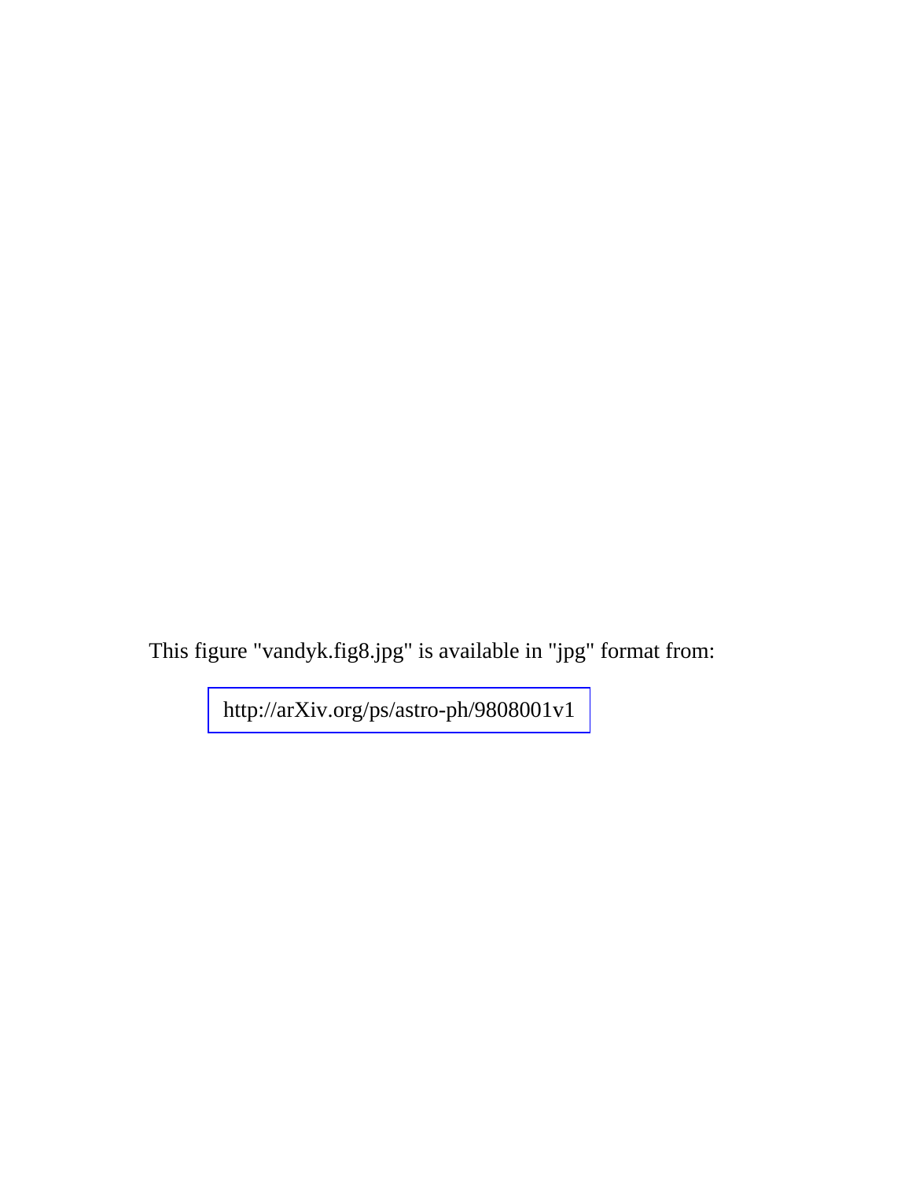This figure "vandyk.fig8.jpg" is available in "jpg" format from:

http://arXiv.org/ps/astro-ph/9808001v1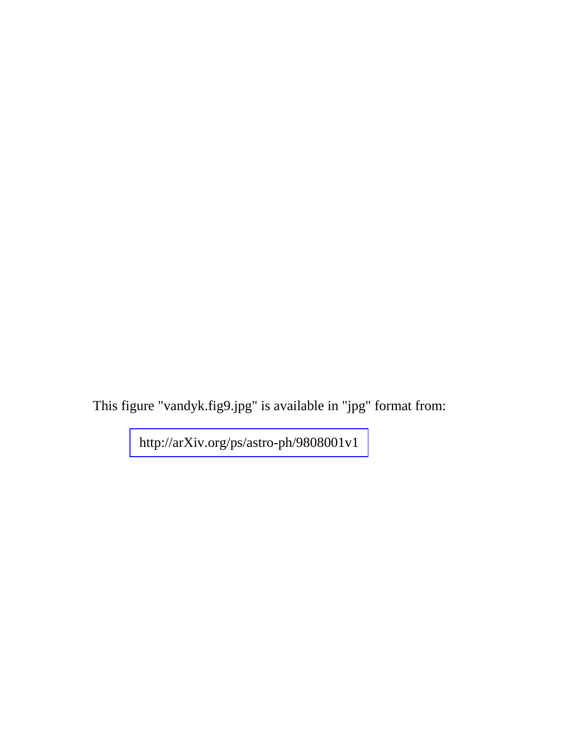This figure "vandyk.fig9.jpg" is available in "jpg" format from:

http://arXiv.org/ps/astro-ph/9808001v1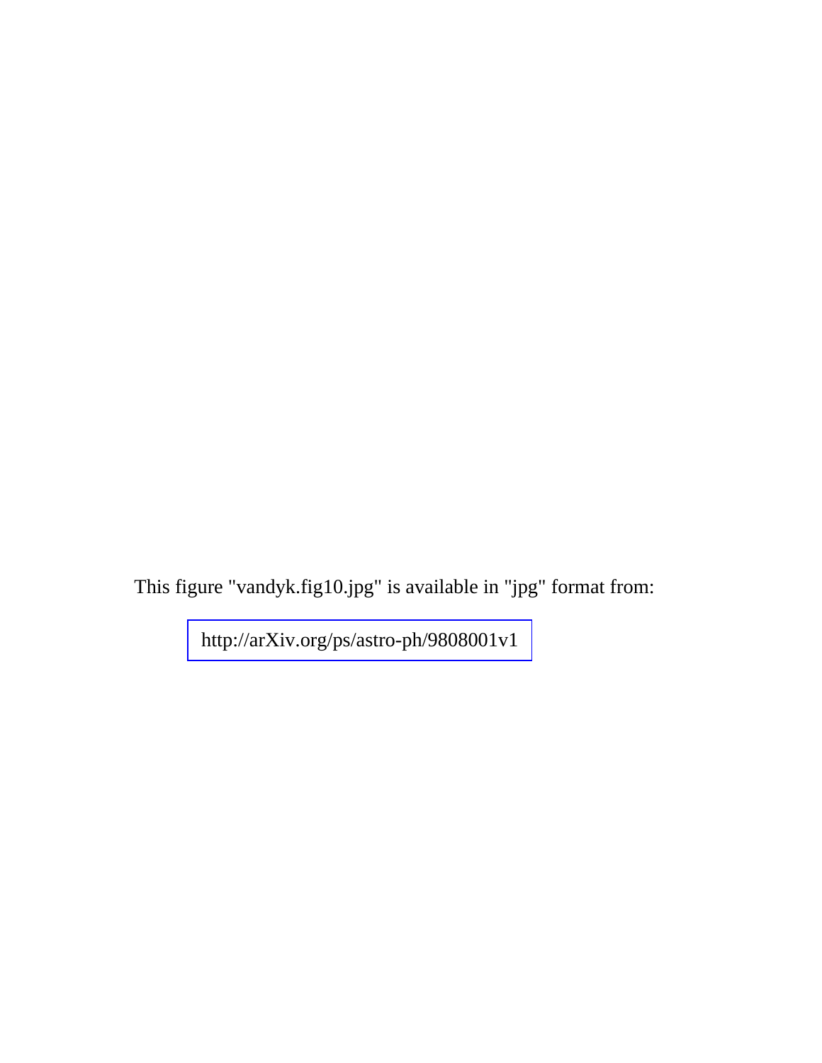This figure "vandyk.fig10.jpg" is available in "jpg" format from:

http://arXiv.org/ps/astro-ph/9808001v1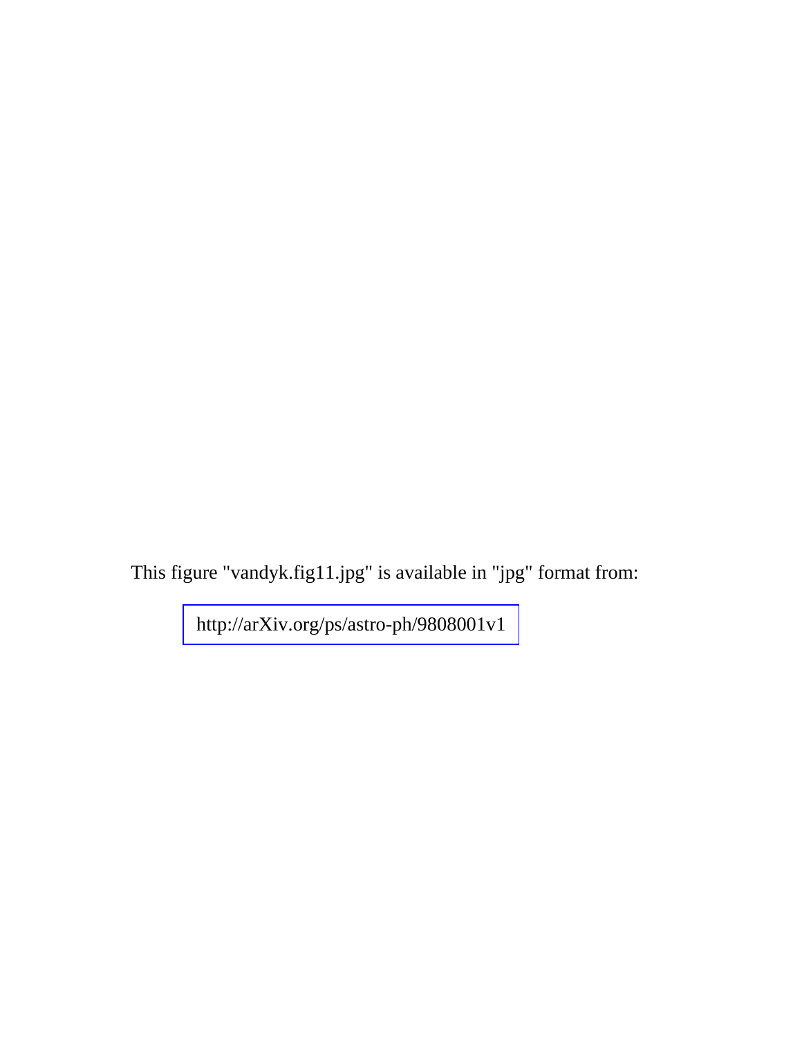This figure "vandyk.fig11.jpg" is available in "jpg" format from:

http://arXiv.org/ps/astro-ph/9808001v1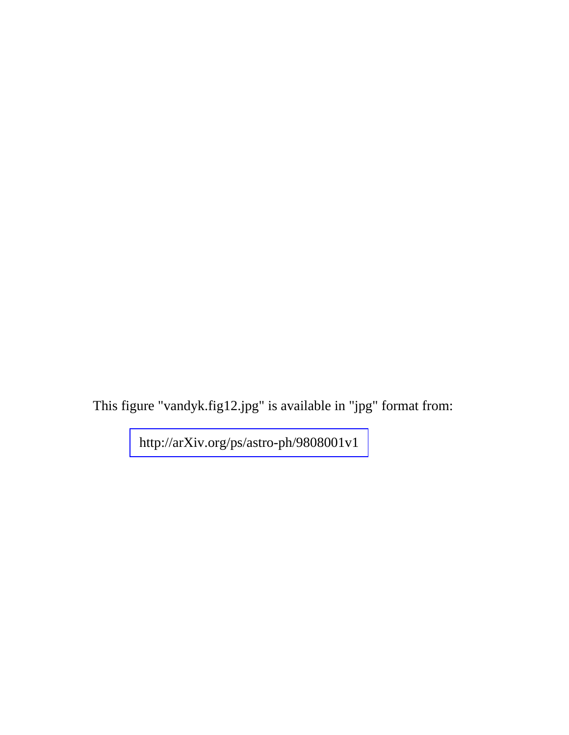This figure "vandyk.fig12.jpg" is available in "jpg" format from:

http://arXiv.org/ps/astro-ph/9808001v1